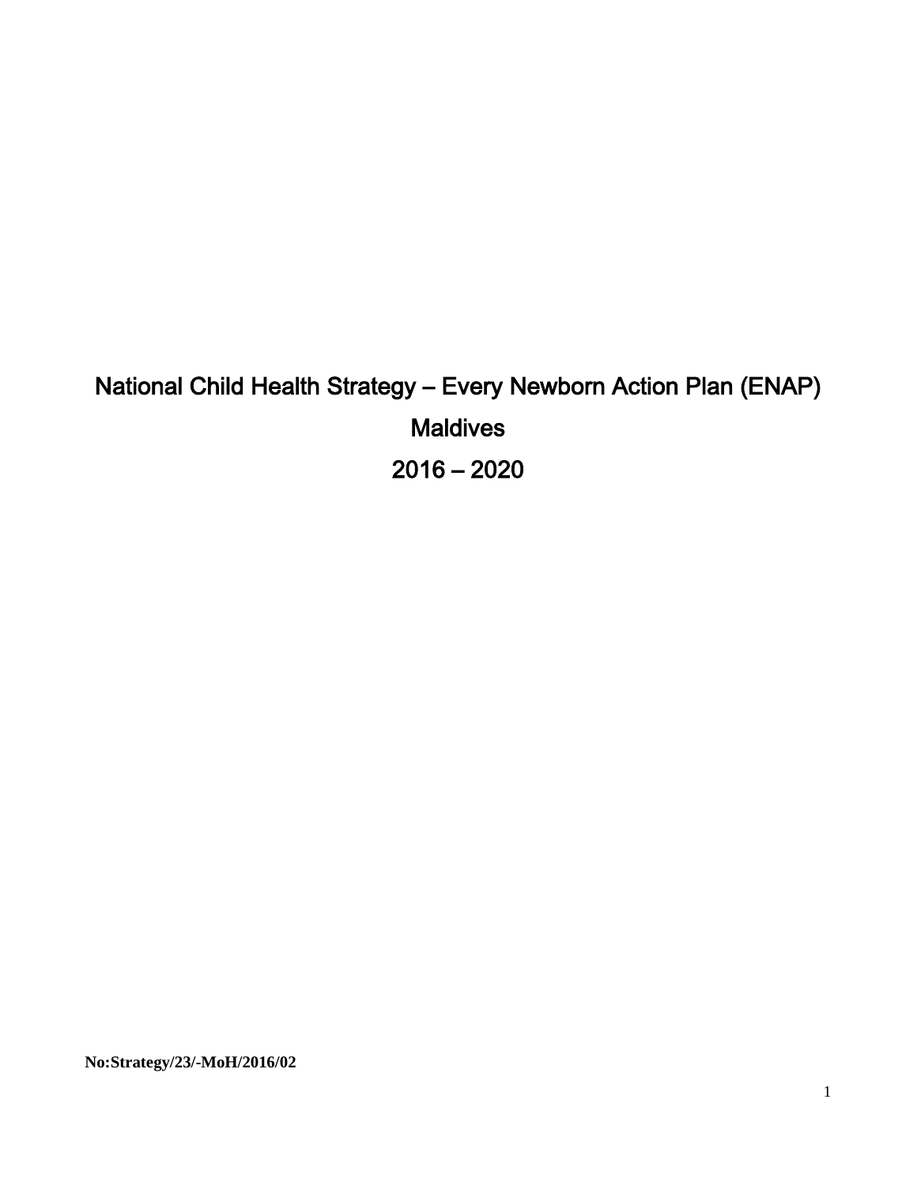# National Child Health Strategy – Every Newborn Action Plan (ENAP)

# Maldives

# 2016 – 2020

**No:Strategy/23/-MoH/2016/02**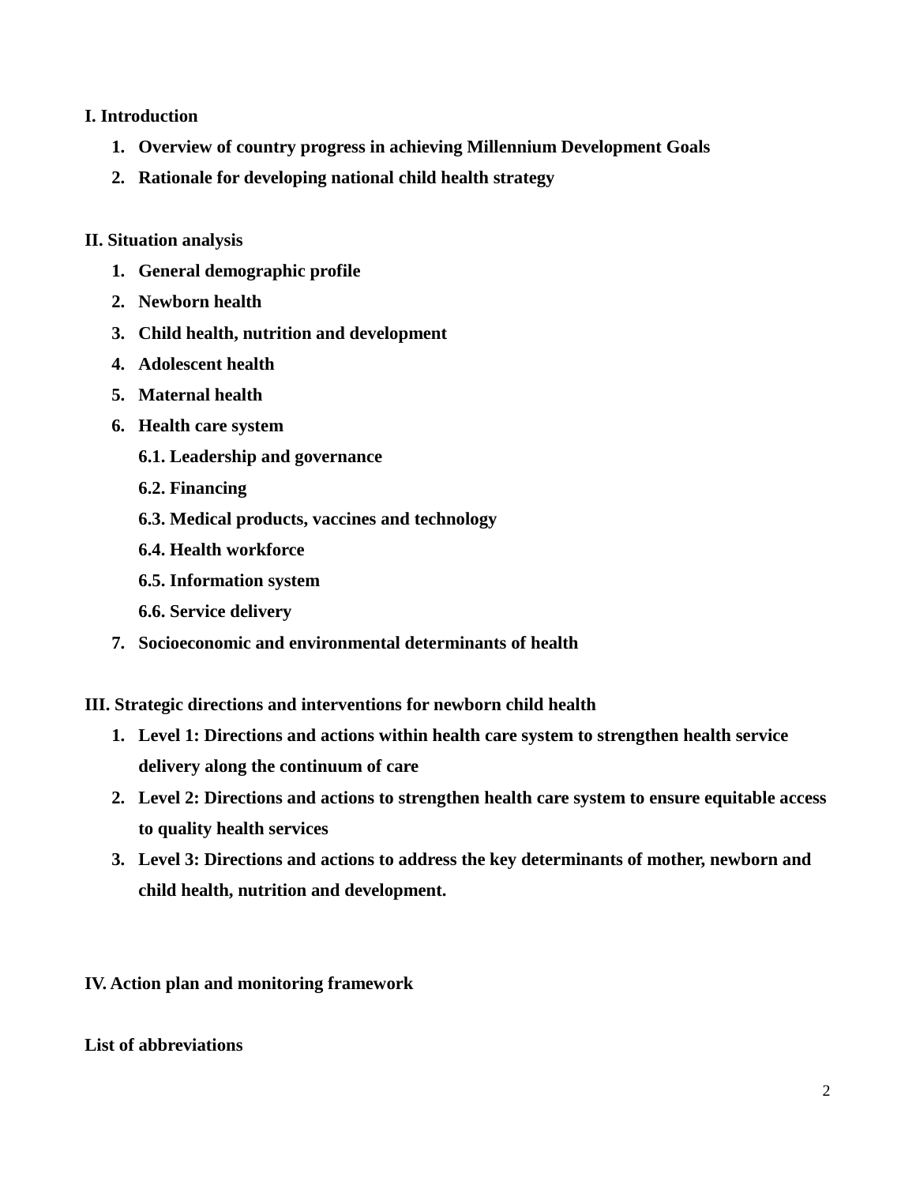**I. Introduction**

1. **Overview of country progress in achieving Millennium Development Goals**
2. **Rationale for developing national child health strategy**

**II. Situation analysis**

1. **General demographic profile**
2. **Newborn health**
3. **Child health, nutrition and development**
4. **Adolescent health**
5. **Maternal health**
6. **Health care system**
   - **6.1. Leadership and governance**
   - **6.2. Financing**
   - **6.3. Medical products, vaccines and technology**
   - **6.4. Health workforce**
   - **6.5. Information system**
   - **6.6. Service delivery**
7. **Socioeconomic and environmental determinants of health**

**III. Strategic directions and interventions for newborn child health**

1. **Level 1: Directions and actions within health care system to strengthen health service delivery along the continuum of care**
2. **Level 2: Directions and actions to strengthen health care system to ensure equitable access to quality health services**
3. **Level 3: Directions and actions to address the key determinants of mother, newborn and child health, nutrition and development.**

**IV. Action plan and monitoring framework**

**List of abbreviations**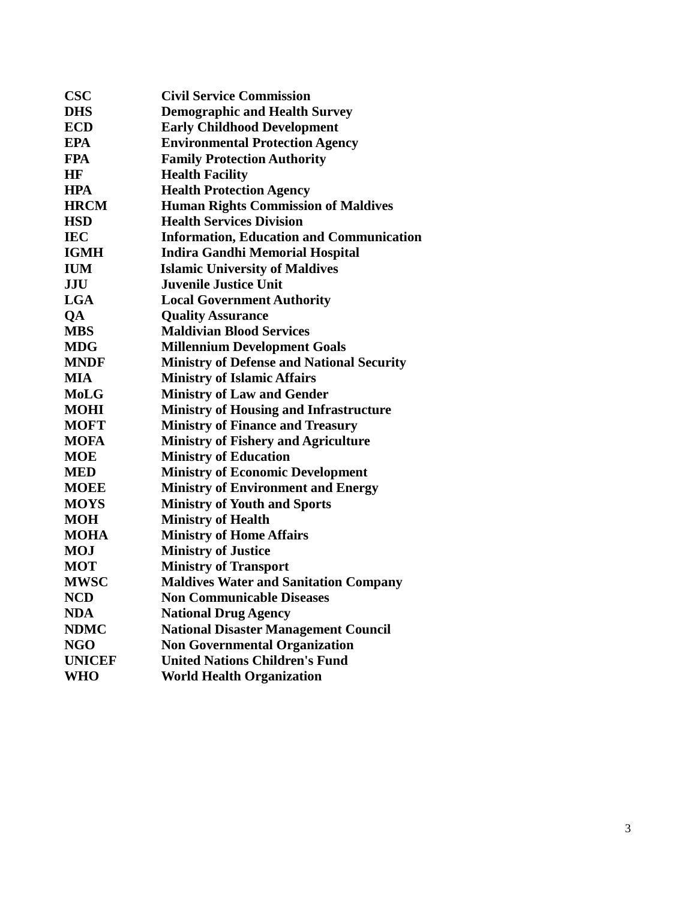| | |
|---|---|
| **CSC** | **Civil Service Commission** |
| **DHS** | **Demographic and Health Survey** |
| **ECD** | **Early Childhood Development** |
| **EPA** | **Environmental Protection Agency** |
| **FPA** | **Family Protection Authority** |
| **HF** | **Health Facility** |
| **HPA** | **Health Protection Agency** |
| **HRCM** | **Human Rights Commission of Maldives** |
| **HSD** | **Health Services Division** |
| **IEC** | **Information, Education and Communication** |
| **IGMH** | **Indira Gandhi Memorial Hospital** |
| **IUM** | **Islamic University of Maldives** |
| **JJU** | **Juvenile Justice Unit** |
| **LGA** | **Local Government Authority** |
| **QA** | **Quality Assurance** |
| **MBS** | **Maldivian Blood Services** |
| **MDG** | **Millennium Development Goals** |
| **MNDF** | **Ministry of Defense and National Security** |
| **MIA** | **Ministry of Islamic Affairs** |
| **MoLG** | **Ministry of Law and Gender** |
| **MOHI** | **Ministry of Housing and Infrastructure** |
| **MOFT** | **Ministry of Finance and Treasury** |
| **MOFA** | **Ministry of Fishery and Agriculture** |
| **MOE** | **Ministry of Education** |
| **MED** | **Ministry of Economic Development** |
| **MOEE** | **Ministry of Environment and Energy** |
| **MOYS** | **Ministry of Youth and Sports** |
| **MOH** | **Ministry of Health** |
| **MOHA** | **Ministry of Home Affairs** |
| **MOJ** | **Ministry of Justice** |
| **MOT** | **Ministry of Transport** |
| **MWSC** | **Maldives Water and Sanitation Company** |
| **NCD** | **Non Communicable Diseases** |
| **NDA** | **National Drug Agency** |
| **NDMC** | **National Disaster Management Council** |
| **NGO** | **Non Governmental Organization** |
| **UNICEF** | **United Nations Children's Fund** |
| **WHO** | **World Health Organization** |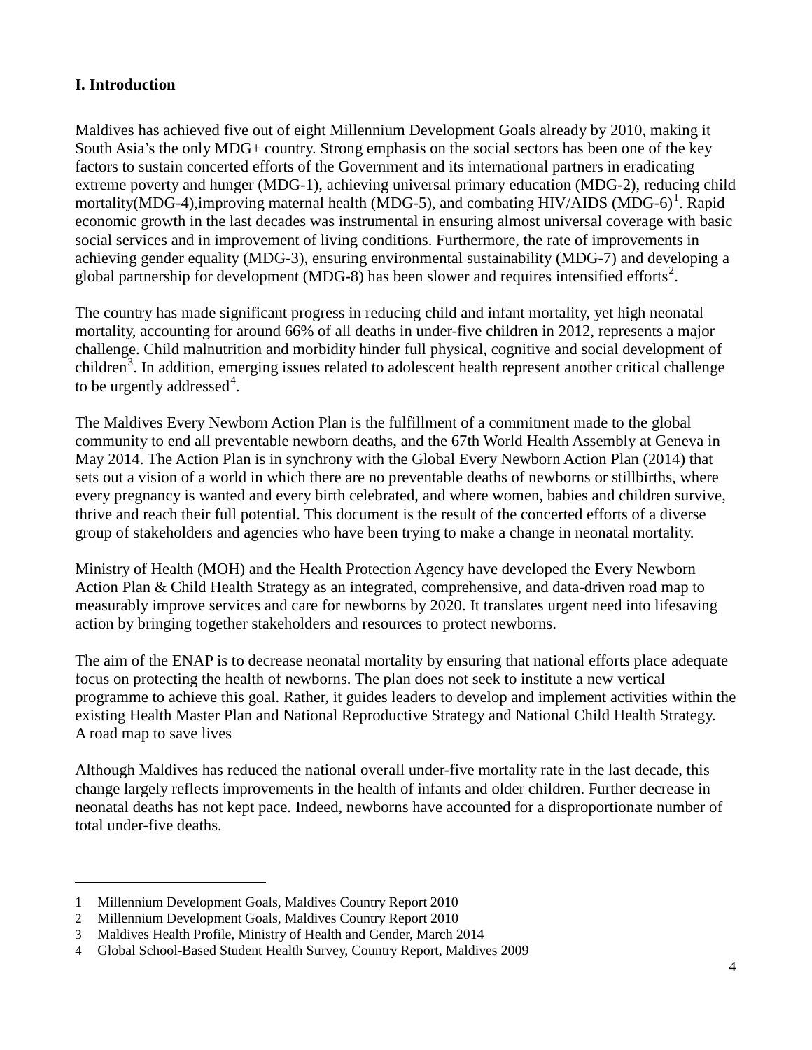## I. Introduction

Maldives has achieved five out of eight Millennium Development Goals already by 2010, making it South Asia's the only MDG+ country. Strong emphasis on the social sectors has been one of the key factors to sustain concerted efforts of the Government and its international partners in eradicating extreme poverty and hunger (MDG-1), achieving universal primary education (MDG-2), reducing child mortality(MDG-4),improving maternal health (MDG-5), and combating HIV/AIDS (MDG-6)[1]. Rapid economic growth in the last decades was instrumental in ensuring almost universal coverage with basic social services and in improvement of living conditions. Furthermore, the rate of improvements in achieving gender equality (MDG-3), ensuring environmental sustainability (MDG-7) and developing a global partnership for development (MDG-8) has been slower and requires intensified efforts[2].

The country has made significant progress in reducing child and infant mortality, yet high neonatal mortality, accounting for around 66% of all deaths in under-five children in 2012, represents a major challenge. Child malnutrition and morbidity hinder full physical, cognitive and social development of children[3]. In addition, emerging issues related to adolescent health represent another critical challenge to be urgently addressed[4].

The Maldives Every Newborn Action Plan is the fulfillment of a commitment made to the global community to end all preventable newborn deaths, and the 67th World Health Assembly at Geneva in May 2014. The Action Plan is in synchrony with the Global Every Newborn Action Plan (2014) that sets out a vision of a world in which there are no preventable deaths of newborns or stillbirths, where every pregnancy is wanted and every birth celebrated, and where women, babies and children survive, thrive and reach their full potential. This document is the result of the concerted efforts of a diverse group of stakeholders and agencies who have been trying to make a change in neonatal mortality.

Ministry of Health (MOH) and the Health Protection Agency have developed the Every Newborn Action Plan & Child Health Strategy as an integrated, comprehensive, and data-driven road map to measurably improve services and care for newborns by 2020. It translates urgent need into lifesaving action by bringing together stakeholders and resources to protect newborns.

The aim of the ENAP is to decrease neonatal mortality by ensuring that national efforts place adequate focus on protecting the health of newborns. The plan does not seek to institute a new vertical programme to achieve this goal. Rather, it guides leaders to develop and implement activities within the existing Health Master Plan and National Reproductive Strategy and National Child Health Strategy.
A road map to save lives

Although Maldives has reduced the national overall under-five mortality rate in the last decade, this change largely reflects improvements in the health of infants and older children. Further decrease in neonatal deaths has not kept pace. Indeed, newborns have accounted for a disproportionate number of total under-five deaths.

---

1 Millennium Development Goals, Maldives Country Report 2010
2 Millennium Development Goals, Maldives Country Report 2010
3 Maldives Health Profile, Ministry of Health and Gender, March 2014
4 Global School-Based Student Health Survey, Country Report, Maldives 2009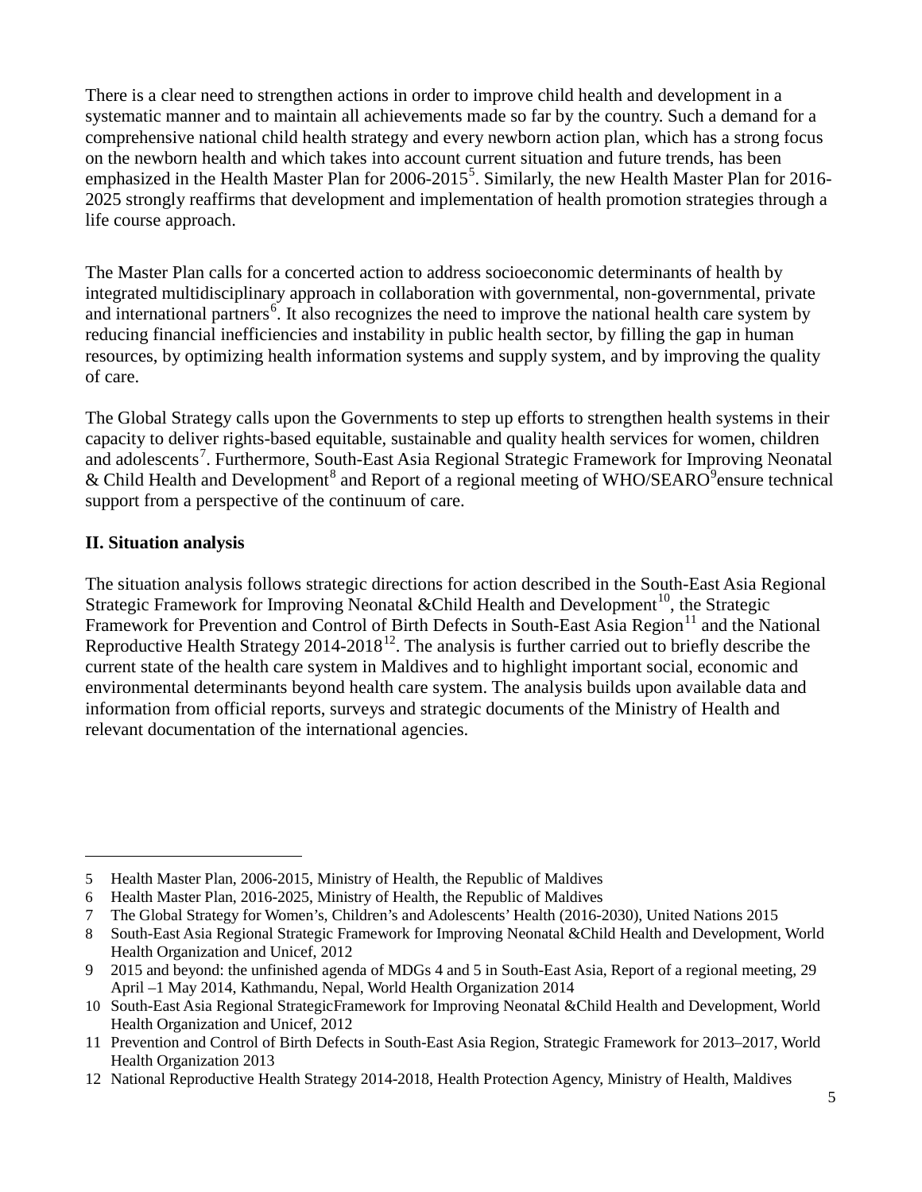There is a clear need to strengthen actions in order to improve child health and development in a systematic manner and to maintain all achievements made so far by the country. Such a demand for a comprehensive national child health strategy and every newborn action plan, which has a strong focus on the newborn health and which takes into account current situation and future trends, has been emphasized in the Health Master Plan for 2006-2015[5]. Similarly, the new Health Master Plan for 2016-2025 strongly reaffirms that development and implementation of health promotion strategies through a life course approach.

The Master Plan calls for a concerted action to address socioeconomic determinants of health by integrated multidisciplinary approach in collaboration with governmental, non-governmental, private and international partners[6]. It also recognizes the need to improve the national health care system by reducing financial inefficiencies and instability in public health sector, by filling the gap in human resources, by optimizing health information systems and supply system, and by improving the quality of care.

The Global Strategy calls upon the Governments to step up efforts to strengthen health systems in their capacity to deliver rights-based equitable, sustainable and quality health services for women, children and adolescents[7]. Furthermore, South-East Asia Regional Strategic Framework for Improving Neonatal & Child Health and Development[8] and Report of a regional meeting of WHO/SEARO[9]ensure technical support from a perspective of the continuum of care.

## II. Situation analysis

The situation analysis follows strategic directions for action described in the South-East Asia Regional Strategic Framework for Improving Neonatal &Child Health and Development[10], the Strategic Framework for Prevention and Control of Birth Defects in South-East Asia Region[11] and the National Reproductive Health Strategy 2014-2018[12]. The analysis is further carried out to briefly describe the current state of the health care system in Maldives and to highlight important social, economic and environmental determinants beyond health care system. The analysis builds upon available data and information from official reports, surveys and strategic documents of the Ministry of Health and relevant documentation of the international agencies.

---

5 Health Master Plan, 2006-2015, Ministry of Health, the Republic of Maldives

6 Health Master Plan, 2016-2025, Ministry of Health, the Republic of Maldives

7 The Global Strategy for Women's, Children's and Adolescents' Health (2016-2030), United Nations 2015

8 South-East Asia Regional Strategic Framework for Improving Neonatal &Child Health and Development, World Health Organization and Unicef, 2012

9 2015 and beyond: the unfinished agenda of MDGs 4 and 5 in South-East Asia, Report of a regional meeting, 29 April –1 May 2014, Kathmandu, Nepal, World Health Organization 2014

10 South-East Asia Regional StrategicFramework for Improving Neonatal &Child Health and Development, World Health Organization and Unicef, 2012

11 Prevention and Control of Birth Defects in South-East Asia Region, Strategic Framework for 2013–2017, World Health Organization 2013

12 National Reproductive Health Strategy 2014-2018, Health Protection Agency, Ministry of Health, Maldives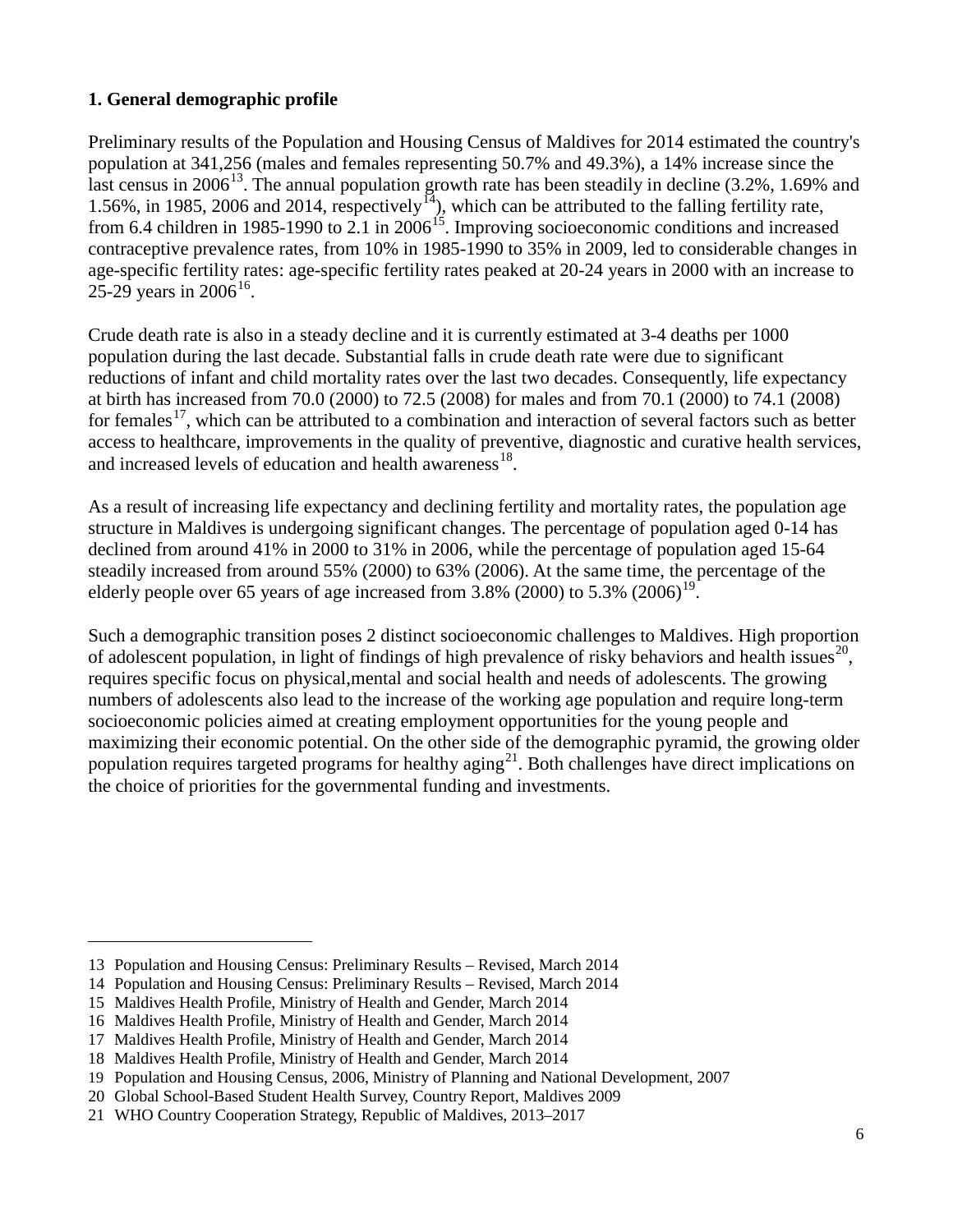## 1. General demographic profile

Preliminary results of the Population and Housing Census of Maldives for 2014 estimated the country's population at 341,256 (males and females representing 50.7% and 49.3%), a 14% increase since the last census in 2006[13]. The annual population growth rate has been steadily in decline (3.2%, 1.69% and 1.56%, in 1985, 2006 and 2014, respectively[14]), which can be attributed to the falling fertility rate, from 6.4 children in 1985-1990 to 2.1 in 2006[15]. Improving socioeconomic conditions and increased contraceptive prevalence rates, from 10% in 1985-1990 to 35% in 2009, led to considerable changes in age-specific fertility rates: age-specific fertility rates peaked at 20-24 years in 2000 with an increase to 25-29 years in 2006[16].

Crude death rate is also in a steady decline and it is currently estimated at 3-4 deaths per 1000 population during the last decade. Substantial falls in crude death rate were due to significant reductions of infant and child mortality rates over the last two decades. Consequently, life expectancy at birth has increased from 70.0 (2000) to 72.5 (2008) for males and from 70.1 (2000) to 74.1 (2008) for females[17], which can be attributed to a combination and interaction of several factors such as better access to healthcare, improvements in the quality of preventive, diagnostic and curative health services, and increased levels of education and health awareness[18].

As a result of increasing life expectancy and declining fertility and mortality rates, the population age structure in Maldives is undergoing significant changes. The percentage of population aged 0-14 has declined from around 41% in 2000 to 31% in 2006, while the percentage of population aged 15-64 steadily increased from around 55% (2000) to 63% (2006). At the same time, the percentage of the elderly people over 65 years of age increased from 3.8% (2000) to 5.3% (2006)[19].

Such a demographic transition poses 2 distinct socioeconomic challenges to Maldives. High proportion of adolescent population, in light of findings of high prevalence of risky behaviors and health issues[20], requires specific focus on physical,mental and social health and needs of adolescents. The growing numbers of adolescents also lead to the increase of the working age population and require long-term socioeconomic policies aimed at creating employment opportunities for the young people and maximizing their economic potential. On the other side of the demographic pyramid, the growing older population requires targeted programs for healthy aging[21]. Both challenges have direct implications on the choice of priorities for the governmental funding and investments.

---

13 Population and Housing Census: Preliminary Results – Revised, March 2014
14 Population and Housing Census: Preliminary Results – Revised, March 2014
15 Maldives Health Profile, Ministry of Health and Gender, March 2014
16 Maldives Health Profile, Ministry of Health and Gender, March 2014
17 Maldives Health Profile, Ministry of Health and Gender, March 2014
18 Maldives Health Profile, Ministry of Health and Gender, March 2014
19 Population and Housing Census, 2006, Ministry of Planning and National Development, 2007
20 Global School-Based Student Health Survey, Country Report, Maldives 2009
21 WHO Country Cooperation Strategy, Republic of Maldives, 2013–2017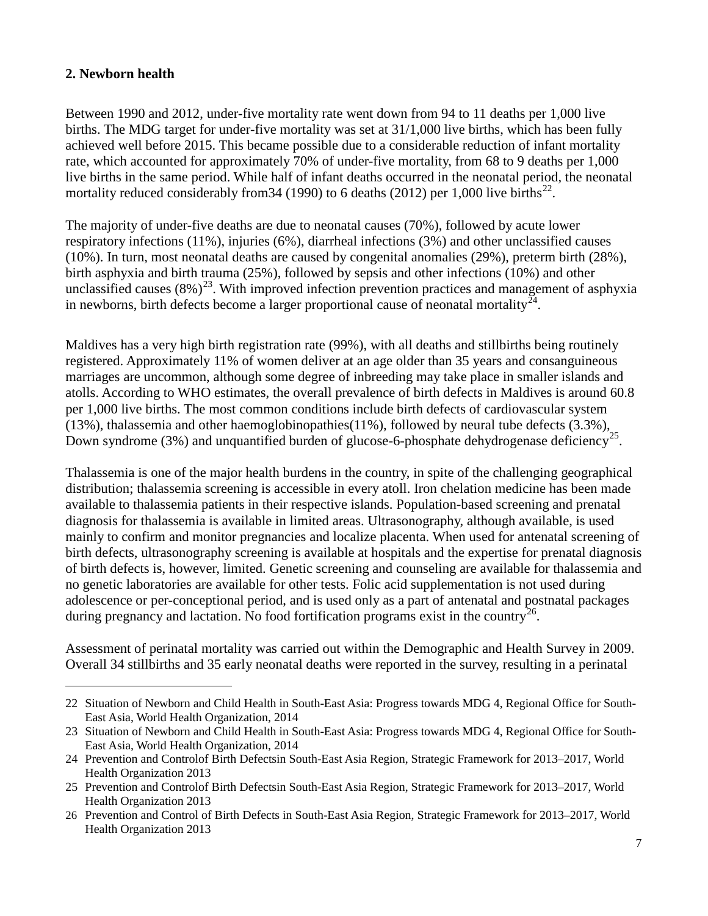## 2. Newborn health

Between 1990 and 2012, under-five mortality rate went down from 94 to 11 deaths per 1,000 live births. The MDG target for under-five mortality was set at 31/1,000 live births, which has been fully achieved well before 2015. This became possible due to a considerable reduction of infant mortality rate, which accounted for approximately 70% of under-five mortality, from 68 to 9 deaths per 1,000 live births in the same period. While half of infant deaths occurred in the neonatal period, the neonatal mortality reduced considerably from34 (1990) to 6 deaths (2012) per 1,000 live births[22].

The majority of under-five deaths are due to neonatal causes (70%), followed by acute lower respiratory infections (11%), injuries (6%), diarrheal infections (3%) and other unclassified causes (10%). In turn, most neonatal deaths are caused by congenital anomalies (29%), preterm birth (28%), birth asphyxia and birth trauma (25%), followed by sepsis and other infections (10%) and other unclassified causes (8%)[23]. With improved infection prevention practices and management of asphyxia in newborns, birth defects become a larger proportional cause of neonatal mortality[24].

Maldives has a very high birth registration rate (99%), with all deaths and stillbirths being routinely registered. Approximately 11% of women deliver at an age older than 35 years and consanguineous marriages are uncommon, although some degree of inbreeding may take place in smaller islands and atolls. According to WHO estimates, the overall prevalence of birth defects in Maldives is around 60.8 per 1,000 live births. The most common conditions include birth defects of cardiovascular system (13%), thalassemia and other haemoglobinopathies(11%), followed by neural tube defects (3.3%), Down syndrome (3%) and unquantified burden of glucose-6-phosphate dehydrogenase deficiency[25].

Thalassemia is one of the major health burdens in the country, in spite of the challenging geographical distribution; thalassemia screening is accessible in every atoll. Iron chelation medicine has been made available to thalassemia patients in their respective islands. Population-based screening and prenatal diagnosis for thalassemia is available in limited areas. Ultrasonography, although available, is used mainly to confirm and monitor pregnancies and localize placenta. When used for antenatal screening of birth defects, ultrasonography screening is available at hospitals and the expertise for prenatal diagnosis of birth defects is, however, limited. Genetic screening and counseling are available for thalassemia and no genetic laboratories are available for other tests. Folic acid supplementation is not used during adolescence or per-conceptional period, and is used only as a part of antenatal and postnatal packages during pregnancy and lactation. No food fortification programs exist in the country[26].

Assessment of perinatal mortality was carried out within the Demographic and Health Survey in 2009. Overall 34 stillbirths and 35 early neonatal deaths were reported in the survey, resulting in a perinatal

---

22 Situation of Newborn and Child Health in South-East Asia: Progress towards MDG 4, Regional Office for South-East Asia, World Health Organization, 2014

23 Situation of Newborn and Child Health in South-East Asia: Progress towards MDG 4, Regional Office for South-East Asia, World Health Organization, 2014

24 Prevention and Controlof Birth Defectsin South-East Asia Region, Strategic Framework for 2013–2017, World Health Organization 2013

25 Prevention and Controlof Birth Defectsin South-East Asia Region, Strategic Framework for 2013–2017, World Health Organization 2013

26 Prevention and Control of Birth Defects in South-East Asia Region, Strategic Framework for 2013–2017, World Health Organization 2013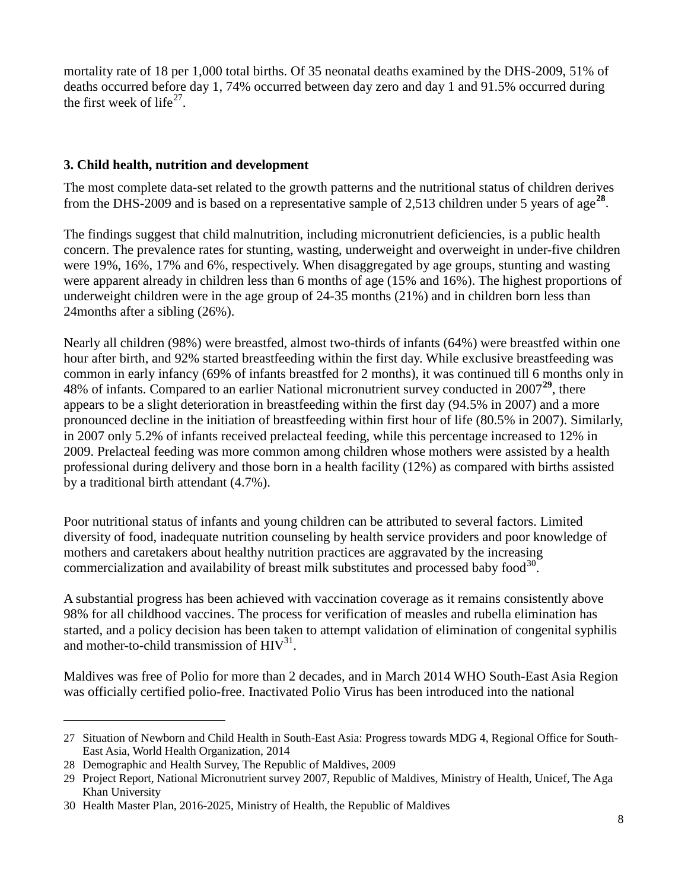mortality rate of 18 per 1,000 total births. Of 35 neonatal deaths examined by the DHS-2009, 51% of deaths occurred before day 1, 74% occurred between day zero and day 1 and 91.5% occurred during the first week of life[27].

### 3. Child health, nutrition and development

The most complete data-set related to the growth patterns and the nutritional status of children derives from the DHS-2009 and is based on a representative sample of 2,513 children under 5 years of age[28].

The findings suggest that child malnutrition, including micronutrient deficiencies, is a public health concern. The prevalence rates for stunting, wasting, underweight and overweight in under-five children were 19%, 16%, 17% and 6%, respectively. When disaggregated by age groups, stunting and wasting were apparent already in children less than 6 months of age (15% and 16%). The highest proportions of underweight children were in the age group of 24-35 months (21%) and in children born less than 24months after a sibling (26%).

Nearly all children (98%) were breastfed, almost two-thirds of infants (64%) were breastfed within one hour after birth, and 92% started breastfeeding within the first day. While exclusive breastfeeding was common in early infancy (69% of infants breastfed for 2 months), it was continued till 6 months only in 48% of infants. Compared to an earlier National micronutrient survey conducted in 2007[29], there appears to be a slight deterioration in breastfeeding within the first day (94.5% in 2007) and a more pronounced decline in the initiation of breastfeeding within first hour of life (80.5% in 2007). Similarly, in 2007 only 5.2% of infants received prelacteal feeding, while this percentage increased to 12% in 2009. Prelacteal feeding was more common among children whose mothers were assisted by a health professional during delivery and those born in a health facility (12%) as compared with births assisted by a traditional birth attendant (4.7%).

Poor nutritional status of infants and young children can be attributed to several factors. Limited diversity of food, inadequate nutrition counseling by health service providers and poor knowledge of mothers and caretakers about healthy nutrition practices are aggravated by the increasing commercialization and availability of breast milk substitutes and processed baby food[30].

A substantial progress has been achieved with vaccination coverage as it remains consistently above 98% for all childhood vaccines. The process for verification of measles and rubella elimination has started, and a policy decision has been taken to attempt validation of elimination of congenital syphilis and mother-to-child transmission of HIV[31].

Maldives was free of Polio for more than 2 decades, and in March 2014 WHO South-East Asia Region was officially certified polio-free. Inactivated Polio Virus has been introduced into the national

---

27 Situation of Newborn and Child Health in South-East Asia: Progress towards MDG 4, Regional Office for South-East Asia, World Health Organization, 2014

28 Demographic and Health Survey, The Republic of Maldives, 2009

29 Project Report, National Micronutrient survey 2007, Republic of Maldives, Ministry of Health, Unicef, The Aga Khan University

30 Health Master Plan, 2016-2025, Ministry of Health, the Republic of Maldives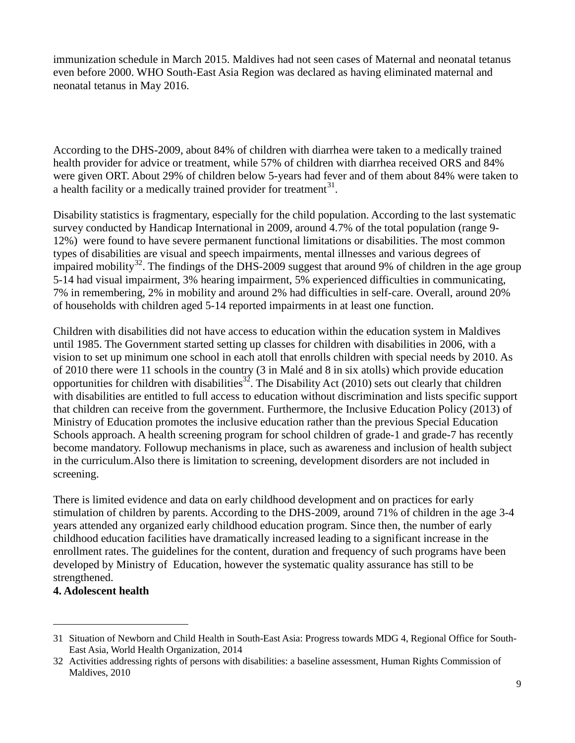immunization schedule in March 2015. Maldives had not seen cases of Maternal and neonatal tetanus even before 2000. WHO South-East Asia Region was declared as having eliminated maternal and neonatal tetanus in May 2016.

According to the DHS-2009, about 84% of children with diarrhea were taken to a medically trained health provider for advice or treatment, while 57% of children with diarrhea received ORS and 84% were given ORT. About 29% of children below 5-years had fever and of them about 84% were taken to a health facility or a medically trained provider for treatment[31].

Disability statistics is fragmentary, especially for the child population. According to the last systematic survey conducted by Handicap International in 2009, around 4.7% of the total population (range 9-12%) were found to have severe permanent functional limitations or disabilities. The most common types of disabilities are visual and speech impairments, mental illnesses and various degrees of impaired mobility[32]. The findings of the DHS-2009 suggest that around 9% of children in the age group 5-14 had visual impairment, 3% hearing impairment, 5% experienced difficulties in communicating, 7% in remembering, 2% in mobility and around 2% had difficulties in self-care. Overall, around 20% of households with children aged 5-14 reported impairments in at least one function.

Children with disabilities did not have access to education within the education system in Maldives until 1985. The Government started setting up classes for children with disabilities in 2006, with a vision to set up minimum one school in each atoll that enrolls children with special needs by 2010. As of 2010 there were 11 schools in the country (3 in Malé and 8 in six atolls) which provide education opportunities for children with disabilities[32]. The Disability Act (2010) sets out clearly that children with disabilities are entitled to full access to education without discrimination and lists specific support that children can receive from the government. Furthermore, the Inclusive Education Policy (2013) of Ministry of Education promotes the inclusive education rather than the previous Special Education Schools approach. A health screening program for school children of grade-1 and grade-7 has recently become mandatory. Followup mechanisms in place, such as awareness and inclusion of health subject in the curriculum.Also there is limitation to screening, development disorders are not included in screening.

There is limited evidence and data on early childhood development and on practices for early stimulation of children by parents. According to the DHS-2009, around 71% of children in the age 3-4 years attended any organized early childhood education program. Since then, the number of early childhood education facilities have dramatically increased leading to a significant increase in the enrollment rates. The guidelines for the content, duration and frequency of such programs have been developed by Ministry of Education, however the systematic quality assurance has still to be strengthened.

**4. Adolescent health**

---

31 Situation of Newborn and Child Health in South-East Asia: Progress towards MDG 4, Regional Office for South-East Asia, World Health Organization, 2014

32 Activities addressing rights of persons with disabilities: a baseline assessment, Human Rights Commission of Maldives, 2010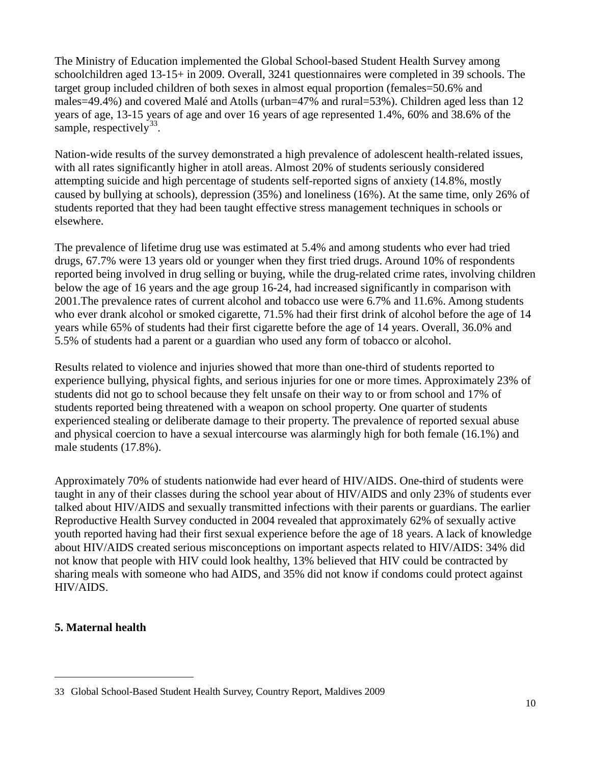The Ministry of Education implemented the Global School-based Student Health Survey among schoolchildren aged 13-15+ in 2009. Overall, 3241 questionnaires were completed in 39 schools. The target group included children of both sexes in almost equal proportion (females=50.6% and males=49.4%) and covered Malé and Atolls (urban=47% and rural=53%). Children aged less than 12 years of age, 13-15 years of age and over 16 years of age represented 1.4%, 60% and 38.6% of the sample, respectively[33].

Nation-wide results of the survey demonstrated a high prevalence of adolescent health-related issues, with all rates significantly higher in atoll areas. Almost 20% of students seriously considered attempting suicide and high percentage of students self-reported signs of anxiety (14.8%, mostly caused by bullying at schools), depression (35%) and loneliness (16%). At the same time, only 26% of students reported that they had been taught effective stress management techniques in schools or elsewhere.

The prevalence of lifetime drug use was estimated at 5.4% and among students who ever had tried drugs, 67.7% were 13 years old or younger when they first tried drugs. Around 10% of respondents reported being involved in drug selling or buying, while the drug-related crime rates, involving children below the age of 16 years and the age group 16-24, had increased significantly in comparison with 2001.The prevalence rates of current alcohol and tobacco use were 6.7% and 11.6%. Among students who ever drank alcohol or smoked cigarette, 71.5% had their first drink of alcohol before the age of 14 years while 65% of students had their first cigarette before the age of 14 years. Overall, 36.0% and 5.5% of students had a parent or a guardian who used any form of tobacco or alcohol.

Results related to violence and injuries showed that more than one-third of students reported to experience bullying, physical fights, and serious injuries for one or more times. Approximately 23% of students did not go to school because they felt unsafe on their way to or from school and 17% of students reported being threatened with a weapon on school property. One quarter of students experienced stealing or deliberate damage to their property. The prevalence of reported sexual abuse and physical coercion to have a sexual intercourse was alarmingly high for both female (16.1%) and male students (17.8%).

Approximately 70% of students nationwide had ever heard of HIV/AIDS. One-third of students were taught in any of their classes during the school year about of HIV/AIDS and only 23% of students ever talked about HIV/AIDS and sexually transmitted infections with their parents or guardians. The earlier Reproductive Health Survey conducted in 2004 revealed that approximately 62% of sexually active youth reported having had their first sexual experience before the age of 18 years. A lack of knowledge about HIV/AIDS created serious misconceptions on important aspects related to HIV/AIDS: 34% did not know that people with HIV could look healthy, 13% believed that HIV could be contracted by sharing meals with someone who had AIDS, and 35% did not know if condoms could protect against HIV/AIDS.

## 5. Maternal health

---

33 Global School-Based Student Health Survey, Country Report, Maldives 2009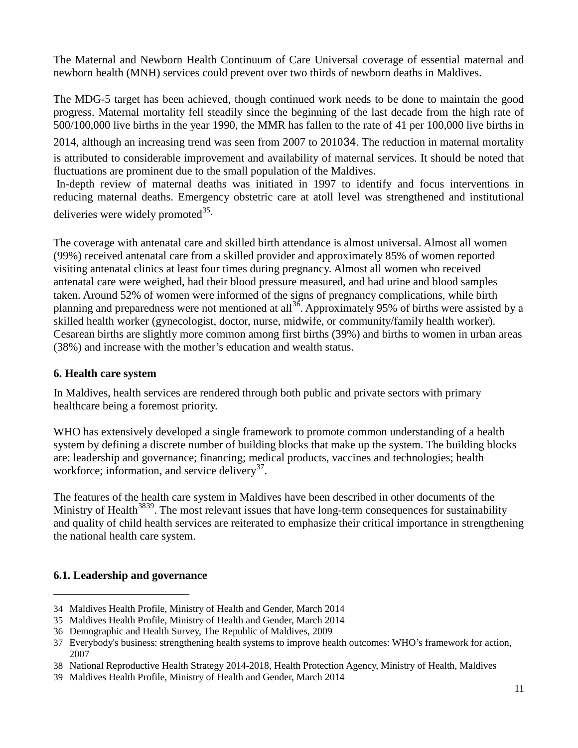The Maternal and Newborn Health Continuum of Care Universal coverage of essential maternal and newborn health (MNH) services could prevent over two thirds of newborn deaths in Maldives.

The MDG-5 target has been achieved, though continued work needs to be done to maintain the good progress. Maternal mortality fell steadily since the beginning of the last decade from the high rate of 500/100,000 live births in the year 1990, the MMR has fallen to the rate of 41 per 100,000 live births in 2014, although an increasing trend was seen from 2007 to 2010[34]. The reduction in maternal mortality is attributed to considerable improvement and availability of maternal services. It should be noted that fluctuations are prominent due to the small population of the Maldives.

In-depth review of maternal deaths was initiated in 1997 to identify and focus interventions in reducing maternal deaths. Emergency obstetric care at atoll level was strengthened and institutional deliveries were widely promoted[35].

The coverage with antenatal care and skilled birth attendance is almost universal. Almost all women (99%) received antenatal care from a skilled provider and approximately 85% of women reported visiting antenatal clinics at least four times during pregnancy. Almost all women who received antenatal care were weighed, had their blood pressure measured, and had urine and blood samples taken. Around 52% of women were informed of the signs of pregnancy complications, while birth planning and preparedness were not mentioned at all[36]. Approximately 95% of births were assisted by a skilled health worker (gynecologist, doctor, nurse, midwife, or community/family health worker). Cesarean births are slightly more common among first births (39%) and births to women in urban areas (38%) and increase with the mother's education and wealth status.

## 6. Health care system

In Maldives, health services are rendered through both public and private sectors with primary healthcare being a foremost priority.

WHO has extensively developed a single framework to promote common understanding of a health system by defining a discrete number of building blocks that make up the system. The building blocks are: leadership and governance; financing; medical products, vaccines and technologies; health workforce; information, and service delivery[37].

The features of the health care system in Maldives have been described in other documents of the Ministry of Health[38][39]. The most relevant issues that have long-term consequences for sustainability and quality of child health services are reiterated to emphasize their critical importance in strengthening the national health care system.

### 6.1. Leadership and governance

---

34 Maldives Health Profile, Ministry of Health and Gender, March 2014

35 Maldives Health Profile, Ministry of Health and Gender, March 2014

36 Demographic and Health Survey, The Republic of Maldives, 2009

37 Everybody's business: strengthening health systems to improve health outcomes: WHO's framework for action, 2007

38 National Reproductive Health Strategy 2014-2018, Health Protection Agency, Ministry of Health, Maldives

39 Maldives Health Profile, Ministry of Health and Gender, March 2014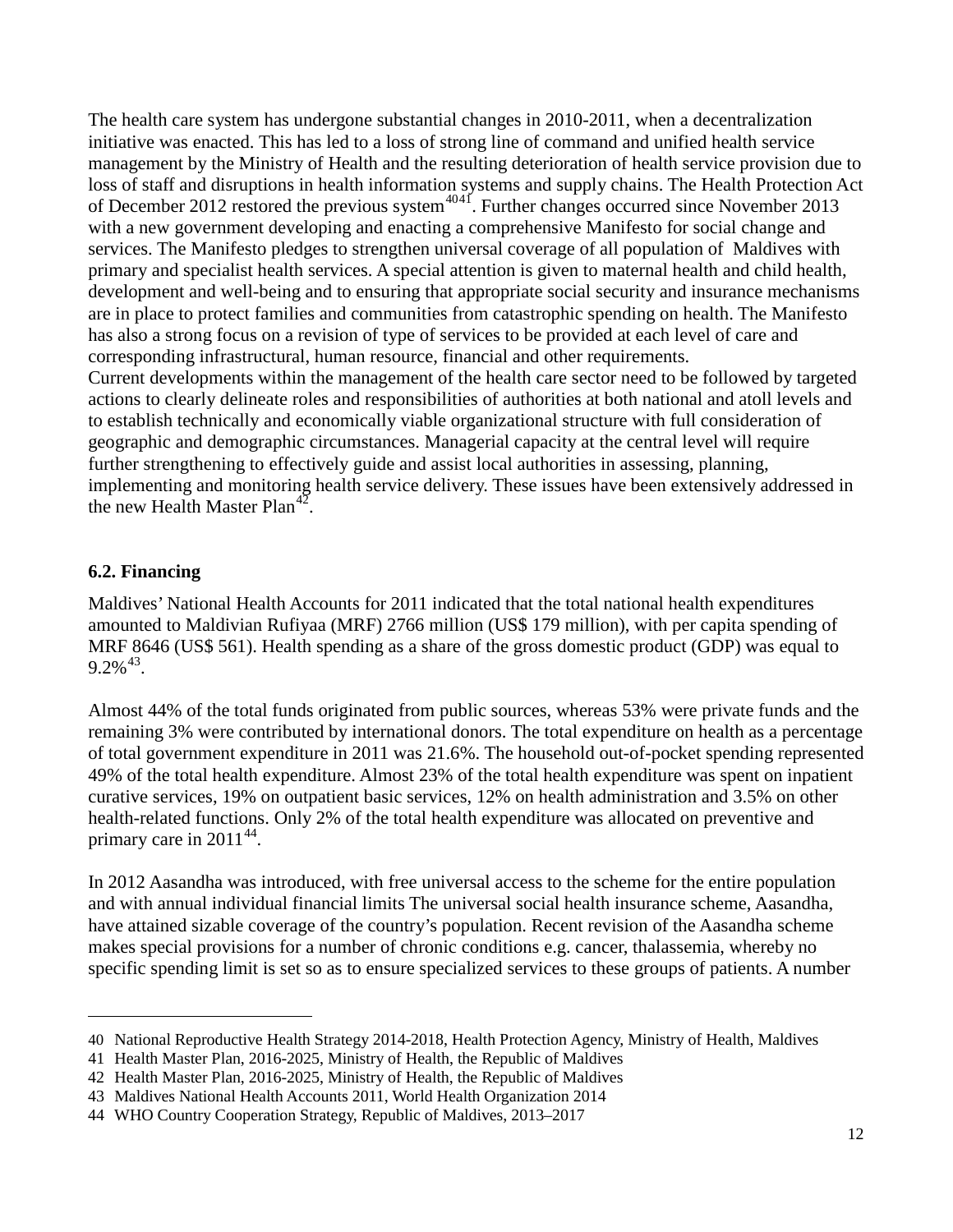The health care system has undergone substantial changes in 2010-2011, when a decentralization initiative was enacted. This has led to a loss of strong line of command and unified health service management by the Ministry of Health and the resulting deterioration of health service provision due to loss of staff and disruptions in health information systems and supply chains. The Health Protection Act of December 2012 restored the previous system[40][41]. Further changes occurred since November 2013 with a new government developing and enacting a comprehensive Manifesto for social change and services. The Manifesto pledges to strengthen universal coverage of all population of Maldives with primary and specialist health services. A special attention is given to maternal health and child health, development and well-being and to ensuring that appropriate social security and insurance mechanisms are in place to protect families and communities from catastrophic spending on health. The Manifesto has also a strong focus on a revision of type of services to be provided at each level of care and corresponding infrastructural, human resource, financial and other requirements.

Current developments within the management of the health care sector need to be followed by targeted actions to clearly delineate roles and responsibilities of authorities at both national and atoll levels and to establish technically and economically viable organizational structure with full consideration of geographic and demographic circumstances. Managerial capacity at the central level will require further strengthening to effectively guide and assist local authorities in assessing, planning, implementing and monitoring health service delivery. These issues have been extensively addressed in the new Health Master Plan[42].

## 6.2. Financing

Maldives' National Health Accounts for 2011 indicated that the total national health expenditures amounted to Maldivian Rufiyaa (MRF) 2766 million (US$ 179 million), with per capita spending of MRF 8646 (US$ 561). Health spending as a share of the gross domestic product (GDP) was equal to 9.2%[43].

Almost 44% of the total funds originated from public sources, whereas 53% were private funds and the remaining 3% were contributed by international donors. The total expenditure on health as a percentage of total government expenditure in 2011 was 21.6%. The household out-of-pocket spending represented 49% of the total health expenditure. Almost 23% of the total health expenditure was spent on inpatient curative services, 19% on outpatient basic services, 12% on health administration and 3.5% on other health-related functions. Only 2% of the total health expenditure was allocated on preventive and primary care in 2011[44].

In 2012 Aasandha was introduced, with free universal access to the scheme for the entire population and with annual individual financial limits The universal social health insurance scheme, Aasandha, have attained sizable coverage of the country's population. Recent revision of the Aasandha scheme makes special provisions for a number of chronic conditions e.g. cancer, thalassemia, whereby no specific spending limit is set so as to ensure specialized services to these groups of patients. A number

---

40 National Reproductive Health Strategy 2014-2018, Health Protection Agency, Ministry of Health, Maldives

41 Health Master Plan, 2016-2025, Ministry of Health, the Republic of Maldives

42 Health Master Plan, 2016-2025, Ministry of Health, the Republic of Maldives

43 Maldives National Health Accounts 2011, World Health Organization 2014

44 WHO Country Cooperation Strategy, Republic of Maldives, 2013–2017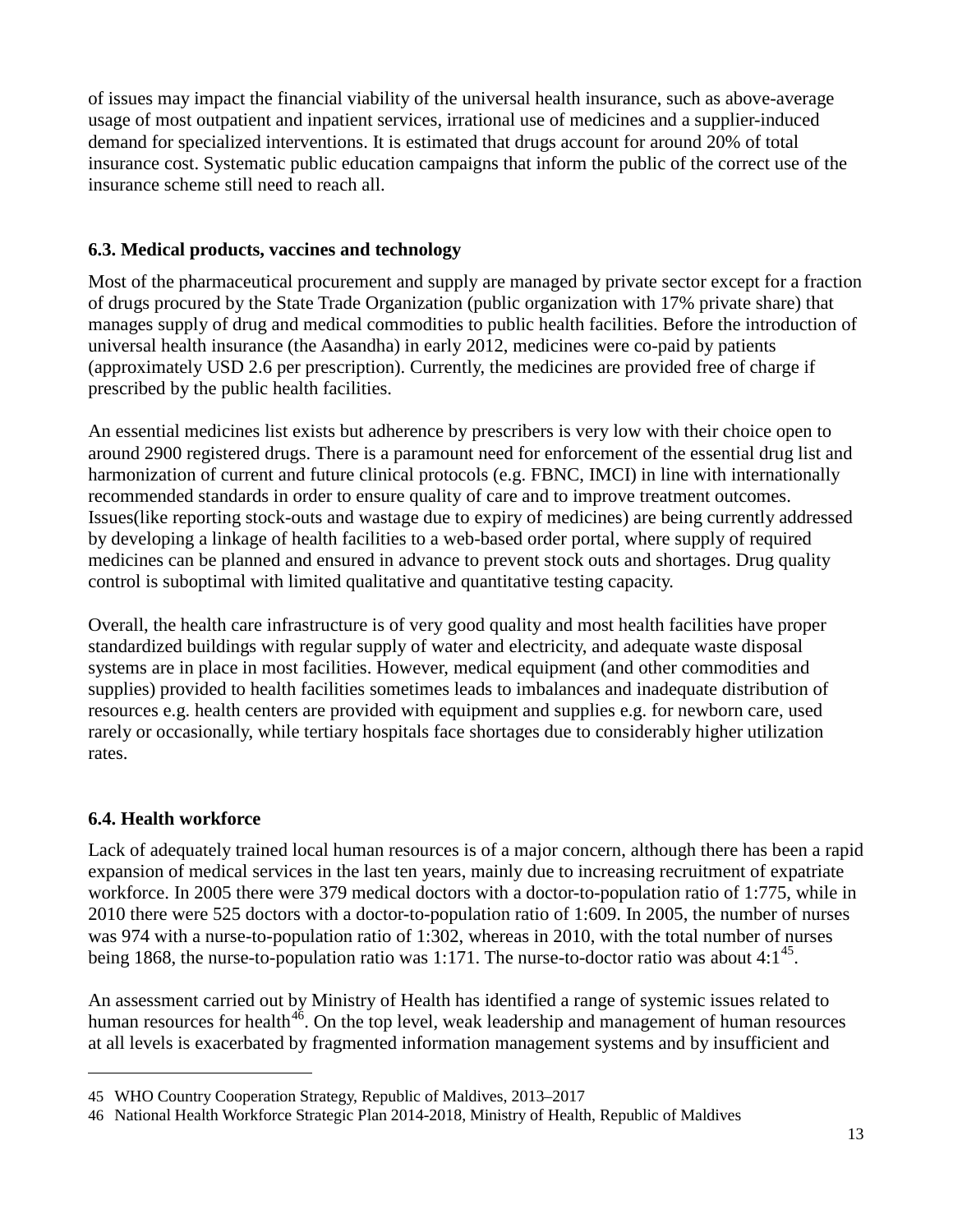of issues may impact the financial viability of the universal health insurance, such as above-average usage of most outpatient and inpatient services, irrational use of medicines and a supplier-induced demand for specialized interventions. It is estimated that drugs account for around 20% of total insurance cost. Systematic public education campaigns that inform the public of the correct use of the insurance scheme still need to reach all.

### 6.3. Medical products, vaccines and technology

Most of the pharmaceutical procurement and supply are managed by private sector except for a fraction of drugs procured by the State Trade Organization (public organization with 17% private share) that manages supply of drug and medical commodities to public health facilities. Before the introduction of universal health insurance (the Aasandha) in early 2012, medicines were co-paid by patients (approximately USD 2.6 per prescription). Currently, the medicines are provided free of charge if prescribed by the public health facilities.

An essential medicines list exists but adherence by prescribers is very low with their choice open to around 2900 registered drugs. There is a paramount need for enforcement of the essential drug list and harmonization of current and future clinical protocols (e.g. FBNC, IMCI) in line with internationally recommended standards in order to ensure quality of care and to improve treatment outcomes. Issues(like reporting stock-outs and wastage due to expiry of medicines) are being currently addressed by developing a linkage of health facilities to a web-based order portal, where supply of required medicines can be planned and ensured in advance to prevent stock outs and shortages. Drug quality control is suboptimal with limited qualitative and quantitative testing capacity.

Overall, the health care infrastructure is of very good quality and most health facilities have proper standardized buildings with regular supply of water and electricity, and adequate waste disposal systems are in place in most facilities. However, medical equipment (and other commodities and supplies) provided to health facilities sometimes leads to imbalances and inadequate distribution of resources e.g. health centers are provided with equipment and supplies e.g. for newborn care, used rarely or occasionally, while tertiary hospitals face shortages due to considerably higher utilization rates.

### 6.4. Health workforce

Lack of adequately trained local human resources is of a major concern, although there has been a rapid expansion of medical services in the last ten years, mainly due to increasing recruitment of expatriate workforce. In 2005 there were 379 medical doctors with a doctor-to-population ratio of 1:775, while in 2010 there were 525 doctors with a doctor-to-population ratio of 1:609. In 2005, the number of nurses was 974 with a nurse-to-population ratio of 1:302, whereas in 2010, with the total number of nurses being 1868, the nurse-to-population ratio was 1:171. The nurse-to-doctor ratio was about 4:1[45].

An assessment carried out by Ministry of Health has identified a range of systemic issues related to human resources for health[46]. On the top level, weak leadership and management of human resources at all levels is exacerbated by fragmented information management systems and by insufficient and

---

45 WHO Country Cooperation Strategy, Republic of Maldives, 2013–2017

46 National Health Workforce Strategic Plan 2014-2018, Ministry of Health, Republic of Maldives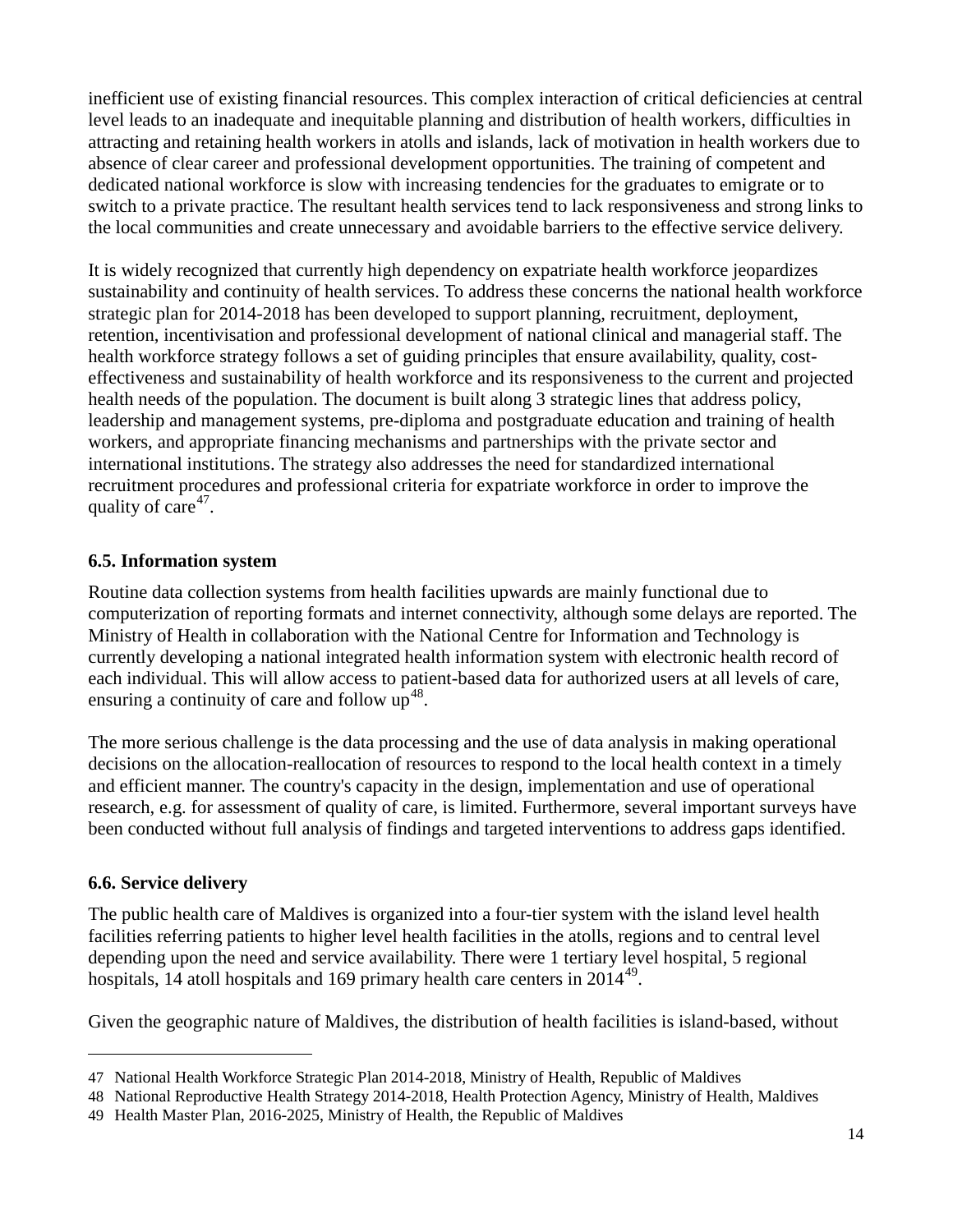inefficient use of existing financial resources. This complex interaction of critical deficiencies at central level leads to an inadequate and inequitable planning and distribution of health workers, difficulties in attracting and retaining health workers in atolls and islands, lack of motivation in health workers due to absence of clear career and professional development opportunities. The training of competent and dedicated national workforce is slow with increasing tendencies for the graduates to emigrate or to switch to a private practice. The resultant health services tend to lack responsiveness and strong links to the local communities and create unnecessary and avoidable barriers to the effective service delivery.

It is widely recognized that currently high dependency on expatriate health workforce jeopardizes sustainability and continuity of health services. To address these concerns the national health workforce strategic plan for 2014-2018 has been developed to support planning, recruitment, deployment, retention, incentivisation and professional development of national clinical and managerial staff. The health workforce strategy follows a set of guiding principles that ensure availability, quality, cost-effectiveness and sustainability of health workforce and its responsiveness to the current and projected health needs of the population. The document is built along 3 strategic lines that address policy, leadership and management systems, pre-diploma and postgraduate education and training of health workers, and appropriate financing mechanisms and partnerships with the private sector and international institutions. The strategy also addresses the need for standardized international recruitment procedures and professional criteria for expatriate workforce in order to improve the quality of care[47].

### 6.5. Information system

Routine data collection systems from health facilities upwards are mainly functional due to computerization of reporting formats and internet connectivity, although some delays are reported. The Ministry of Health in collaboration with the National Centre for Information and Technology is currently developing a national integrated health information system with electronic health record of each individual. This will allow access to patient-based data for authorized users at all levels of care, ensuring a continuity of care and follow up[48].

The more serious challenge is the data processing and the use of data analysis in making operational decisions on the allocation-reallocation of resources to respond to the local health context in a timely and efficient manner. The country's capacity in the design, implementation and use of operational research, e.g. for assessment of quality of care, is limited. Furthermore, several important surveys have been conducted without full analysis of findings and targeted interventions to address gaps identified.

### 6.6. Service delivery

The public health care of Maldives is organized into a four-tier system with the island level health facilities referring patients to higher level health facilities in the atolls, regions and to central level depending upon the need and service availability. There were 1 tertiary level hospital, 5 regional hospitals, 14 atoll hospitals and 169 primary health care centers in 2014[49].

Given the geographic nature of Maldives, the distribution of health facilities is island-based, without

---

47 National Health Workforce Strategic Plan 2014-2018, Ministry of Health, Republic of Maldives

48 National Reproductive Health Strategy 2014-2018, Health Protection Agency, Ministry of Health, Maldives

49 Health Master Plan, 2016-2025, Ministry of Health, the Republic of Maldives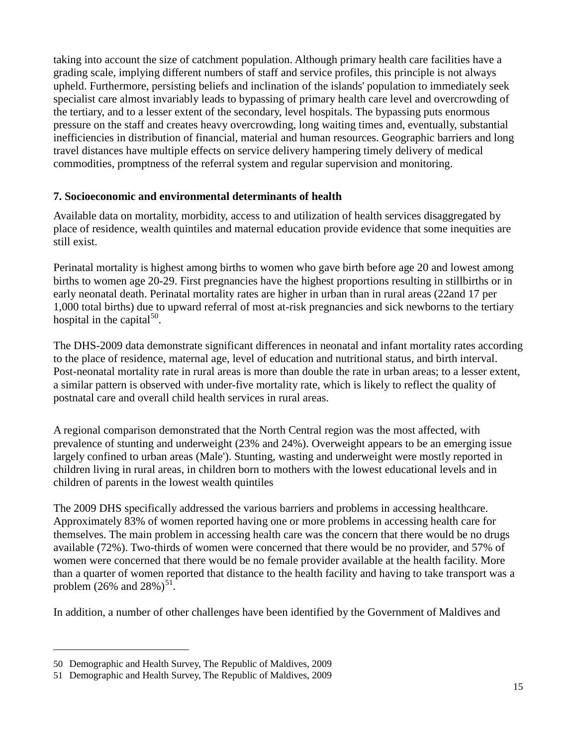taking into account the size of catchment population. Although primary health care facilities have a grading scale, implying different numbers of staff and service profiles, this principle is not always upheld. Furthermore, persisting beliefs and inclination of the islands' population to immediately seek specialist care almost invariably leads to bypassing of primary health care level and overcrowding of the tertiary, and to a lesser extent of the secondary, level hospitals. The bypassing puts enormous pressure on the staff and creates heavy overcrowding, long waiting times and, eventually, substantial inefficiencies in distribution of financial, material and human resources. Geographic barriers and long travel distances have multiple effects on service delivery hampering timely delivery of medical commodities, promptness of the referral system and regular supervision and monitoring.

## 7. Socioeconomic and environmental determinants of health

Available data on mortality, morbidity, access to and utilization of health services disaggregated by place of residence, wealth quintiles and maternal education provide evidence that some inequities are still exist.

Perinatal mortality is highest among births to women who gave birth before age 20 and lowest among births to women age 20-29. First pregnancies have the highest proportions resulting in stillbirths or in early neonatal death. Perinatal mortality rates are higher in urban than in rural areas (22and 17 per 1,000 total births) due to upward referral of most at-risk pregnancies and sick newborns to the tertiary hospital in the capital[50].

The DHS-2009 data demonstrate significant differences in neonatal and infant mortality rates according to the place of residence, maternal age, level of education and nutritional status, and birth interval. Post-neonatal mortality rate in rural areas is more than double the rate in urban areas; to a lesser extent, a similar pattern is observed with under-five mortality rate, which is likely to reflect the quality of postnatal care and overall child health services in rural areas.

A regional comparison demonstrated that the North Central region was the most affected, with prevalence of stunting and underweight (23% and 24%). Overweight appears to be an emerging issue largely confined to urban areas (Male'). Stunting, wasting and underweight were mostly reported in children living in rural areas, in children born to mothers with the lowest educational levels and in children of parents in the lowest wealth quintiles

The 2009 DHS specifically addressed the various barriers and problems in accessing healthcare. Approximately 83% of women reported having one or more problems in accessing health care for themselves. The main problem in accessing health care was the concern that there would be no drugs available (72%). Two-thirds of women were concerned that there would be no provider, and 57% of women were concerned that there would be no female provider available at the health facility. More than a quarter of women reported that distance to the health facility and having to take transport was a problem (26% and 28%)[51].

In addition, a number of other challenges have been identified by the Government of Maldives and

---

50 Demographic and Health Survey, The Republic of Maldives, 2009

51 Demographic and Health Survey, The Republic of Maldives, 2009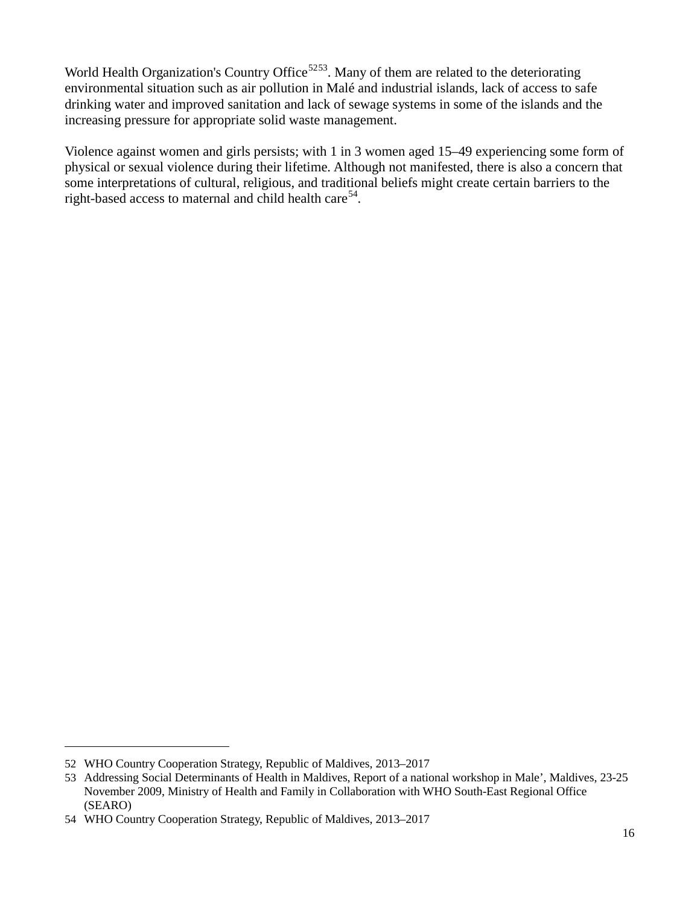World Health Organization's Country Office[52][53]. Many of them are related to the deteriorating environmental situation such as air pollution in Malé and industrial islands, lack of access to safe drinking water and improved sanitation and lack of sewage systems in some of the islands and the increasing pressure for appropriate solid waste management.

Violence against women and girls persists; with 1 in 3 women aged 15–49 experiencing some form of physical or sexual violence during their lifetime. Although not manifested, there is also a concern that some interpretations of cultural, religious, and traditional beliefs might create certain barriers to the right-based access to maternal and child health care[54].

---

52 WHO Country Cooperation Strategy, Republic of Maldives, 2013–2017

53 Addressing Social Determinants of Health in Maldives, Report of a national workshop in Male', Maldives, 23-25 November 2009, Ministry of Health and Family in Collaboration with WHO South-East Regional Office (SEARO)

54 WHO Country Cooperation Strategy, Republic of Maldives, 2013–2017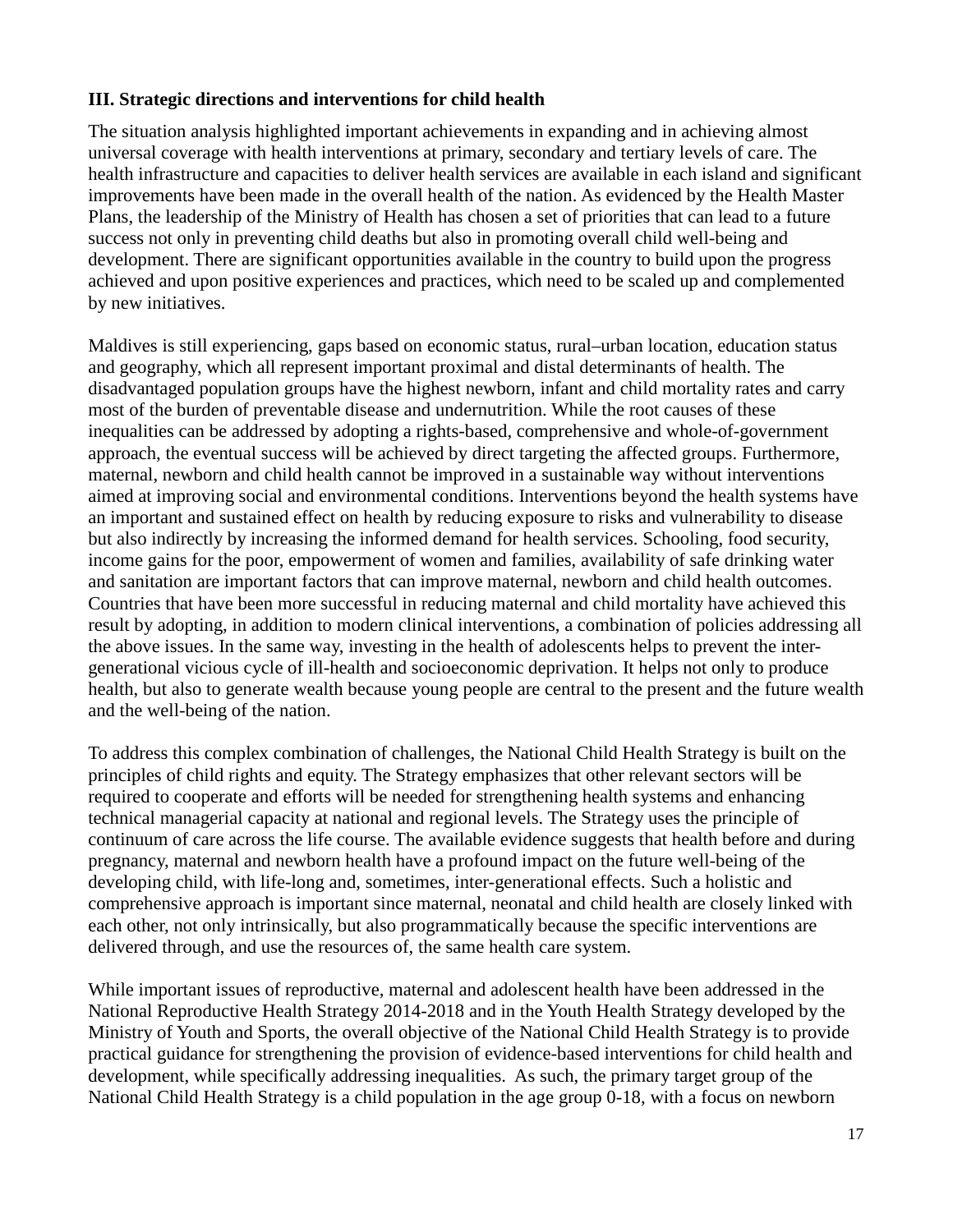**III. Strategic directions and interventions for child health**

The situation analysis highlighted important achievements in expanding and in achieving almost universal coverage with health interventions at primary, secondary and tertiary levels of care. The health infrastructure and capacities to deliver health services are available in each island and significant improvements have been made in the overall health of the nation. As evidenced by the Health Master Plans, the leadership of the Ministry of Health has chosen a set of priorities that can lead to a future success not only in preventing child deaths but also in promoting overall child well-being and development. There are significant opportunities available in the country to build upon the progress achieved and upon positive experiences and practices, which need to be scaled up and complemented by new initiatives.

Maldives is still experiencing, gaps based on economic status, rural–urban location, education status and geography, which all represent important proximal and distal determinants of health. The disadvantaged population groups have the highest newborn, infant and child mortality rates and carry most of the burden of preventable disease and undernutrition. While the root causes of these inequalities can be addressed by adopting a rights-based, comprehensive and whole-of-government approach, the eventual success will be achieved by direct targeting the affected groups. Furthermore, maternal, newborn and child health cannot be improved in a sustainable way without interventions aimed at improving social and environmental conditions. Interventions beyond the health systems have an important and sustained effect on health by reducing exposure to risks and vulnerability to disease but also indirectly by increasing the informed demand for health services. Schooling, food security, income gains for the poor, empowerment of women and families, availability of safe drinking water and sanitation are important factors that can improve maternal, newborn and child health outcomes. Countries that have been more successful in reducing maternal and child mortality have achieved this result by adopting, in addition to modern clinical interventions, a combination of policies addressing all the above issues. In the same way, investing in the health of adolescents helps to prevent the inter-generational vicious cycle of ill-health and socioeconomic deprivation. It helps not only to produce health, but also to generate wealth because young people are central to the present and the future wealth and the well-being of the nation.

To address this complex combination of challenges, the National Child Health Strategy is built on the principles of child rights and equity. The Strategy emphasizes that other relevant sectors will be required to cooperate and efforts will be needed for strengthening health systems and enhancing technical managerial capacity at national and regional levels. The Strategy uses the principle of continuum of care across the life course. The available evidence suggests that health before and during pregnancy, maternal and newborn health have a profound impact on the future well-being of the developing child, with life-long and, sometimes, inter-generational effects. Such a holistic and comprehensive approach is important since maternal, neonatal and child health are closely linked with each other, not only intrinsically, but also programmatically because the specific interventions are delivered through, and use the resources of, the same health care system.

While important issues of reproductive, maternal and adolescent health have been addressed in the National Reproductive Health Strategy 2014-2018 and in the Youth Health Strategy developed by the Ministry of Youth and Sports, the overall objective of the National Child Health Strategy is to provide practical guidance for strengthening the provision of evidence-based interventions for child health and development, while specifically addressing inequalities. As such, the primary target group of the National Child Health Strategy is a child population in the age group 0-18, with a focus on newborn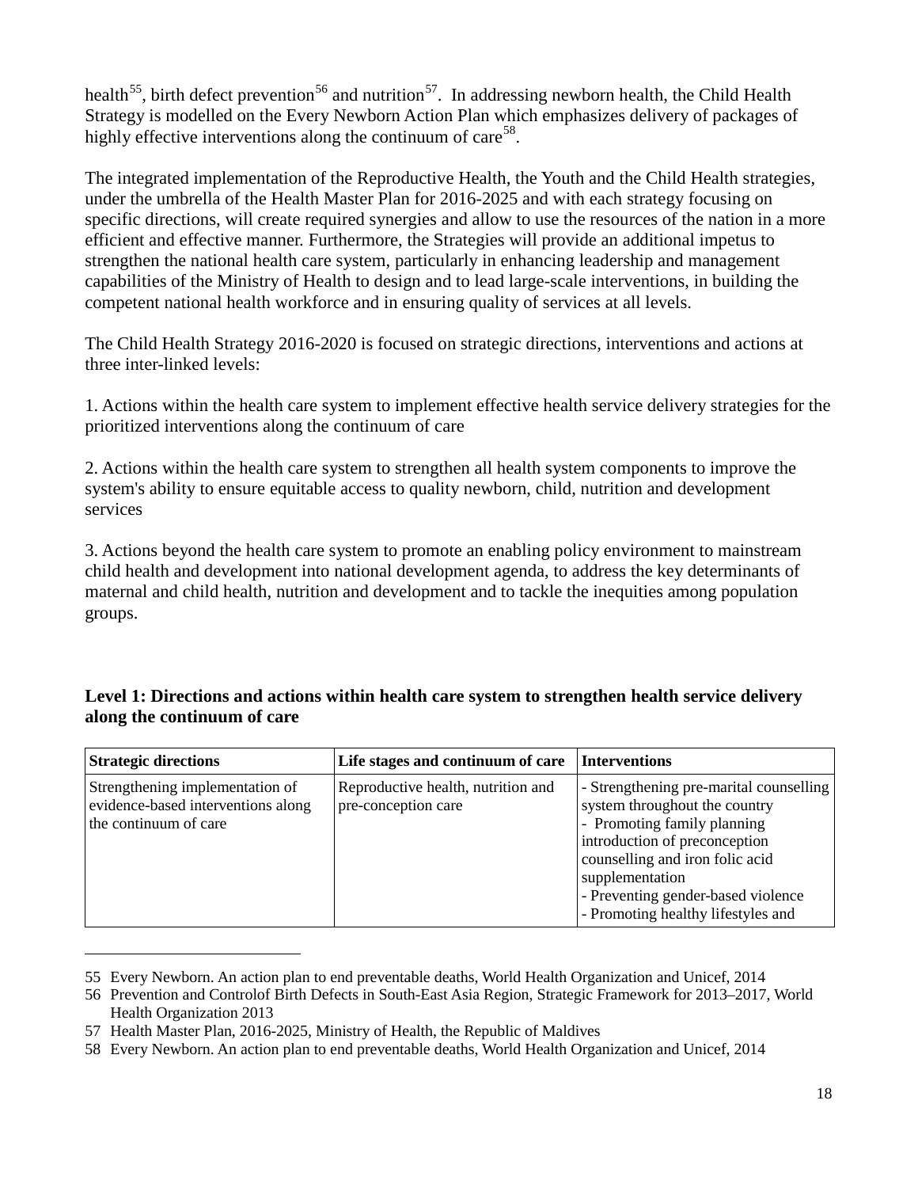health[55], birth defect prevention[56] and nutrition[57]. In addressing newborn health, the Child Health Strategy is modelled on the Every Newborn Action Plan which emphasizes delivery of packages of highly effective interventions along the continuum of care[58].

The integrated implementation of the Reproductive Health, the Youth and the Child Health strategies, under the umbrella of the Health Master Plan for 2016-2025 and with each strategy focusing on specific directions, will create required synergies and allow to use the resources of the nation in a more efficient and effective manner. Furthermore, the Strategies will provide an additional impetus to strengthen the national health care system, particularly in enhancing leadership and management capabilities of the Ministry of Health to design and to lead large-scale interventions, in building the competent national health workforce and in ensuring quality of services at all levels.

The Child Health Strategy 2016-2020 is focused on strategic directions, interventions and actions at three inter-linked levels:

1. Actions within the health care system to implement effective health service delivery strategies for the prioritized interventions along the continuum of care

2. Actions within the health care system to strengthen all health system components to improve the system's ability to ensure equitable access to quality newborn, child, nutrition and development services

3. Actions beyond the health care system to promote an enabling policy environment to mainstream child health and development into national development agenda, to address the key determinants of maternal and child health, nutrition and development and to tackle the inequities among population groups.

**Level 1: Directions and actions within health care system to strengthen health service delivery along the continuum of care**

| Strategic directions | Life stages and continuum of care | Interventions |
|---|---|---|
| Strengthening implementation of evidence-based interventions along the continuum of care | Reproductive health, nutrition and pre-conception care | - Strengthening pre-marital counselling system throughout the country<br>- Promoting family planning introduction of preconception counselling and iron folic acid supplementation<br>- Preventing gender-based violence<br>- Promoting healthy lifestyles and |

55 Every Newborn. An action plan to end preventable deaths, World Health Organization and Unicef, 2014

56 Prevention and Controlof Birth Defects in South-East Asia Region, Strategic Framework for 2013–2017, World Health Organization 2013

57 Health Master Plan, 2016-2025, Ministry of Health, the Republic of Maldives

58 Every Newborn. An action plan to end preventable deaths, World Health Organization and Unicef, 2014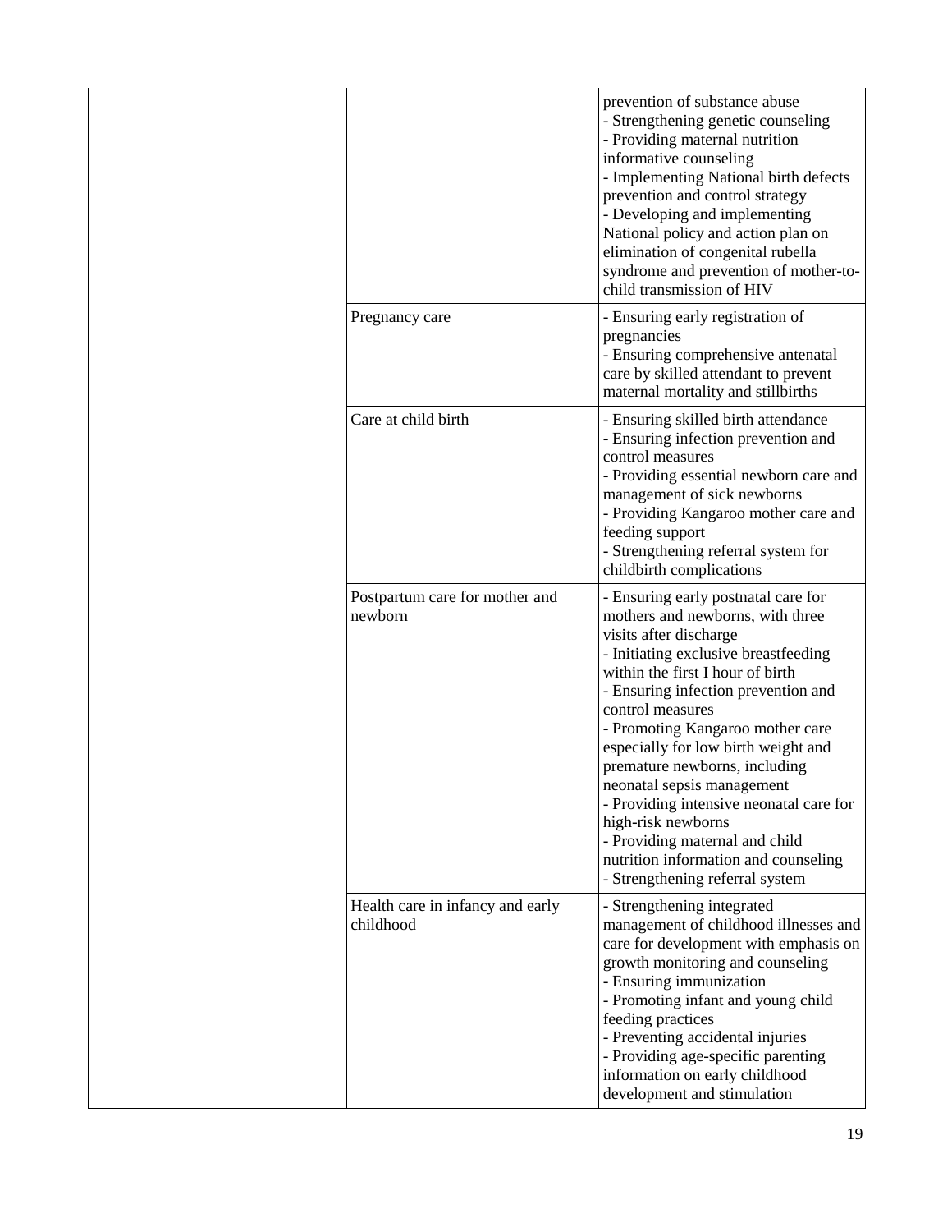| | | |
|---|---|---|
| | | prevention of substance abuse<br>- Strengthening genetic counseling<br>- Providing maternal nutrition informative counseling<br>- Implementing National birth defects prevention and control strategy<br>- Developing and implementing National policy and action plan on elimination of congenital rubella syndrome and prevention of mother-to-child transmission of HIV |
| | Pregnancy care | - Ensuring early registration of pregnancies<br>- Ensuring comprehensive antenatal care by skilled attendant to prevent maternal mortality and stillbirths |
| | Care at child birth | - Ensuring skilled birth attendance<br>- Ensuring infection prevention and control measures<br>- Providing essential newborn care and management of sick newborns<br>- Providing Kangaroo mother care and feeding support<br>- Strengthening referral system for childbirth complications |
| | Postpartum care for mother and newborn | - Ensuring early postnatal care for mothers and newborns, with three visits after discharge<br>- Initiating exclusive breastfeeding within the first I hour of birth<br>- Ensuring infection prevention and control measures<br>- Promoting Kangaroo mother care especially for low birth weight and premature newborns, including neonatal sepsis management<br>- Providing intensive neonatal care for high-risk newborns<br>- Providing maternal and child nutrition information and counseling<br>- Strengthening referral system |
| | Health care in infancy and early childhood | - Strengthening integrated management of childhood illnesses and care for development with emphasis on growth monitoring and counseling<br>- Ensuring immunization<br>- Promoting infant and young child feeding practices<br>- Preventing accidental injuries<br>- Providing age-specific parenting information on early childhood development and stimulation |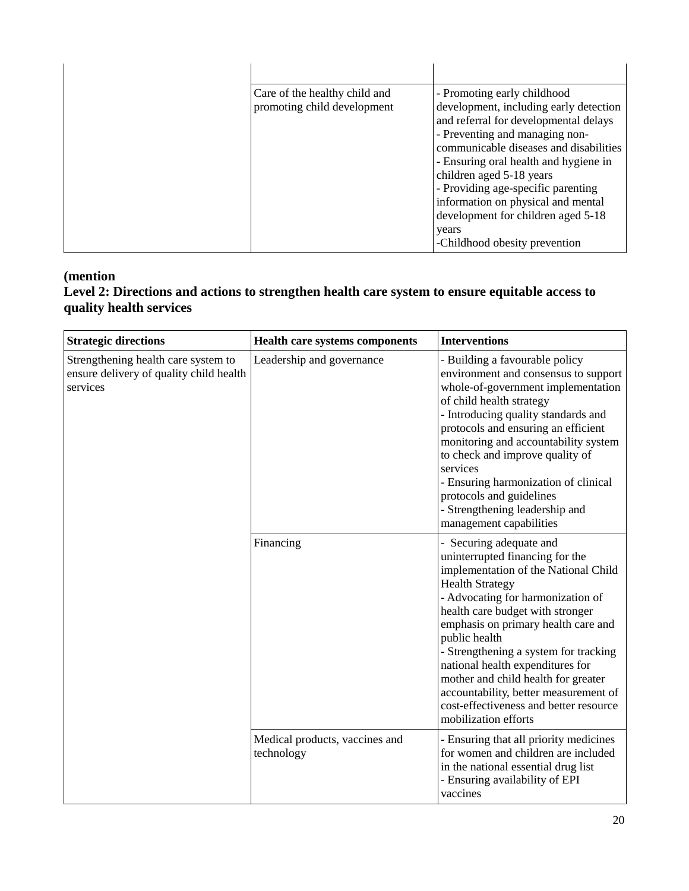| | | |
|---|---|---|
| | | |
| | Care of the healthy child and promoting child development | - Promoting early childhood development, including early detection and referral for developmental delays<br>- Preventing and managing non-communicable diseases and disabilities<br>- Ensuring oral health and hygiene in children aged 5-18 years<br>- Providing age-specific parenting information on physical and mental development for children aged 5-18 years<br>-Childhood obesity prevention |

**(mention**

**Level 2: Directions and actions to strengthen health care system to ensure equitable access to quality health services**

| **Strategic directions** | **Health care systems components** | **Interventions** |
|---|---|---|
| Strengthening health care system to ensure delivery of quality child health services | Leadership and governance | - Building a favourable policy environment and consensus to support whole-of-government implementation of child health strategy<br>- Introducing quality standards and protocols and ensuring an efficient monitoring and accountability system to check and improve quality of services<br>- Ensuring harmonization of clinical protocols and guidelines<br>- Strengthening leadership and management capabilities |
| | Financing | - Securing adequate and uninterrupted financing for the implementation of the National Child Health Strategy<br>- Advocating for harmonization of health care budget with stronger emphasis on primary health care and public health<br>- Strengthening a system for tracking national health expenditures for mother and child health for greater accountability, better measurement of cost-effectiveness and better resource mobilization efforts |
| | Medical products, vaccines and technology | - Ensuring that all priority medicines for women and children are included in the national essential drug list<br>- Ensuring availability of EPI vaccines |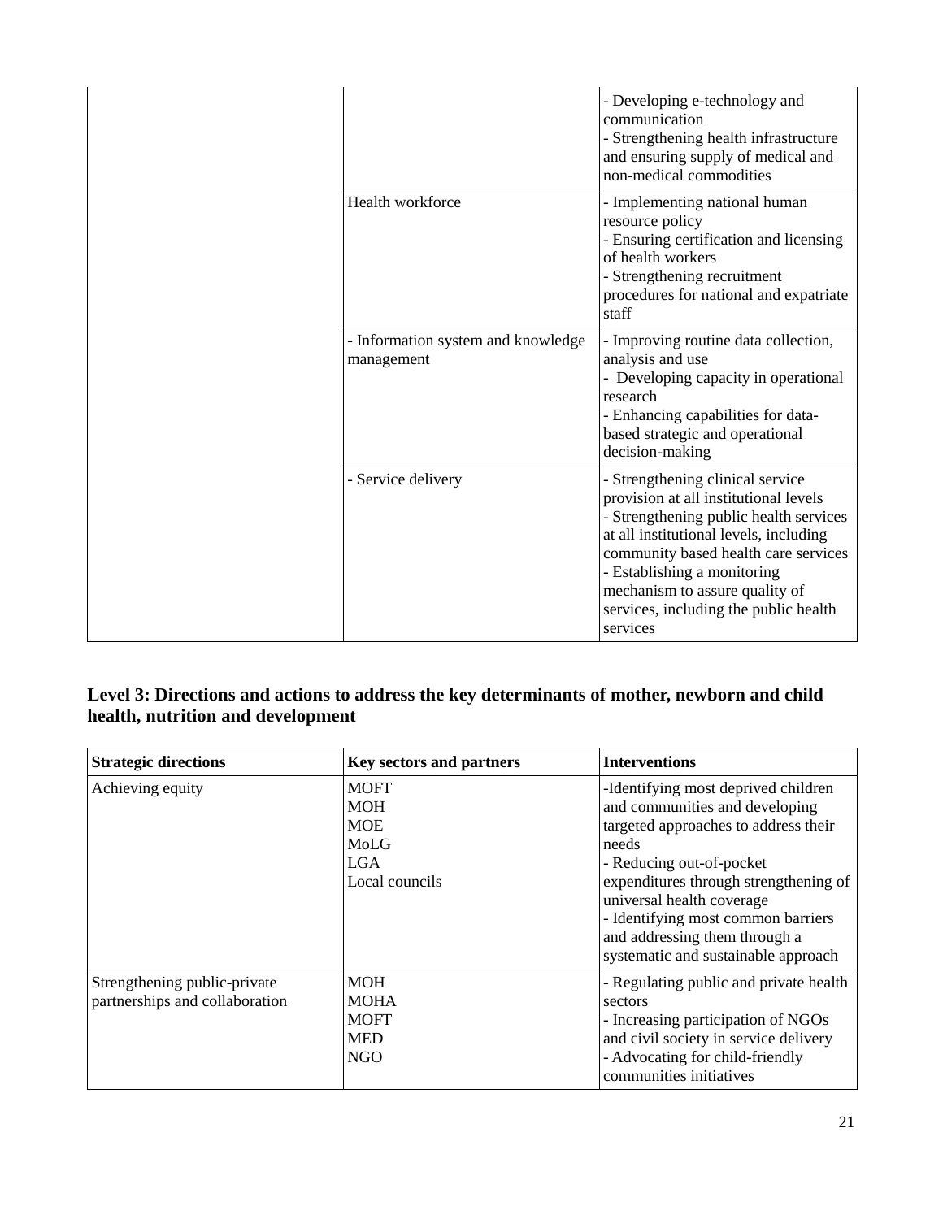| | | |
|---|---|---|
| | | - Developing e-technology and communication<br>- Strengthening health infrastructure and ensuring supply of medical and non-medical commodities |
| | Health workforce | - Implementing national human resource policy<br>- Ensuring certification and licensing of health workers<br>- Strengthening recruitment procedures for national and expatriate staff |
| | - Information system and knowledge management | - Improving routine data collection, analysis and use<br>- Developing capacity in operational research<br>- Enhancing capabilities for data-based strategic and operational decision-making |
| | - Service delivery | - Strengthening clinical service provision at all institutional levels<br>- Strengthening public health services at all institutional levels, including community based health care services<br>- Establishing a monitoring mechanism to assure quality of services, including the public health services |

### Level 3: Directions and actions to address the key determinants of mother, newborn and child health, nutrition and development

| **Strategic directions** | **Key sectors and partners** | **Interventions** |
|---|---|---|
| Achieving equity | MOFT<br>MOH<br>MOE<br>MoLG<br>LGA<br>Local councils | -Identifying most deprived children and communities and developing targeted approaches to address their needs<br>- Reducing out-of-pocket expenditures through strengthening of universal health coverage<br>- Identifying most common barriers and addressing them through a systematic and sustainable approach |
| Strengthening public-private partnerships and collaboration | MOH<br>MOHA<br>MOFT<br>MED<br>NGO | - Regulating public and private health sectors<br>- Increasing participation of NGOs and civil society in service delivery<br>- Advocating for child-friendly communities initiatives |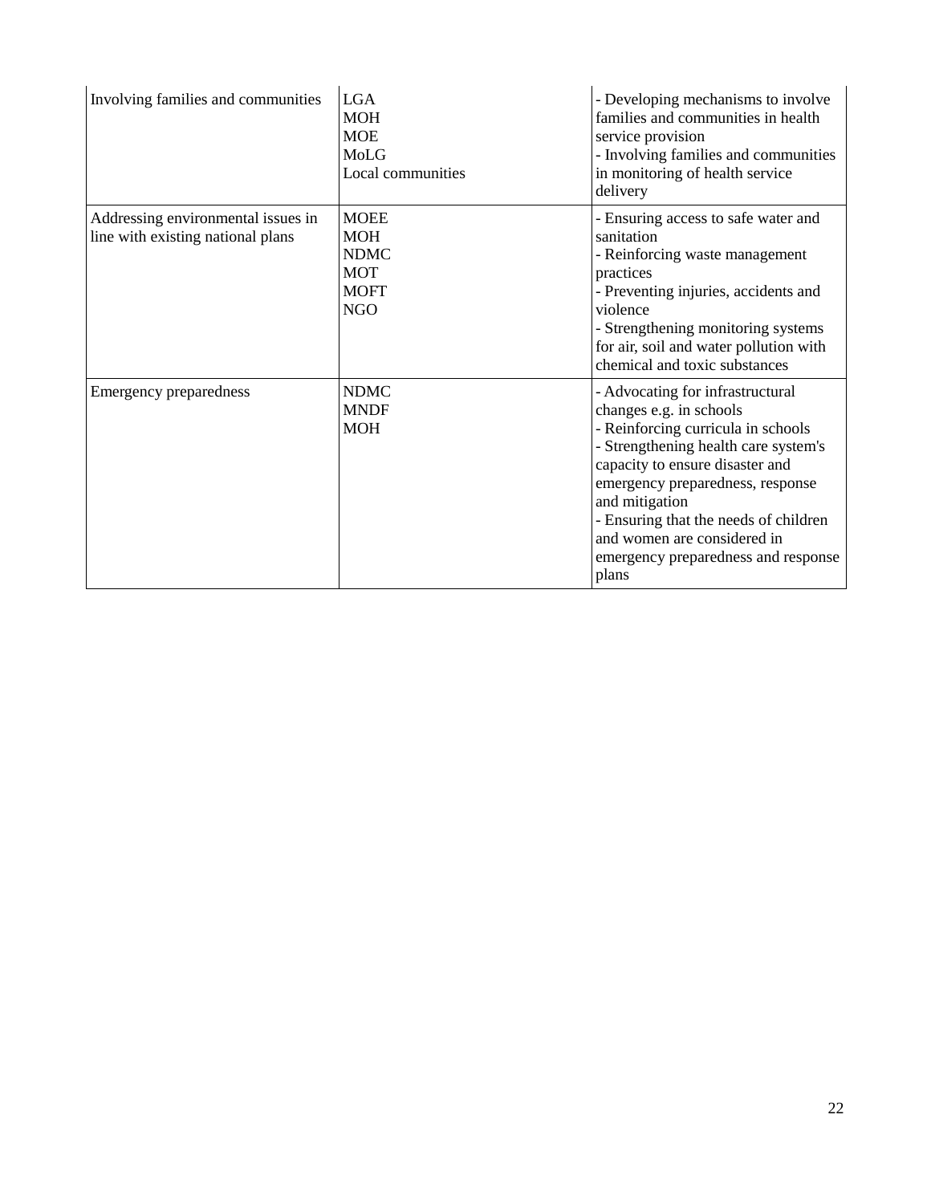| | | |
|---|---|---|
| Involving families and communities | LGA<br>MOH<br>MOE<br>MoLG<br>Local communities | - Developing mechanisms to involve families and communities in health service provision<br>- Involving families and communities in monitoring of health service delivery |
| Addressing environmental issues in line with existing national plans | MOEE<br>MOH<br>NDMC<br>MOT<br>MOFT<br>NGO | - Ensuring access to safe water and sanitation<br>- Reinforcing waste management practices<br>- Preventing injuries, accidents and violence<br>- Strengthening monitoring systems for air, soil and water pollution with chemical and toxic substances |
| Emergency preparedness | NDMC<br>MNDF<br>MOH | - Advocating for infrastructural changes e.g. in schools<br>- Reinforcing curricula in schools<br>- Strengthening health care system's capacity to ensure disaster and emergency preparedness, response and mitigation<br>- Ensuring that the needs of children and women are considered in emergency preparedness and response plans |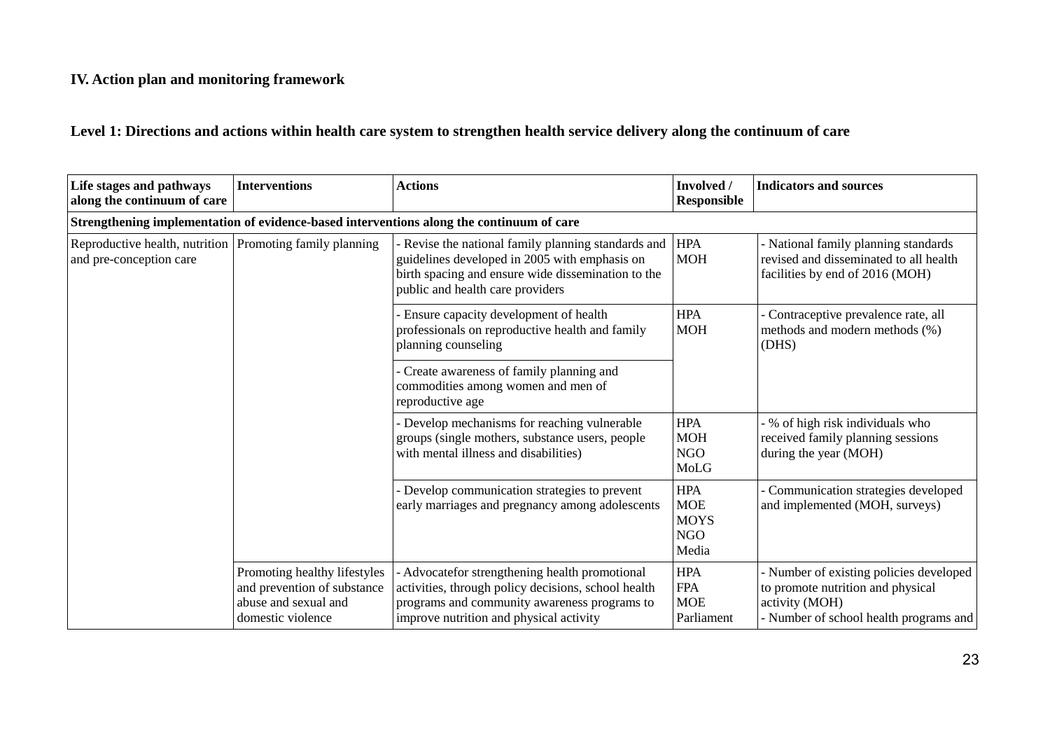**IV. Action plan and monitoring framework**

**Level 1: Directions and actions within health care system to strengthen health service delivery along the continuum of care**

| Life stages and pathways along the continuum of care | Interventions | Actions | Involved / Responsible | Indicators and sources |
|---|---|---|---|---|
| **Strengthening implementation of evidence-based interventions along the continuum of care** | | | | |
| Reproductive health, nutrition and pre-conception care | Promoting family planning | - Revise the national family planning standards and guidelines developed in 2005 with emphasis on birth spacing and ensure wide dissemination to the public and health care providers | HPA<br>MOH | - National family planning standards revised and disseminated to all health facilities by end of 2016 (MOH) |
| | | - Ensure capacity development of health professionals on reproductive health and family planning counseling | HPA<br>MOH | - Contraceptive prevalence rate, all methods and modern methods (%) (DHS) |
| | | - Create awareness of family planning and commodities among women and men of reproductive age | | |
| | | - Develop mechanisms for reaching vulnerable groups (single mothers, substance users, people with mental illness and disabilities) | HPA<br>MOH<br>NGO<br>MoLG | - % of high risk individuals who received family planning sessions during the year (MOH) |
| | | - Develop communication strategies to prevent early marriages and pregnancy among adolescents | HPA<br>MOE<br>MOYS<br>NGO<br>Media | - Communication strategies developed and implemented (MOH, surveys) |
| | Promoting healthy lifestyles and prevention of substance abuse and sexual and domestic violence | - Advocatefor strengthening health promotional activities, through policy decisions, school health programs and community awareness programs to improve nutrition and physical activity | HPA<br>FPA<br>MOE<br>Parliament | - Number of existing policies developed to promote nutrition and physical activity (MOH)<br>- Number of school health programs and |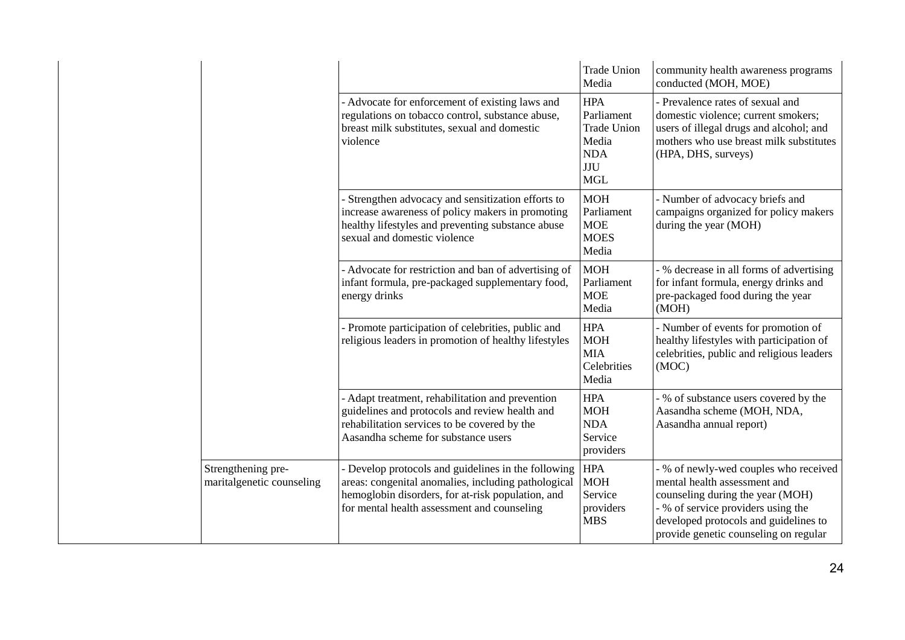| | | | | |
|---|---|---|---|---|
| | | | Trade Union<br>Media | community health awareness programs conducted (MOH, MOE) |
| | | - Advocate for enforcement of existing laws and regulations on tobacco control, substance abuse, breast milk substitutes, sexual and domestic violence | HPA<br>Parliament<br>Trade Union<br>Media<br>NDA<br>JJU<br>MGL | - Prevalence rates of sexual and domestic violence; current smokers; users of illegal drugs and alcohol; and mothers who use breast milk substitutes (HPA, DHS, surveys) |
| | | - Strengthen advocacy and sensitization efforts to increase awareness of policy makers in promoting healthy lifestyles and preventing substance abuse sexual and domestic violence | MOH<br>Parliament<br>MOE<br>MOES<br>Media | - Number of advocacy briefs and campaigns organized for policy makers during the year (MOH) |
| | | - Advocate for restriction and ban of advertising of infant formula, pre-packaged supplementary food, energy drinks | MOH<br>Parliament<br>MOE<br>Media | - % decrease in all forms of advertising for infant formula, energy drinks and pre-packaged food during the year (MOH) |
| | | - Promote participation of celebrities, public and religious leaders in promotion of healthy lifestyles | HPA<br>MOH<br>MIA<br>Celebrities<br>Media | - Number of events for promotion of healthy lifestyles with participation of celebrities, public and religious leaders (MOC) |
| | | - Adapt treatment, rehabilitation and prevention guidelines and protocols and review health and rehabilitation services to be covered by the Aasandha scheme for substance users | HPA<br>MOH<br>NDA<br>Service providers | - % of substance users covered by the Aasandha scheme (MOH, NDA, Aasandha annual report) |
| | Strengthening pre-maritalgenetic counseling | - Develop protocols and guidelines in the following areas: congenital anomalies, including pathological hemoglobin disorders, for at-risk population, and for mental health assessment and counseling | HPA<br>MOH<br>Service providers<br>MBS | - % of newly-wed couples who received mental health assessment and counseling during the year (MOH)<br>- % of service providers using the developed protocols and guidelines to provide genetic counseling on regular |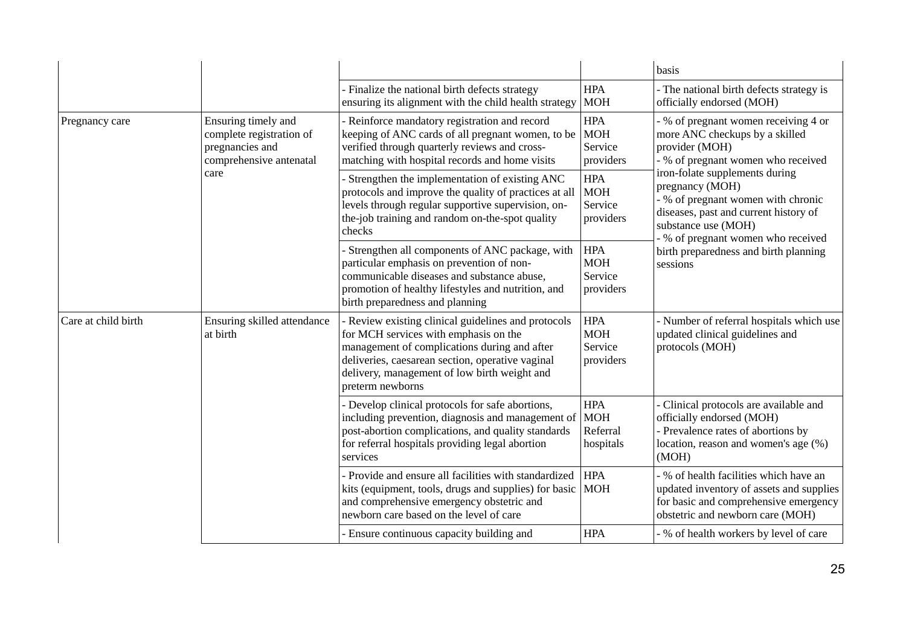| | | | | |
|---|---|---|---|---|
| | | | | basis |
| | | - Finalize the national birth defects strategy ensuring its alignment with the child health strategy | HPA MOH | - The national birth defects strategy is officially endorsed (MOH) |
| Pregnancy care | Ensuring timely and complete registration of pregnancies and comprehensive antenatal care | - Reinforce mandatory registration and record keeping of ANC cards of all pregnant women, to be verified through quarterly reviews and cross-matching with hospital records and home visits | HPA MOH Service providers | - % of pregnant women receiving 4 or more ANC checkups by a skilled provider (MOH)<br>- % of pregnant women who received iron-folate supplements during pregnancy (MOH)<br>- % of pregnant women with chronic diseases, past and current history of substance use (MOH)<br>- % of pregnant women who received birth preparedness and birth planning sessions |
| | | - Strengthen the implementation of existing ANC protocols and improve the quality of practices at all levels through regular supportive supervision, on-the-job training and random on-the-spot quality checks | HPA MOH Service providers | |
| | | - Strengthen all components of ANC package, with particular emphasis on prevention of non-communicable diseases and substance abuse, promotion of healthy lifestyles and nutrition, and birth preparedness and planning | HPA MOH Service providers | |
| Care at child birth | Ensuring skilled attendance at birth | - Review existing clinical guidelines and protocols for MCH services with emphasis on the management of complications during and after deliveries, caesarean section, operative vaginal delivery, management of low birth weight and preterm newborns | HPA MOH Service providers | - Number of referral hospitals which use updated clinical guidelines and protocols (MOH) |
| | | - Develop clinical protocols for safe abortions, including prevention, diagnosis and management of post-abortion complications, and quality standards for referral hospitals providing legal abortion services | HPA MOH Referral hospitals | - Clinical protocols are available and officially endorsed (MOH)<br>- Prevalence rates of abortions by location, reason and women's age (%) (MOH) |
| | | - Provide and ensure all facilities with standardized kits (equipment, tools, drugs and supplies) for basic and comprehensive emergency obstetric and newborn care based on the level of care | HPA MOH | - % of health facilities which have an updated inventory of assets and supplies for basic and comprehensive emergency obstetric and newborn care (MOH) |
| | | - Ensure continuous capacity building and | HPA | - % of health workers by level of care |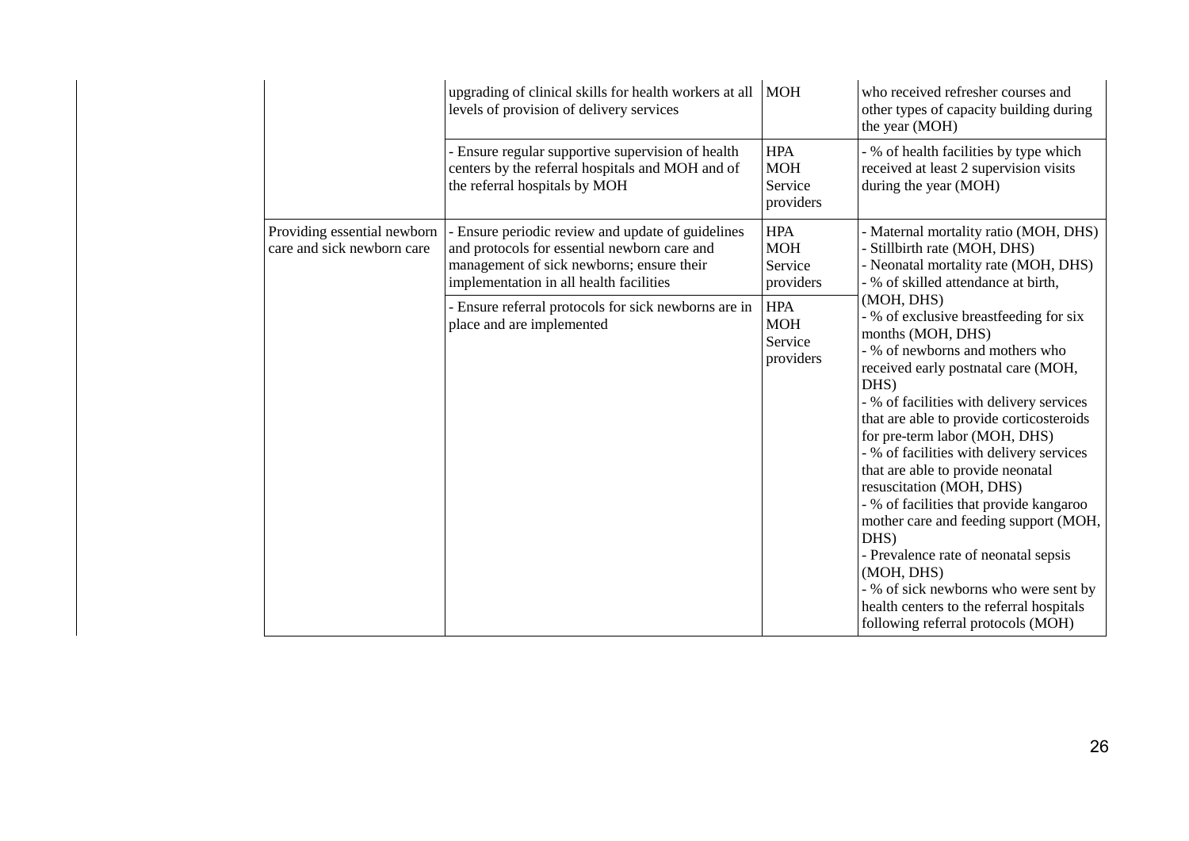| | | | |
|---|---|---|---|
| | upgrading of clinical skills for health workers at all levels of provision of delivery services | MOH | who received refresher courses and other types of capacity building during the year (MOH) |
| | - Ensure regular supportive supervision of health centers by the referral hospitals and MOH and of the referral hospitals by MOH | HPA<br>MOH<br>Service providers | - % of health facilities by type which received at least 2 supervision visits during the year (MOH) |
| Providing essential newborn care and sick newborn care | - Ensure periodic review and update of guidelines and protocols for essential newborn care and management of sick newborns; ensure their implementation in all health facilities | HPA<br>MOH<br>Service providers | - Maternal mortality ratio (MOH, DHS)<br>- Stillbirth rate (MOH, DHS)<br>- Neonatal mortality rate (MOH, DHS)<br>- % of skilled attendance at birth, (MOH, DHS)<br>- % of exclusive breastfeeding for six months (MOH, DHS)<br>- % of newborns and mothers who received early postnatal care (MOH, DHS)<br>- % of facilities with delivery services that are able to provide corticosteroids for pre-term labor (MOH, DHS)<br>- % of facilities with delivery services that are able to provide neonatal resuscitation (MOH, DHS)<br>- % of facilities that provide kangaroo mother care and feeding support (MOH, DHS)<br>- Prevalence rate of neonatal sepsis (MOH, DHS)<br>- % of sick newborns who were sent by health centers to the referral hospitals following referral protocols (MOH) |
| | - Ensure referral protocols for sick newborns are in place and are implemented | HPA<br>MOH<br>Service providers | |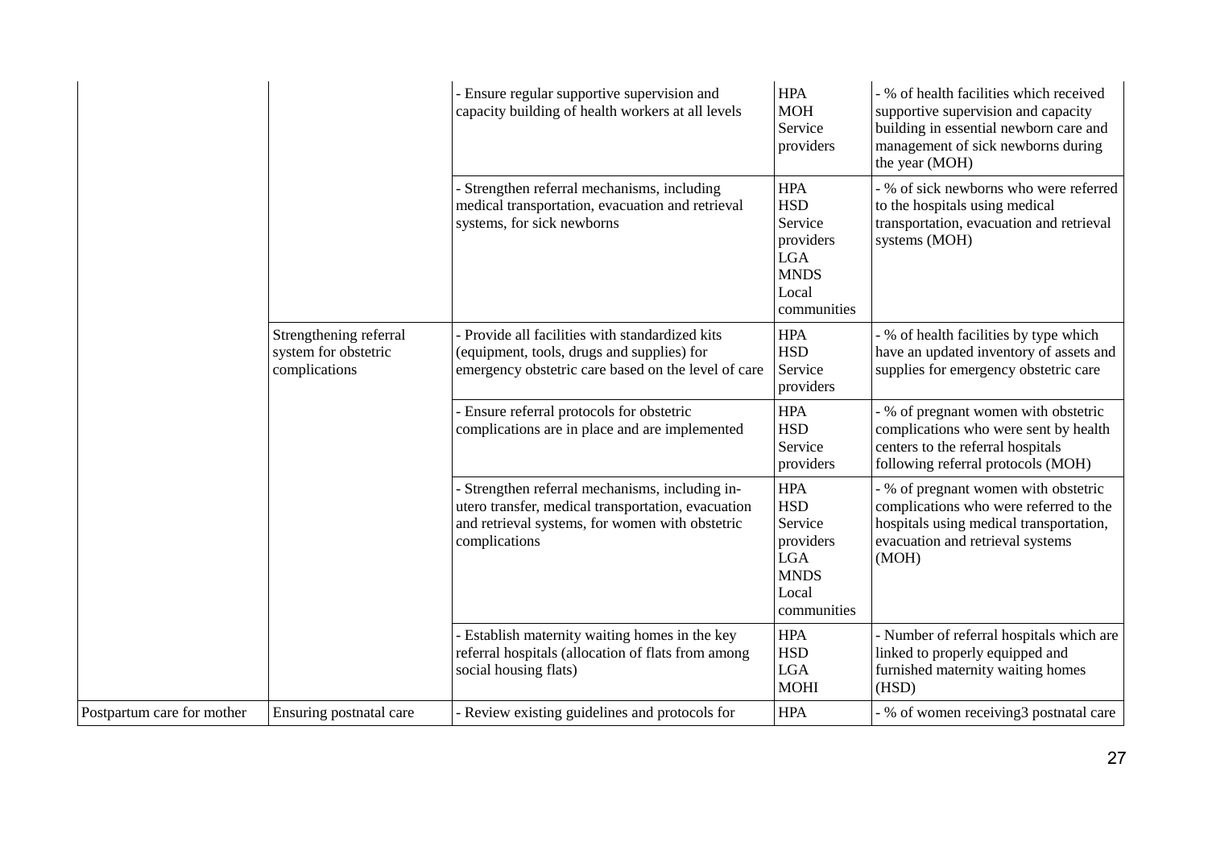| | | | | |
|---|---|---|---|---|
| | | - Ensure regular supportive supervision and capacity building of health workers at all levels | HPA<br>MOH<br>Service providers | - % of health facilities which received supportive supervision and capacity building in essential newborn care and management of sick newborns during the year (MOH) |
| | | - Strengthen referral mechanisms, including medical transportation, evacuation and retrieval systems, for sick newborns | HPA<br>HSD<br>Service providers<br>LGA<br>MNDS<br>Local communities | - % of sick newborns who were referred to the hospitals using medical transportation, evacuation and retrieval systems (MOH) |
| | Strengthening referral system for obstetric complications | - Provide all facilities with standardized kits (equipment, tools, drugs and supplies) for emergency obstetric care based on the level of care | HPA<br>HSD<br>Service providers | - % of health facilities by type which have an updated inventory of assets and supplies for emergency obstetric care |
| | | - Ensure referral protocols for obstetric complications are in place and are implemented | HPA<br>HSD<br>Service providers | - % of pregnant women with obstetric complications who were sent by health centers to the referral hospitals following referral protocols (MOH) |
| | | - Strengthen referral mechanisms, including in-utero transfer, medical transportation, evacuation and retrieval systems, for women with obstetric complications | HPA<br>HSD<br>Service providers<br>LGA<br>MNDS<br>Local communities | - % of pregnant women with obstetric complications who were referred to the hospitals using medical transportation, evacuation and retrieval systems (MOH) |
| | | - Establish maternity waiting homes in the key referral hospitals (allocation of flats from among social housing flats) | HPA<br>HSD<br>LGA<br>MOHI | - Number of referral hospitals which are linked to properly equipped and furnished maternity waiting homes (HSD) |
| Postpartum care for mother | Ensuring postnatal care | - Review existing guidelines and protocols for | HPA | - % of women receiving3 postnatal care |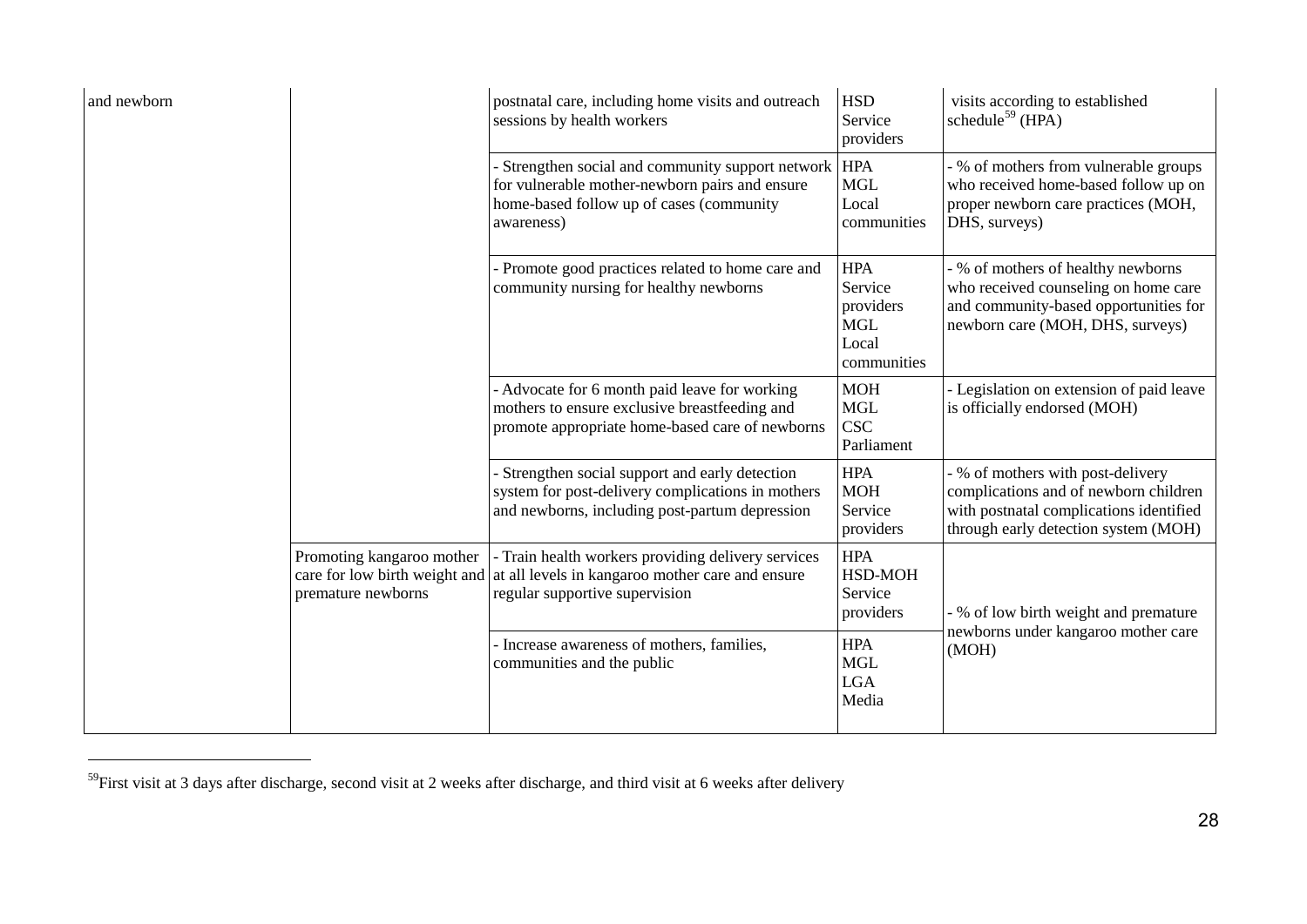| | | | | |
|---|---|---|---|---|
| and newborn | | postnatal care, including home visits and outreach sessions by health workers | HSD<br>Service providers | visits according to established schedule[59] (HPA) |
| | | - Strengthen social and community support network for vulnerable mother-newborn pairs and ensure home-based follow up of cases (community awareness) | HPA<br>MGL<br>Local communities | - % of mothers from vulnerable groups who received home-based follow up on proper newborn care practices (MOH, DHS, surveys) |
| | | - Promote good practices related to home care and community nursing for healthy newborns | HPA<br>Service providers<br>MGL<br>Local communities | - % of mothers of healthy newborns who received counseling on home care and community-based opportunities for newborn care (MOH, DHS, surveys) |
| | | - Advocate for 6 month paid leave for working mothers to ensure exclusive breastfeeding and promote appropriate home-based care of newborns | MOH<br>MGL<br>CSC<br>Parliament | - Legislation on extension of paid leave is officially endorsed (MOH) |
| | | - Strengthen social support and early detection system for post-delivery complications in mothers and newborns, including post-partum depression | HPA<br>MOH<br>Service providers | - % of mothers with post-delivery complications and of newborn children with postnatal complications identified through early detection system (MOH) |
| | Promoting kangaroo mother care for low birth weight and premature newborns | - Train health workers providing delivery services at all levels in kangaroo mother care and ensure regular supportive supervision | HPA<br>HSD-MOH<br>Service providers | - % of low birth weight and premature newborns under kangaroo mother care (MOH) |
| | | - Increase awareness of mothers, families, communities and the public | HPA<br>MGL<br>LGA<br>Media | |

[59]First visit at 3 days after discharge, second visit at 2 weeks after discharge, and third visit at 6 weeks after delivery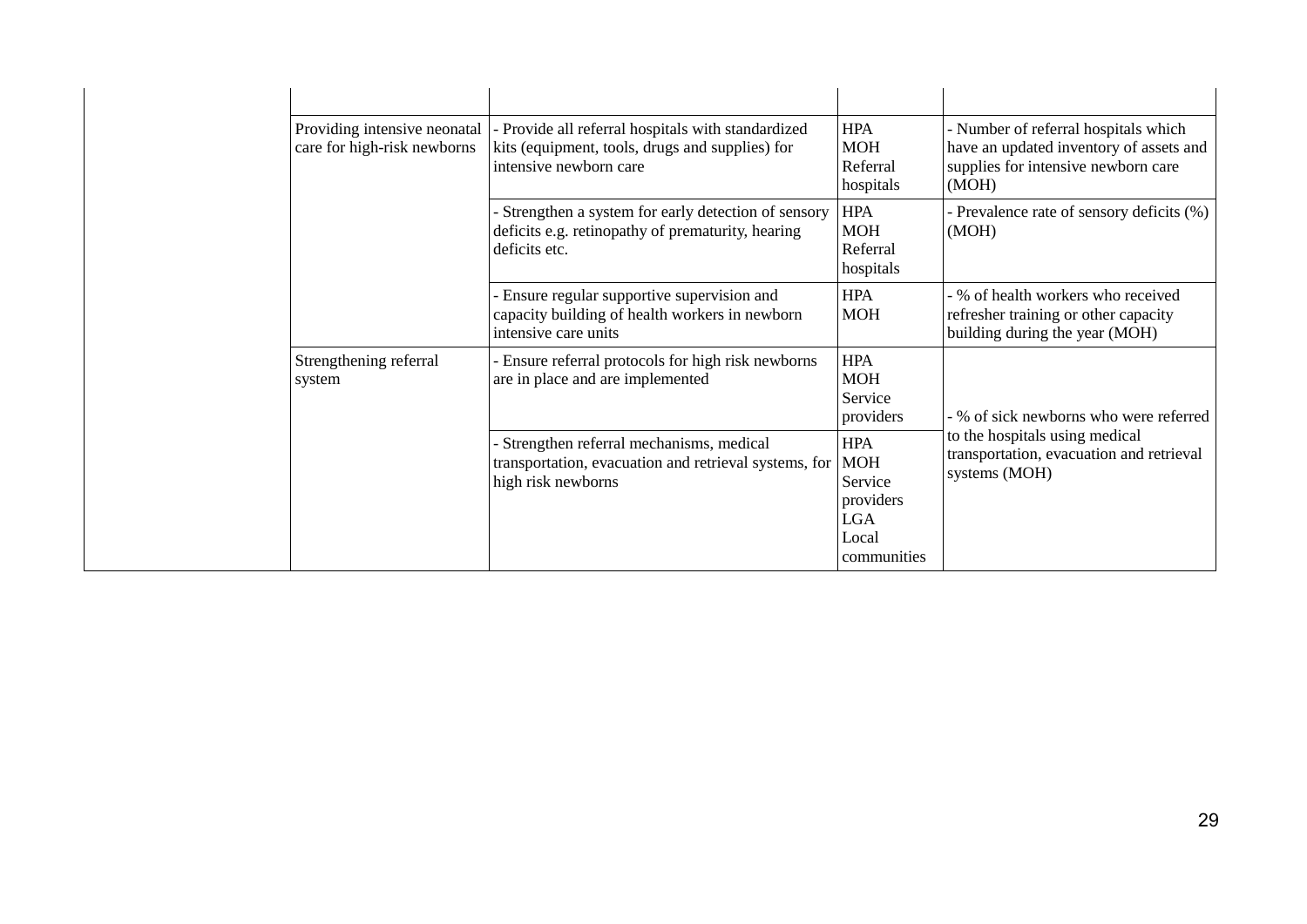| | | | | |
|---|---|---|---|---|
| | | | | |
| | Providing intensive neonatal care for high-risk newborns | - Provide all referral hospitals with standardized kits (equipment, tools, drugs and supplies) for intensive newborn care | HPA MOH Referral hospitals | - Number of referral hospitals which have an updated inventory of assets and supplies for intensive newborn care (MOH) |
| | | - Strengthen a system for early detection of sensory deficits e.g. retinopathy of prematurity, hearing deficits etc. | HPA MOH Referral hospitals | - Prevalence rate of sensory deficits (%) (MOH) |
| | | - Ensure regular supportive supervision and capacity building of health workers in newborn intensive care units | HPA MOH | - % of health workers who received refresher training or other capacity building during the year (MOH) |
| | Strengthening referral system | - Ensure referral protocols for high risk newborns are in place and are implemented | HPA MOH Service providers | - % of sick newborns who were referred to the hospitals using medical transportation, evacuation and retrieval systems (MOH) |
| | | - Strengthen referral mechanisms, medical transportation, evacuation and retrieval systems, for high risk newborns | HPA MOH Service providers LGA Local communities | |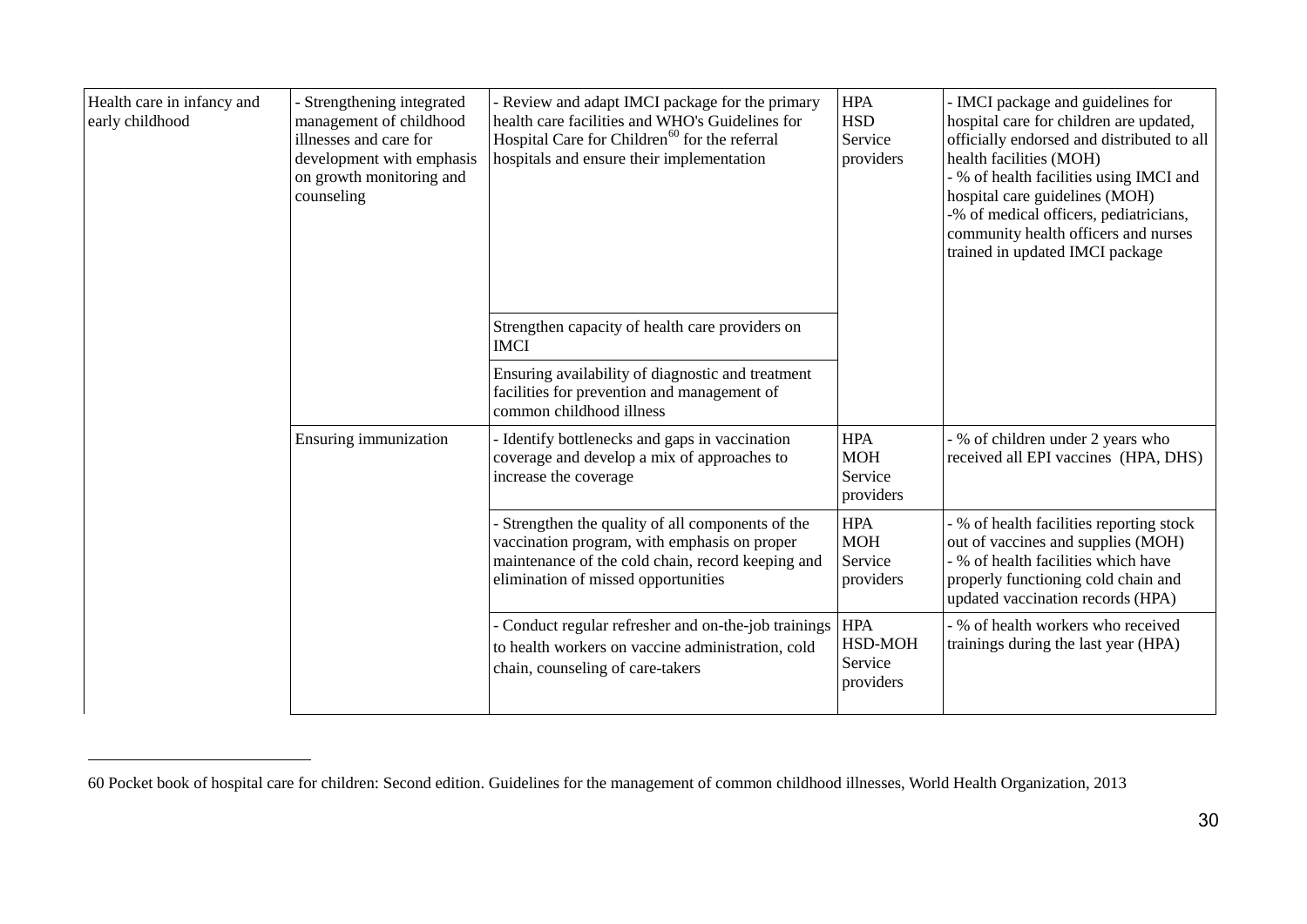| | | | | |
|---|---|---|---|---|
| Health care in infancy and early childhood | - Strengthening integrated management of childhood illnesses and care for development with emphasis on growth monitoring and counseling | - Review and adapt IMCI package for the primary health care facilities and WHO's Guidelines for Hospital Care for Children[60] for the referral hospitals and ensure their implementation | HPA<br>HSD<br>Service providers | - IMCI package and guidelines for hospital care for children are updated, officially endorsed and distributed to all health facilities (MOH)<br>- % of health facilities using IMCI and hospital care guidelines (MOH)<br>-% of medical officers, pediatricians, community health officers and nurses trained in updated IMCI package |
| | | Strengthen capacity of health care providers on IMCI | | |
| | | Ensuring availability of diagnostic and treatment facilities for prevention and management of common childhood illness | | |
| | Ensuring immunization | - Identify bottlenecks and gaps in vaccination coverage and develop a mix of approaches to increase the coverage | HPA<br>MOH<br>Service providers | - % of children under 2 years who received all EPI vaccines (HPA, DHS) |
| | | - Strengthen the quality of all components of the vaccination program, with emphasis on proper maintenance of the cold chain, record keeping and elimination of missed opportunities | HPA<br>MOH<br>Service providers | - % of health facilities reporting stock out of vaccines and supplies (MOH)<br>- % of health facilities which have properly functioning cold chain and updated vaccination records (HPA) |
| | | - Conduct regular refresher and on-the-job trainings to health workers on vaccine administration, cold chain, counseling of care-takers | HPA<br>HSD-MOH<br>Service providers | - % of health workers who received trainings during the last year (HPA) |

60 Pocket book of hospital care for children: Second edition. Guidelines for the management of common childhood illnesses, World Health Organization, 2013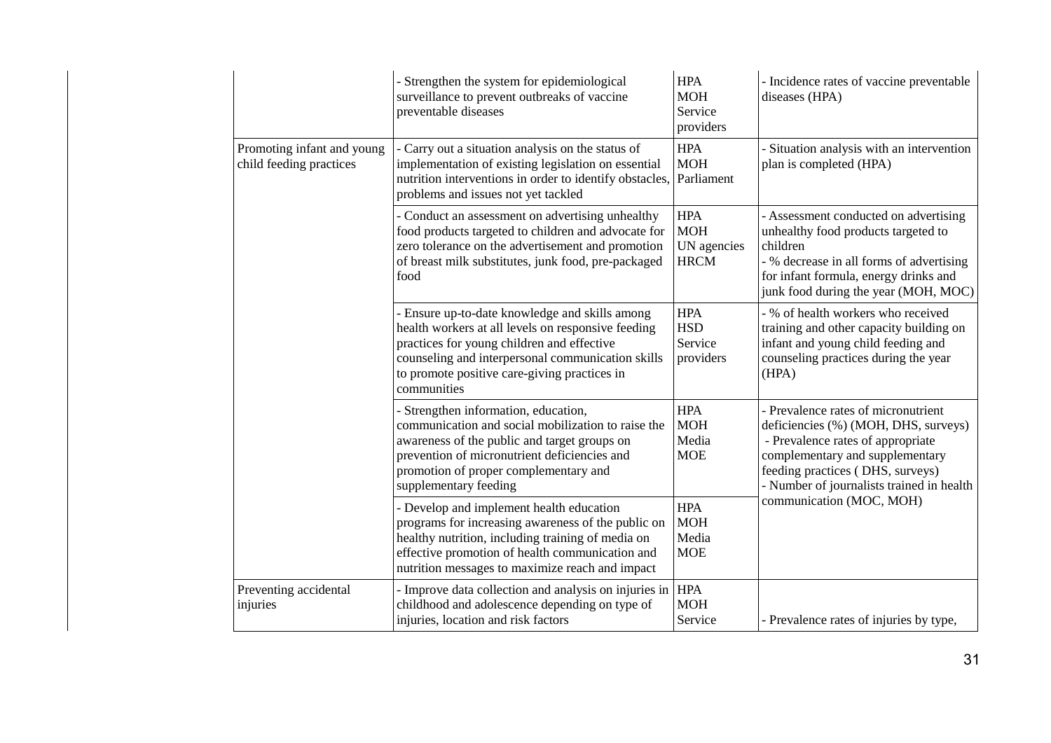| | | | |
|---|---|---|---|
| | - Strengthen the system for epidemiological surveillance to prevent outbreaks of vaccine preventable diseases | HPA<br>MOH<br>Service providers | - Incidence rates of vaccine preventable diseases (HPA) |
| Promoting infant and young child feeding practices | - Carry out a situation analysis on the status of implementation of existing legislation on essential nutrition interventions in order to identify obstacles, problems and issues not yet tackled | HPA<br>MOH<br>Parliament | - Situation analysis with an intervention plan is completed (HPA) |
| | - Conduct an assessment on advertising unhealthy food products targeted to children and advocate for zero tolerance on the advertisement and promotion of breast milk substitutes, junk food, pre-packaged food | HPA<br>MOH<br>UN agencies<br>HRCM | - Assessment conducted on advertising unhealthy food products targeted to children<br>- % decrease in all forms of advertising for infant formula, energy drinks and junk food during the year (MOH, MOC) |
| | - Ensure up-to-date knowledge and skills among health workers at all levels on responsive feeding practices for young children and effective counseling and interpersonal communication skills to promote positive care-giving practices in communities | HPA<br>HSD<br>Service providers | - % of health workers who received training and other capacity building on infant and young child feeding and counseling practices during the year (HPA) |
| | - Strengthen information, education, communication and social mobilization to raise the awareness of the public and target groups on prevention of micronutrient deficiencies and promotion of proper complementary and supplementary feeding | HPA<br>MOH<br>Media<br>MOE | - Prevalence rates of micronutrient deficiencies (%) (MOH, DHS, surveys)<br>- Prevalence rates of appropriate complementary and supplementary feeding practices ( DHS, surveys)<br>- Number of journalists trained in health communication (MOC, MOH) |
| | - Develop and implement health education programs for increasing awareness of the public on healthy nutrition, including training of media on effective promotion of health communication and nutrition messages to maximize reach and impact | HPA<br>MOH<br>Media<br>MOE | |
| Preventing accidental injuries | - Improve data collection and analysis on injuries in childhood and adolescence depending on type of injuries, location and risk factors | HPA<br>MOH<br>Service | - Prevalence rates of injuries by type, |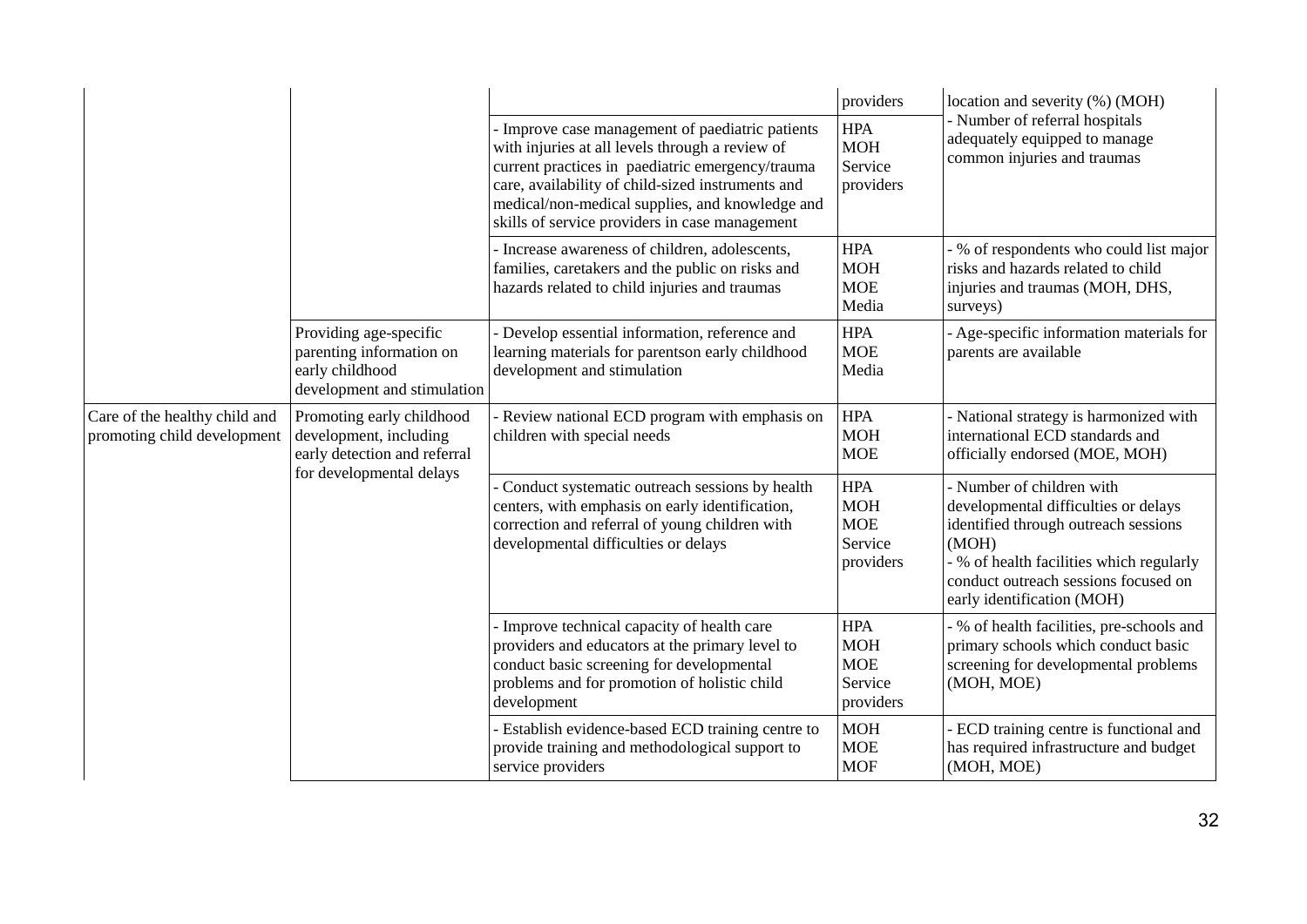| | | | providers | location and severity (%) (MOH) |
|---|---|---|---|---|
| | | - Improve case management of paediatric patients with injuries at all levels through a review of current practices in paediatric emergency/trauma care, availability of child-sized instruments and medical/non-medical supplies, and knowledge and skills of service providers in case management | HPA<br>MOH<br>Service providers | - Number of referral hospitals adequately equipped to manage common injuries and traumas |
| | | - Increase awareness of children, adolescents, families, caretakers and the public on risks and hazards related to child injuries and traumas | HPA<br>MOH<br>MOE<br>Media | - % of respondents who could list major risks and hazards related to child injuries and traumas (MOH, DHS, surveys) |
| | Providing age-specific parenting information on early childhood development and stimulation | - Develop essential information, reference and learning materials for parentson early childhood development and stimulation | HPA<br>MOE<br>Media | - Age-specific information materials for parents are available |
| Care of the healthy child and promoting child development | Promoting early childhood development, including early detection and referral for developmental delays | - Review national ECD program with emphasis on children with special needs | HPA<br>MOH<br>MOE | - National strategy is harmonized with international ECD standards and officially endorsed (MOE, MOH) |
| | | - Conduct systematic outreach sessions by health centers, with emphasis on early identification, correction and referral of young children with developmental difficulties or delays | HPA<br>MOH<br>MOE<br>Service providers | - Number of children with developmental difficulties or delays identified through outreach sessions (MOH)<br>- % of health facilities which regularly conduct outreach sessions focused on early identification (MOH) |
| | | - Improve technical capacity of health care providers and educators at the primary level to conduct basic screening for developmental problems and for promotion of holistic child development | HPA<br>MOH<br>MOE<br>Service providers | - % of health facilities, pre-schools and primary schools which conduct basic screening for developmental problems (MOH, MOE) |
| | | - Establish evidence-based ECD training centre to provide training and methodological support to service providers | MOH<br>MOE<br>MOF | - ECD training centre is functional and has required infrastructure and budget (MOH, MOE) |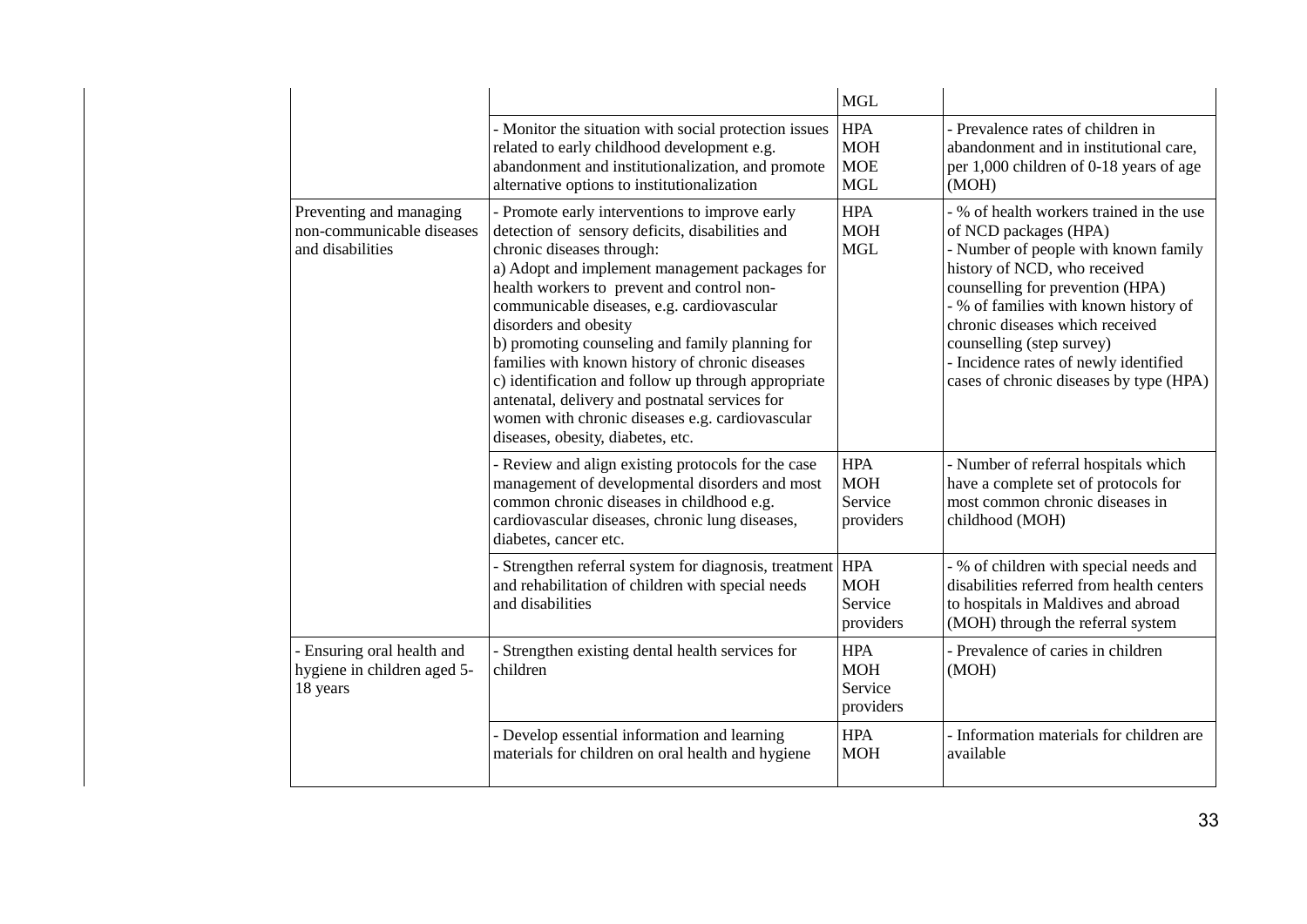| | | MGL | |
|---|---|---|---|
| | - Monitor the situation with social protection issues related to early childhood development e.g. abandonment and institutionalization, and promote alternative options to institutionalization | HPA<br>MOH<br>MOE<br>MGL | - Prevalence rates of children in abandonment and in institutional care, per 1,000 children of 0-18 years of age (MOH) |
| Preventing and managing non-communicable diseases and disabilities | - Promote early interventions to improve early detection of sensory deficits, disabilities and chronic diseases through:<br>a) Adopt and implement management packages for health workers to prevent and control non-communicable diseases, e.g. cardiovascular disorders and obesity<br>b) promoting counseling and family planning for families with known history of chronic diseases<br>c) identification and follow up through appropriate antenatal, delivery and postnatal services for women with chronic diseases e.g. cardiovascular diseases, obesity, diabetes, etc. | HPA<br>MOH<br>MGL | - % of health workers trained in the use of NCD packages (HPA)<br>- Number of people with known family history of NCD, who received counselling for prevention (HPA)<br>- % of families with known history of chronic diseases which received counselling (step survey)<br>- Incidence rates of newly identified cases of chronic diseases by type (HPA) |
| | - Review and align existing protocols for the case management of developmental disorders and most common chronic diseases in childhood e.g. cardiovascular diseases, chronic lung diseases, diabetes, cancer etc. | HPA<br>MOH<br>Service providers | - Number of referral hospitals which have a complete set of protocols for most common chronic diseases in childhood (MOH) |
| | - Strengthen referral system for diagnosis, treatment and rehabilitation of children with special needs and disabilities | HPA<br>MOH<br>Service providers | - % of children with special needs and disabilities referred from health centers to hospitals in Maldives and abroad (MOH) through the referral system |
| - Ensuring oral health and hygiene in children aged 5-18 years | - Strengthen existing dental health services for children | HPA<br>MOH<br>Service providers | - Prevalence of caries in children (MOH) |
| | - Develop essential information and learning materials for children on oral health and hygiene | HPA<br>MOH | - Information materials for children are available |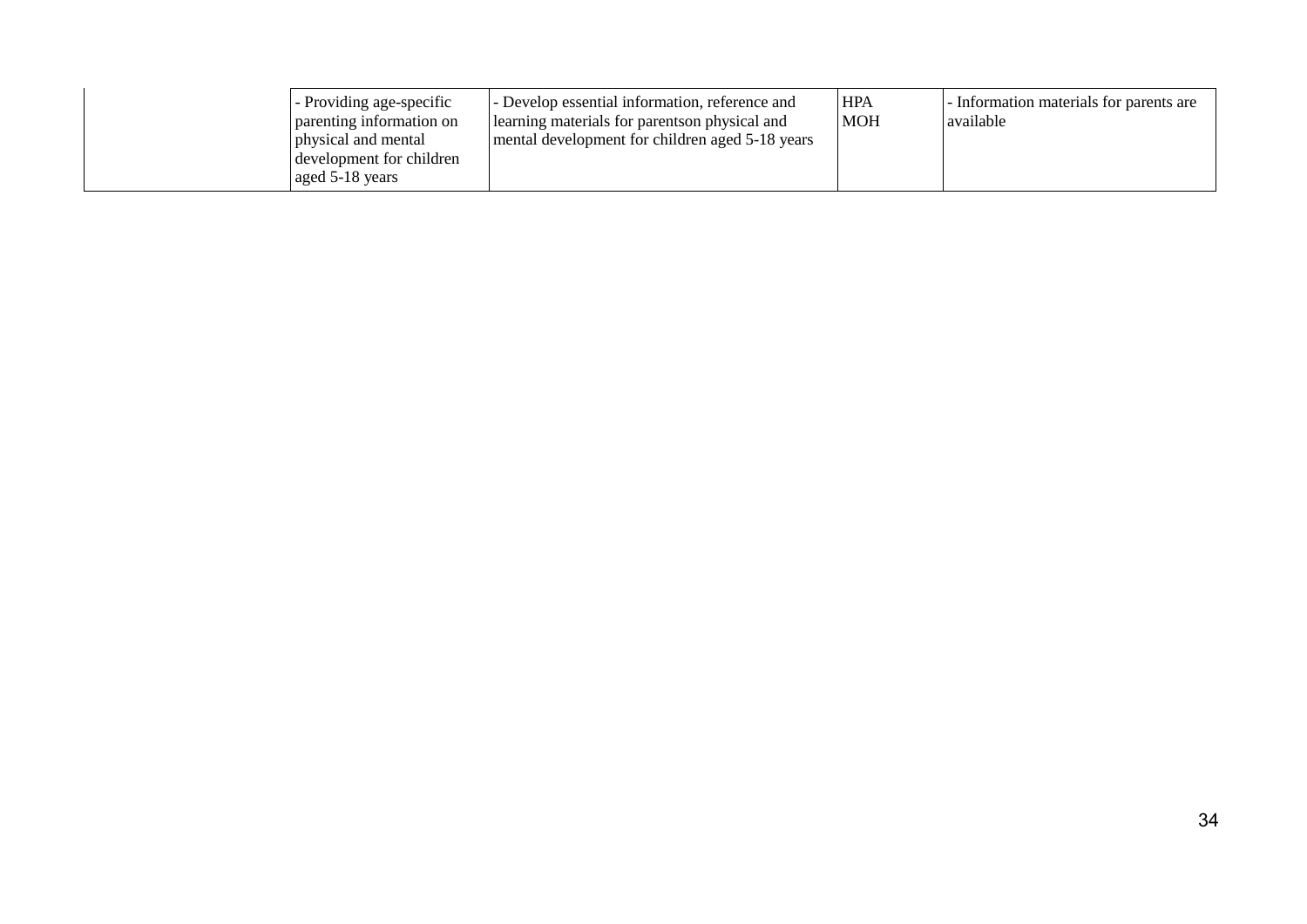| | | | | |
|---|---|---|---|---|
| | - Providing age-specific parenting information on physical and mental development for children aged 5-18 years | - Develop essential information, reference and learning materials for parentson physical and mental development for children aged 5-18 years | HPA<br>MOH | - Information materials for parents are available |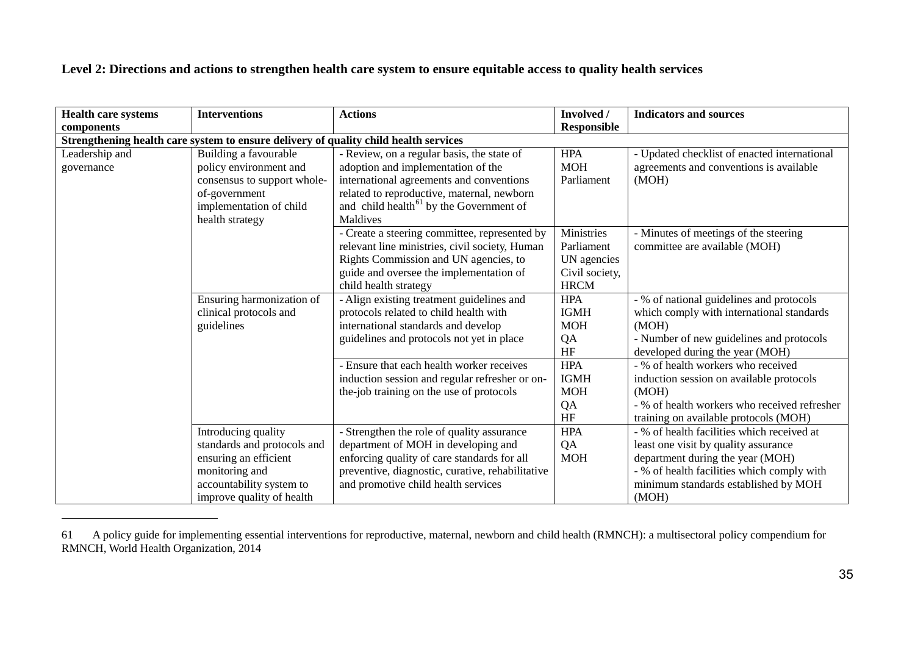**Level 2: Directions and actions to strengthen health care system to ensure equitable access to quality health services**

| Health care systems components | Interventions | Actions | Involved / Responsible | Indicators and sources |
|---|---|---|---|---|
| **Strengthening health care system to ensure delivery of quality child health services** | | | | |
| Leadership and governance | Building a favourable policy environment and consensus to support whole-of-government implementation of child health strategy | - Review, on a regular basis, the state of adoption and implementation of the international agreements and conventions related to reproductive, maternal, newborn and child health[61] by the Government of Maldives | HPA<br>MOH<br>Parliament | - Updated checklist of enacted international agreements and conventions is available (MOH) |
| | | - Create a steering committee, represented by relevant line ministries, civil society, Human Rights Commission and UN agencies, to guide and oversee the implementation of child health strategy | Ministries<br>Parliament<br>UN agencies<br>Civil society,<br>HRCM | - Minutes of meetings of the steering committee are available (MOH) |
| | Ensuring harmonization of clinical protocols and guidelines | - Align existing treatment guidelines and protocols related to child health with international standards and develop guidelines and protocols not yet in place | HPA<br>IGMH<br>MOH<br>QA<br>HF | - % of national guidelines and protocols which comply with international standards (MOH)<br>- Number of new guidelines and protocols developed during the year (MOH) |
| | | - Ensure that each health worker receives induction session and regular refresher or on-the-job training on the use of protocols | HPA<br>IGMH<br>MOH<br>QA<br>HF | - % of health workers who received induction session on available protocols (MOH)<br>- % of health workers who received refresher training on available protocols (MOH) |
| | Introducing quality standards and protocols and ensuring an efficient monitoring and accountability system to improve quality of health | - Strengthen the role of quality assurance department of MOH in developing and enforcing quality of care standards for all preventive, diagnostic, curative, rehabilitative and promotive child health services | HPA<br>QA<br>MOH | - % of health facilities which received at least one visit by quality assurance department during the year (MOH)<br>- % of health facilities which comply with minimum standards established by MOH (MOH) |

61 A policy guide for implementing essential interventions for reproductive, maternal, newborn and child health (RMNCH): a multisectoral policy compendium for RMNCH, World Health Organization, 2014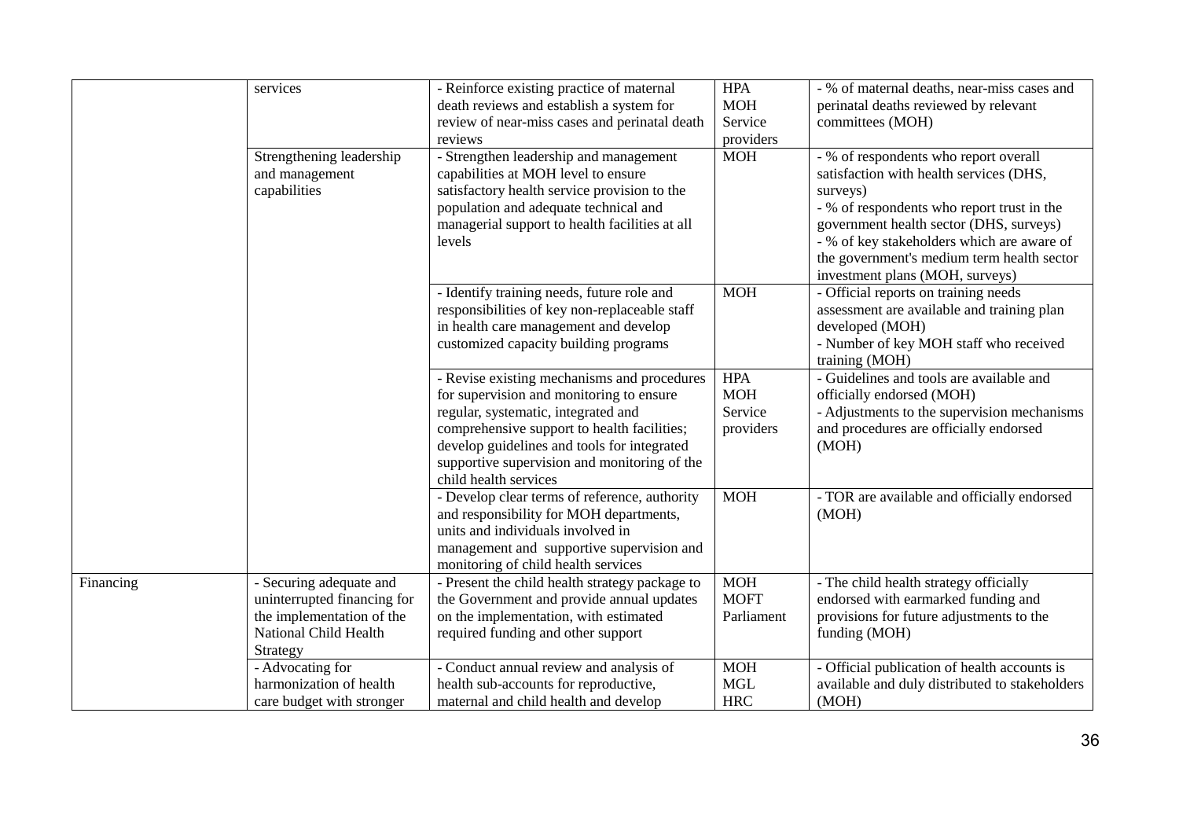| | | | | |
|---|---|---|---|---|
| | services | - Reinforce existing practice of maternal death reviews and establish a system for review of near-miss cases and perinatal death reviews | HPA<br>MOH<br>Service providers | - % of maternal deaths, near-miss cases and perinatal deaths reviewed by relevant committees (MOH) |
| | Strengthening leadership and management capabilities | - Strengthen leadership and management capabilities at MOH level to ensure satisfactory health service provision to the population and adequate technical and managerial support to health facilities at all levels | MOH | - % of respondents who report overall satisfaction with health services (DHS, surveys)<br>- % of respondents who report trust in the government health sector (DHS, surveys)<br>- % of key stakeholders which are aware of the government's medium term health sector investment plans (MOH, surveys) |
| | | - Identify training needs, future role and responsibilities of key non-replaceable staff in health care management and develop customized capacity building programs | MOH | - Official reports on training needs assessment are available and training plan developed (MOH)<br>- Number of key MOH staff who received training (MOH) |
| | | - Revise existing mechanisms and procedures for supervision and monitoring to ensure regular, systematic, integrated and comprehensive support to health facilities; develop guidelines and tools for integrated supportive supervision and monitoring of the child health services | HPA<br>MOH<br>Service providers | - Guidelines and tools are available and officially endorsed (MOH)<br>- Adjustments to the supervision mechanisms and procedures are officially endorsed (MOH) |
| | | - Develop clear terms of reference, authority and responsibility for MOH departments, units and individuals involved in management and supportive supervision and monitoring of child health services | MOH | - TOR are available and officially endorsed (MOH) |
| Financing | - Securing adequate and uninterrupted financing for the implementation of the National Child Health Strategy | - Present the child health strategy package to the Government and provide annual updates on the implementation, with estimated required funding and other support | MOH<br>MOFT<br>Parliament | - The child health strategy officially endorsed with earmarked funding and provisions for future adjustments to the funding (MOH) |
| | - Advocating for harmonization of health care budget with stronger | - Conduct annual review and analysis of health sub-accounts for reproductive, maternal and child health and develop | MOH<br>MGL<br>HRC | - Official publication of health accounts is available and duly distributed to stakeholders (MOH) |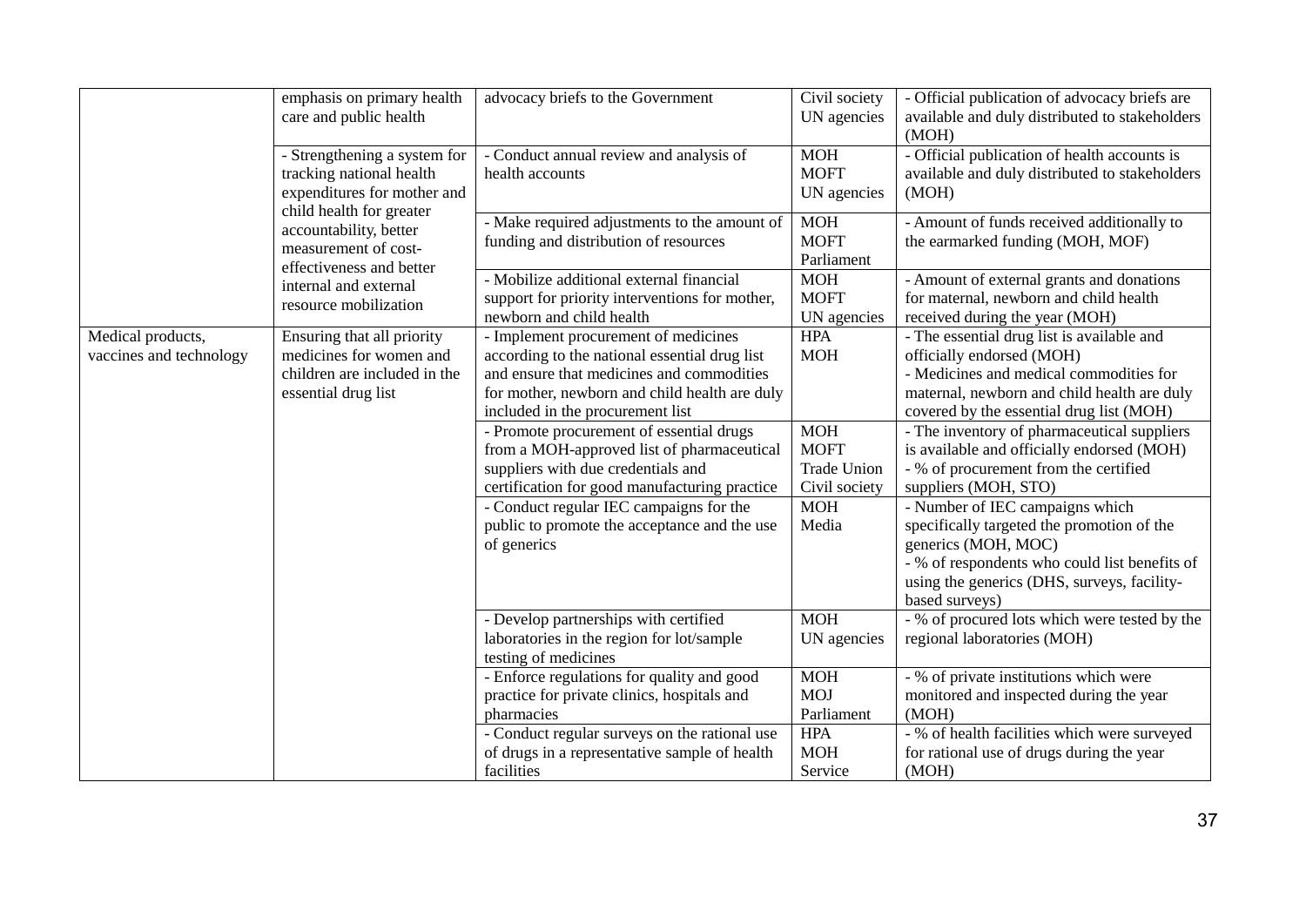| | | | | |
|---|---|---|---|---|
| | emphasis on primary health care and public health | advocacy briefs to the Government | Civil society<br>UN agencies | - Official publication of advocacy briefs are available and duly distributed to stakeholders (MOH) |
| | - Strengthening a system for tracking national health expenditures for mother and child health for greater accountability, better measurement of cost-effectiveness and better internal and external resource mobilization | - Conduct annual review and analysis of health accounts | MOH<br>MOFT<br>UN agencies | - Official publication of health accounts is available and duly distributed to stakeholders (MOH) |
| | | - Make required adjustments to the amount of funding and distribution of resources | MOH<br>MOFT<br>Parliament | - Amount of funds received additionally to the earmarked funding (MOH, MOF) |
| | | - Mobilize additional external financial support for priority interventions for mother, newborn and child health | MOH<br>MOFT<br>UN agencies | - Amount of external grants and donations for maternal, newborn and child health received during the year (MOH) |
| Medical products, vaccines and technology | Ensuring that all priority medicines for women and children are included in the essential drug list | - Implement procurement of medicines according to the national essential drug list and ensure that medicines and commodities for mother, newborn and child health are duly included in the procurement list | HPA<br>MOH | - The essential drug list is available and officially endorsed (MOH)<br>- Medicines and medical commodities for maternal, newborn and child health are duly covered by the essential drug list (MOH) |
| | | - Promote procurement of essential drugs from a MOH-approved list of pharmaceutical suppliers with due credentials and certification for good manufacturing practice | MOH<br>MOFT<br>Trade Union<br>Civil society | - The inventory of pharmaceutical suppliers is available and officially endorsed (MOH)<br>- % of procurement from the certified suppliers (MOH, STO) |
| | | - Conduct regular IEC campaigns for the public to promote the acceptance and the use of generics | MOH<br>Media | - Number of IEC campaigns which specifically targeted the promotion of the generics (MOH, MOC)<br>- % of respondents who could list benefits of using the generics (DHS, surveys, facility-based surveys) |
| | | - Develop partnerships with certified laboratories in the region for lot/sample testing of medicines | MOH<br>UN agencies | - % of procured lots which were tested by the regional laboratories (MOH) |
| | | - Enforce regulations for quality and good practice for private clinics, hospitals and pharmacies | MOH<br>MOJ<br>Parliament | - % of private institutions which were monitored and inspected during the year (MOH) |
| | | - Conduct regular surveys on the rational use of drugs in a representative sample of health facilities | HPA<br>MOH<br>Service | - % of health facilities which were surveyed for rational use of drugs during the year (MOH) |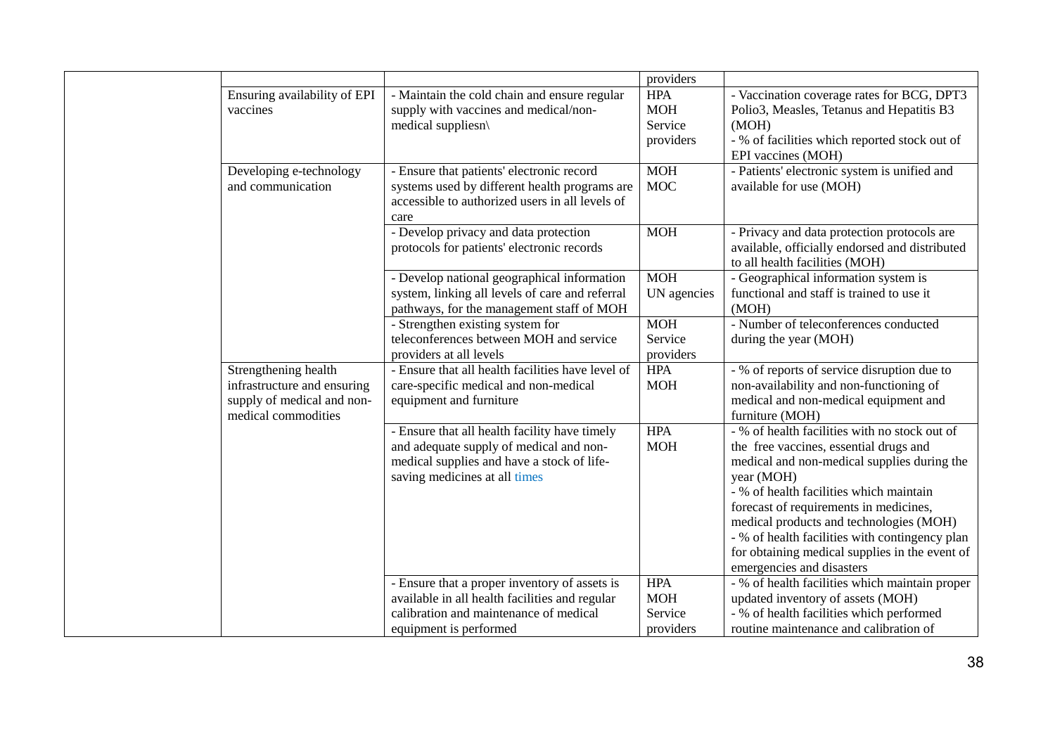| | | | | |
|---|---|---|---|---|
| | | | providers | |
| | Ensuring availability of EPI vaccines | - Maintain the cold chain and ensure regular supply with vaccines and medical/non-medical suppliesn\ | HPA<br>MOH<br>Service providers | - Vaccination coverage rates for BCG, DPT3 Polio3, Measles, Tetanus and Hepatitis B3 (MOH)<br>- % of facilities which reported stock out of EPI vaccines (MOH) |
| | Developing e-technology and communication | - Ensure that patients' electronic record systems used by different health programs are accessible to authorized users in all levels of care | MOH<br>MOC | - Patients' electronic system is unified and available for use (MOH) |
| | | - Develop privacy and data protection protocols for patients' electronic records | MOH | - Privacy and data protection protocols are available, officially endorsed and distributed to all health facilities (MOH) |
| | | - Develop national geographical information system, linking all levels of care and referral pathways, for the management staff of MOH | MOH<br>UN agencies | - Geographical information system is functional and staff is trained to use it (MOH) |
| | | - Strengthen existing system for teleconferences between MOH and service providers at all levels | MOH<br>Service providers | - Number of teleconferences conducted during the year (MOH) |
| | Strengthening health infrastructure and ensuring supply of medical and non-medical commodities | - Ensure that all health facilities have level of care-specific medical and non-medical equipment and furniture | HPA<br>MOH | - % of reports of service disruption due to non-availability and non-functioning of medical and non-medical equipment and furniture (MOH) |
| | | - Ensure that all health facility have timely and adequate supply of medical and non-medical supplies and have a stock of life-saving medicines at all times | HPA<br>MOH | - % of health facilities with no stock out of the free vaccines, essential drugs and medical and non-medical supplies during the year (MOH)<br>- % of health facilities which maintain forecast of requirements in medicines, medical products and technologies (MOH)<br>- % of health facilities with contingency plan for obtaining medical supplies in the event of emergencies and disasters |
| | | - Ensure that a proper inventory of assets is available in all health facilities and regular calibration and maintenance of medical equipment is performed | HPA<br>MOH<br>Service providers | - % of health facilities which maintain proper updated inventory of assets (MOH)<br>- % of health facilities which performed routine maintenance and calibration of |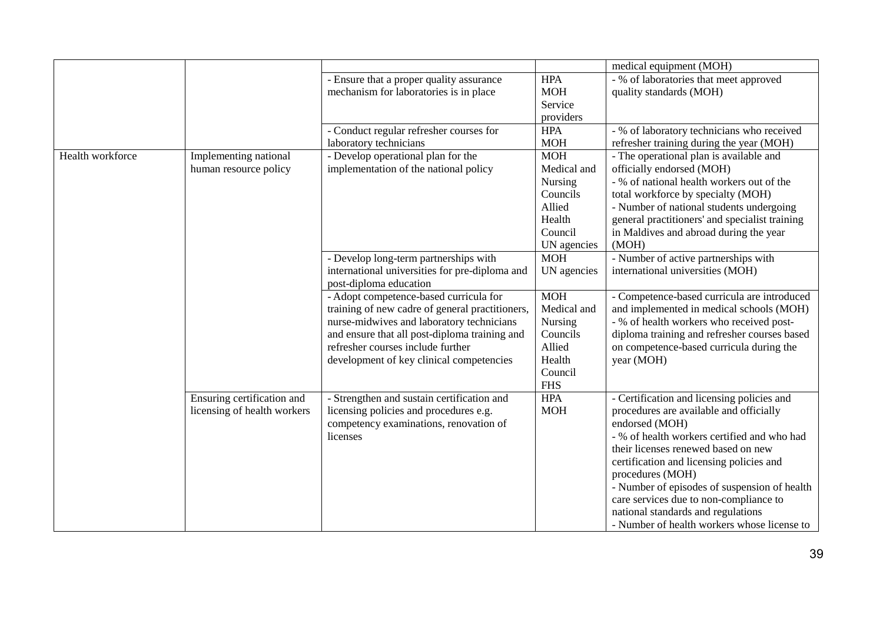| | | | | |
|---|---|---|---|---|
| | | | | medical equipment (MOH) |
| | | - Ensure that a proper quality assurance mechanism for laboratories is in place | HPA<br>MOH<br>Service providers | - % of laboratories that meet approved quality standards (MOH) |
| | | - Conduct regular refresher courses for laboratory technicians | HPA<br>MOH | - % of laboratory technicians who received refresher training during the year (MOH) |
| Health workforce | Implementing national human resource policy | - Develop operational plan for the implementation of the national policy | MOH<br>Medical and Nursing Councils<br>Allied Health Council<br>UN agencies | - The operational plan is available and officially endorsed (MOH)<br>- % of national health workers out of the total workforce by specialty (MOH)<br>- Number of national students undergoing general practitioners' and specialist training in Maldives and abroad during the year (MOH) |
| | | - Develop long-term partnerships with international universities for pre-diploma and post-diploma education | MOH<br>UN agencies | - Number of active partnerships with international universities (MOH) |
| | | - Adopt competence-based curricula for training of new cadre of general practitioners, nurse-midwives and laboratory technicians and ensure that all post-diploma training and refresher courses include further development of key clinical competencies | MOH<br>Medical and Nursing Councils<br>Allied Health Council<br>FHS | - Competence-based curricula are introduced and implemented in medical schools (MOH)<br>- % of health workers who received post-diploma training and refresher courses based on competence-based curricula during the year (MOH) |
| | Ensuring certification and licensing of health workers | - Strengthen and sustain certification and licensing policies and procedures e.g. competency examinations, renovation of licenses | HPA<br>MOH | - Certification and licensing policies and procedures are available and officially endorsed (MOH)<br>- % of health workers certified and who had their licenses renewed based on new certification and licensing policies and procedures (MOH)<br>- Number of episodes of suspension of health care services due to non-compliance to national standards and regulations<br>- Number of health workers whose license to |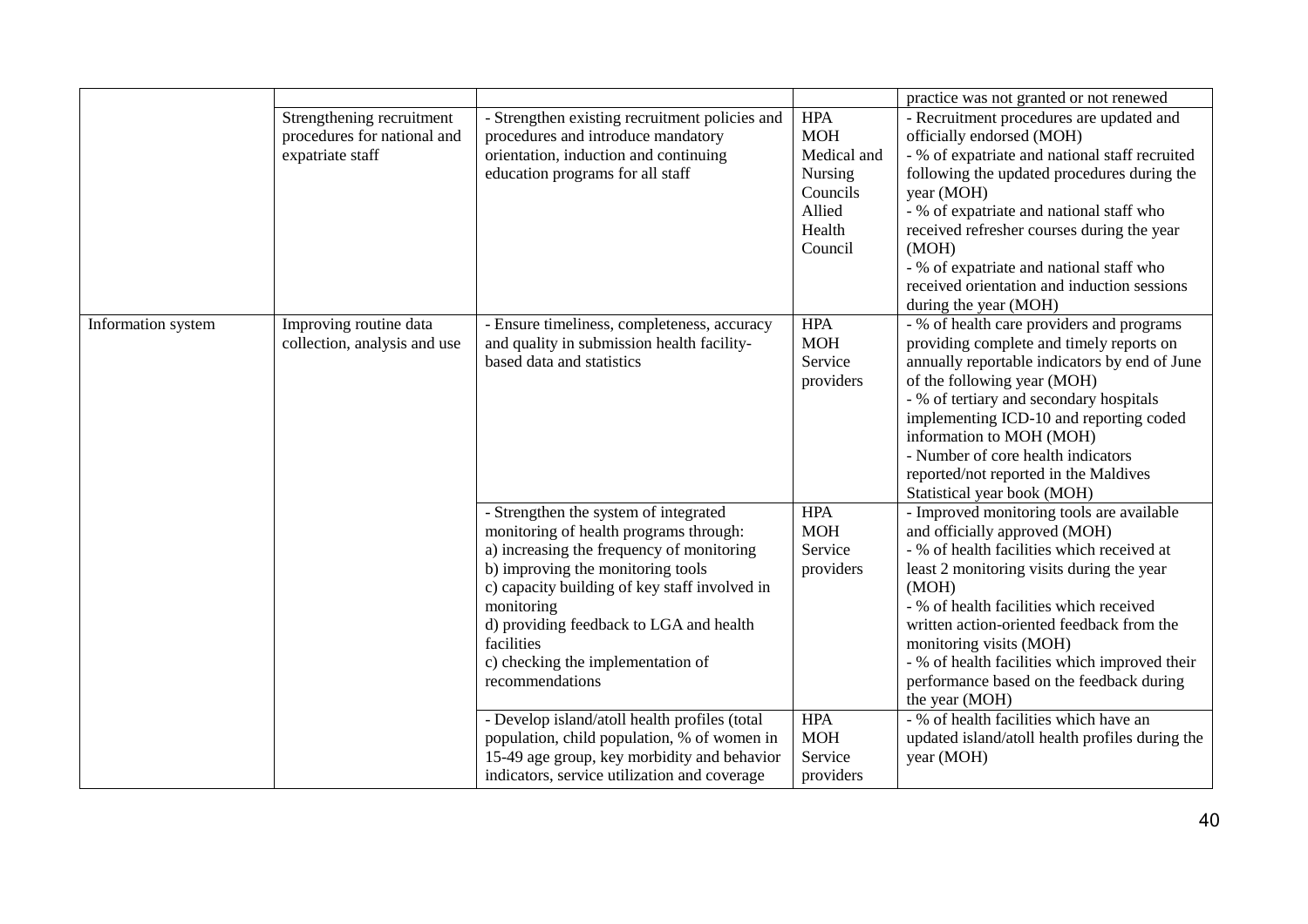| | | | | |
|---|---|---|---|---|
| | | | | practice was not granted or not renewed |
| | Strengthening recruitment procedures for national and expatriate staff | - Strengthen existing recruitment policies and procedures and introduce mandatory orientation, induction and continuing education programs for all staff | HPA<br>MOH<br>Medical and Nursing Councils<br>Allied Health Council | - Recruitment procedures are updated and officially endorsed (MOH)<br>- % of expatriate and national staff recruited following the updated procedures during the year (MOH)<br>- % of expatriate and national staff who received refresher courses during the year (MOH)<br>- % of expatriate and national staff who received orientation and induction sessions during the year (MOH) |
| Information system | Improving routine data collection, analysis and use | - Ensure timeliness, completeness, accuracy and quality in submission health facility-based data and statistics | HPA<br>MOH<br>Service providers | - % of health care providers and programs providing complete and timely reports on annually reportable indicators by end of June of the following year (MOH)<br>- % of tertiary and secondary hospitals implementing ICD-10 and reporting coded information to MOH (MOH)<br>- Number of core health indicators reported/not reported in the Maldives Statistical year book (MOH) |
| | | - Strengthen the system of integrated monitoring of health programs through:<br>a) increasing the frequency of monitoring<br>b) improving the monitoring tools<br>c) capacity building of key staff involved in monitoring<br>d) providing feedback to LGA and health facilities<br>c) checking the implementation of recommendations | HPA<br>MOH<br>Service providers | - Improved monitoring tools are available and officially approved (MOH)<br>- % of health facilities which received at least 2 monitoring visits during the year (MOH)<br>- % of health facilities which received written action-oriented feedback from the monitoring visits (MOH)<br>- % of health facilities which improved their performance based on the feedback during the year (MOH) |
| | | - Develop island/atoll health profiles (total population, child population, % of women in 15-49 age group, key morbidity and behavior indicators, service utilization and coverage | HPA<br>MOH<br>Service providers | - % of health facilities which have an updated island/atoll health profiles during the year (MOH) |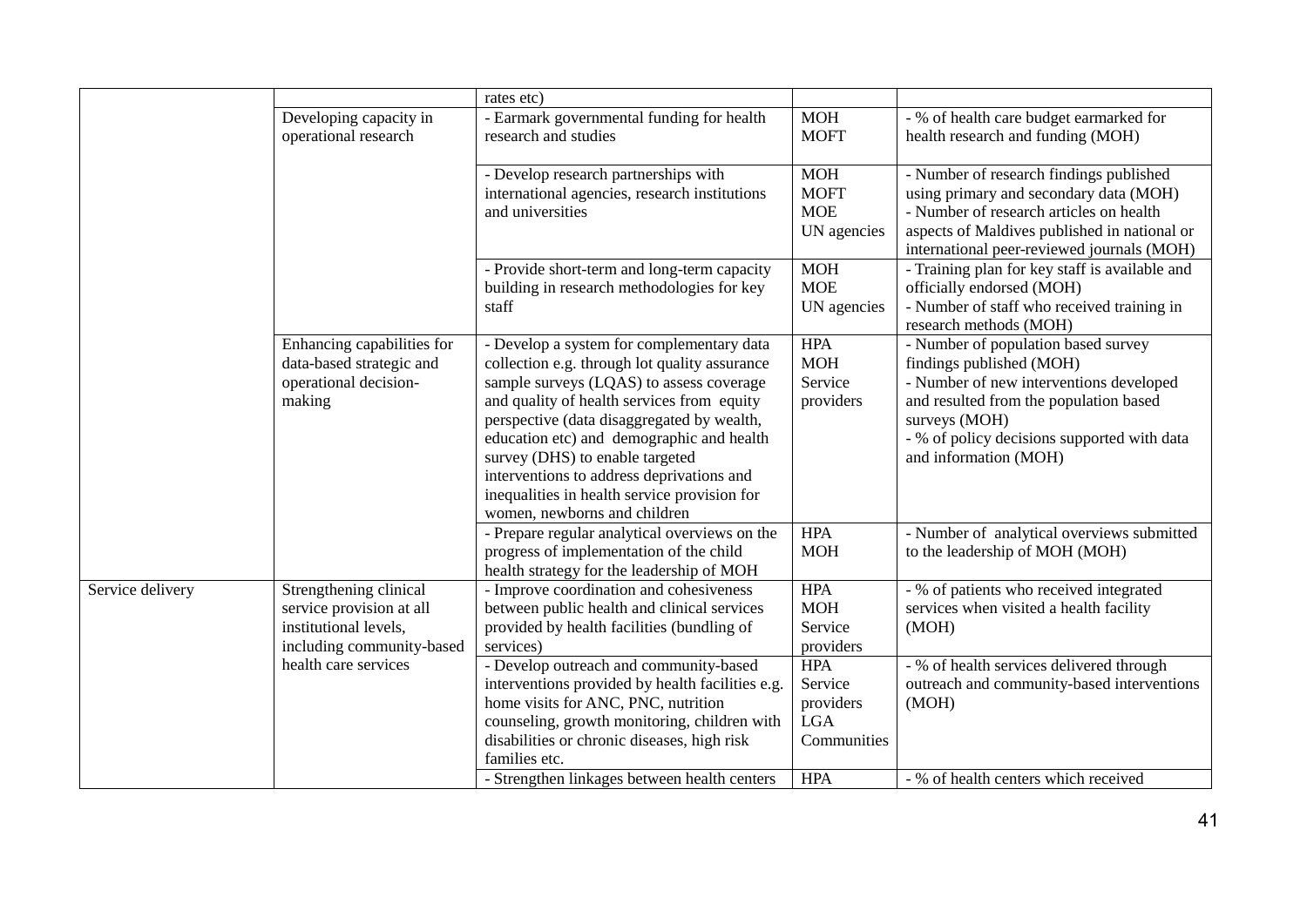| | | | | |
|---|---|---|---|---|
| | | rates etc) | | |
| | Developing capacity in operational research | - Earmark governmental funding for health research and studies | MOH<br>MOFT | - % of health care budget earmarked for health research and funding (MOH) |
| | | - Develop research partnerships with international agencies, research institutions and universities | MOH<br>MOFT<br>MOE<br>UN agencies | - Number of research findings published using primary and secondary data (MOH)<br>- Number of research articles on health aspects of Maldives published in national or international peer-reviewed journals (MOH) |
| | | - Provide short-term and long-term capacity building in research methodologies for key staff | MOH<br>MOE<br>UN agencies | - Training plan for key staff is available and officially endorsed (MOH)<br>- Number of staff who received training in research methods (MOH) |
| | Enhancing capabilities for data-based strategic and operational decision-making | - Develop a system for complementary data collection e.g. through lot quality assurance sample surveys (LQAS) to assess coverage and quality of health services from equity perspective (data disaggregated by wealth, education etc) and demographic and health survey (DHS) to enable targeted interventions to address deprivations and inequalities in health service provision for women, newborns and children | HPA<br>MOH<br>Service providers | - Number of population based survey findings published (MOH)<br>- Number of new interventions developed and resulted from the population based surveys (MOH)<br>- % of policy decisions supported with data and information (MOH) |
| | | - Prepare regular analytical overviews on the progress of implementation of the child health strategy for the leadership of MOH | HPA<br>MOH | - Number of analytical overviews submitted to the leadership of MOH (MOH) |
| Service delivery | Strengthening clinical service provision at all institutional levels, including community-based health care services | - Improve coordination and cohesiveness between public health and clinical services provided by health facilities (bundling of services) | HPA<br>MOH<br>Service providers | - % of patients who received integrated services when visited a health facility (MOH) |
| | | - Develop outreach and community-based interventions provided by health facilities e.g. home visits for ANC, PNC, nutrition counseling, growth monitoring, children with disabilities or chronic diseases, high risk families etc. | HPA<br>Service providers<br>LGA<br>Communities | - % of health services delivered through outreach and community-based interventions (MOH) |
| | | - Strengthen linkages between health centers | HPA | - % of health centers which received |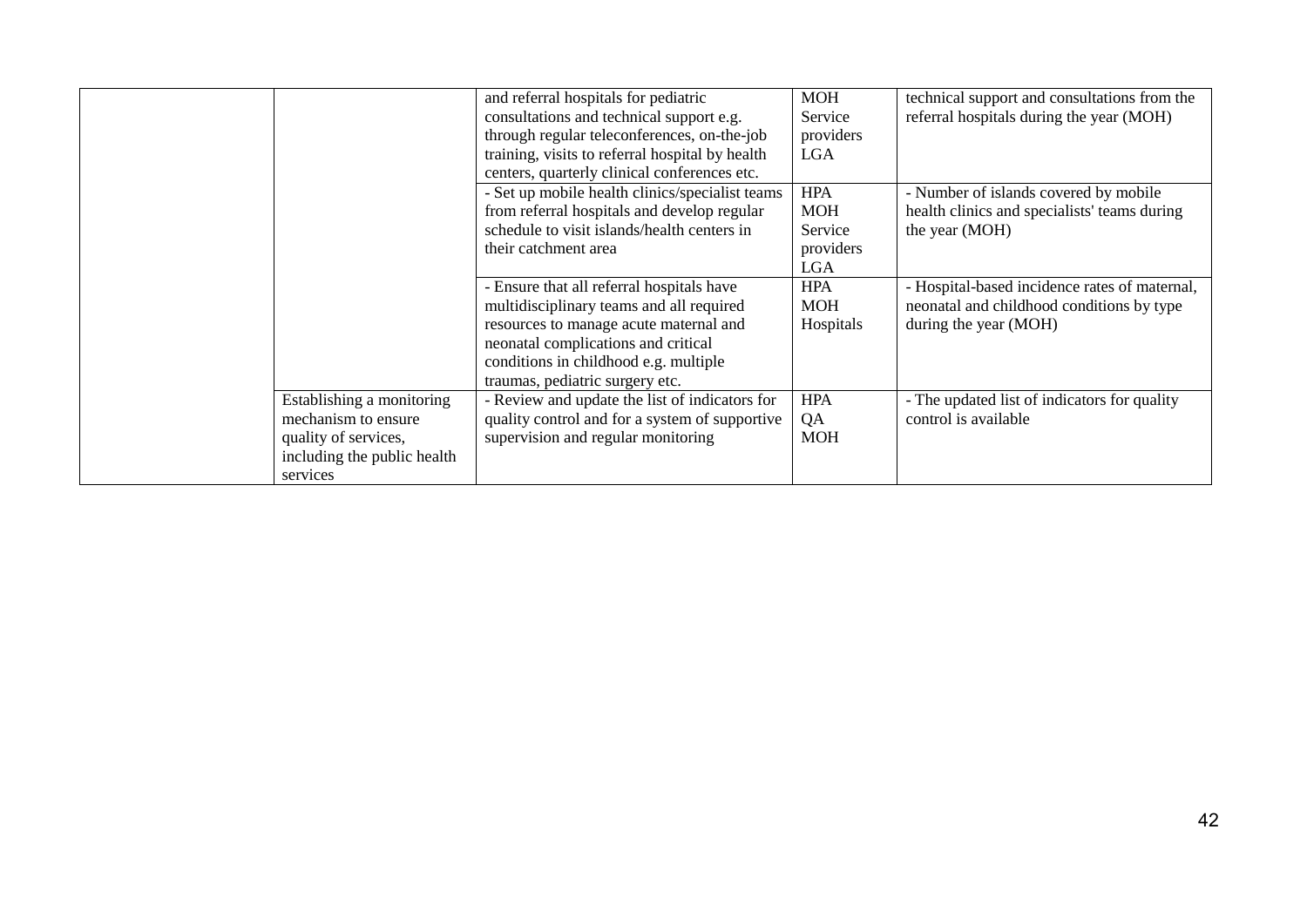| | | | | |
|---|---|---|---|---|
| | | and referral hospitals for pediatric consultations and technical support e.g. through regular teleconferences, on-the-job training, visits to referral hospital by health centers, quarterly clinical conferences etc. | MOH<br>Service providers<br>LGA | technical support and consultations from the referral hospitals during the year (MOH) |
| | | - Set up mobile health clinics/specialist teams from referral hospitals and develop regular schedule to visit islands/health centers in their catchment area | HPA<br>MOH<br>Service providers<br>LGA | - Number of islands covered by mobile health clinics and specialists' teams during the year (MOH) |
| | | - Ensure that all referral hospitals have multidisciplinary teams and all required resources to manage acute maternal and neonatal complications and critical conditions in childhood e.g. multiple traumas, pediatric surgery etc. | HPA<br>MOH<br>Hospitals | - Hospital-based incidence rates of maternal, neonatal and childhood conditions by type during the year (MOH) |
| | Establishing a monitoring mechanism to ensure quality of services, including the public health services | - Review and update the list of indicators for quality control and for a system of supportive supervision and regular monitoring | HPA<br>QA<br>MOH | - The updated list of indicators for quality control is available |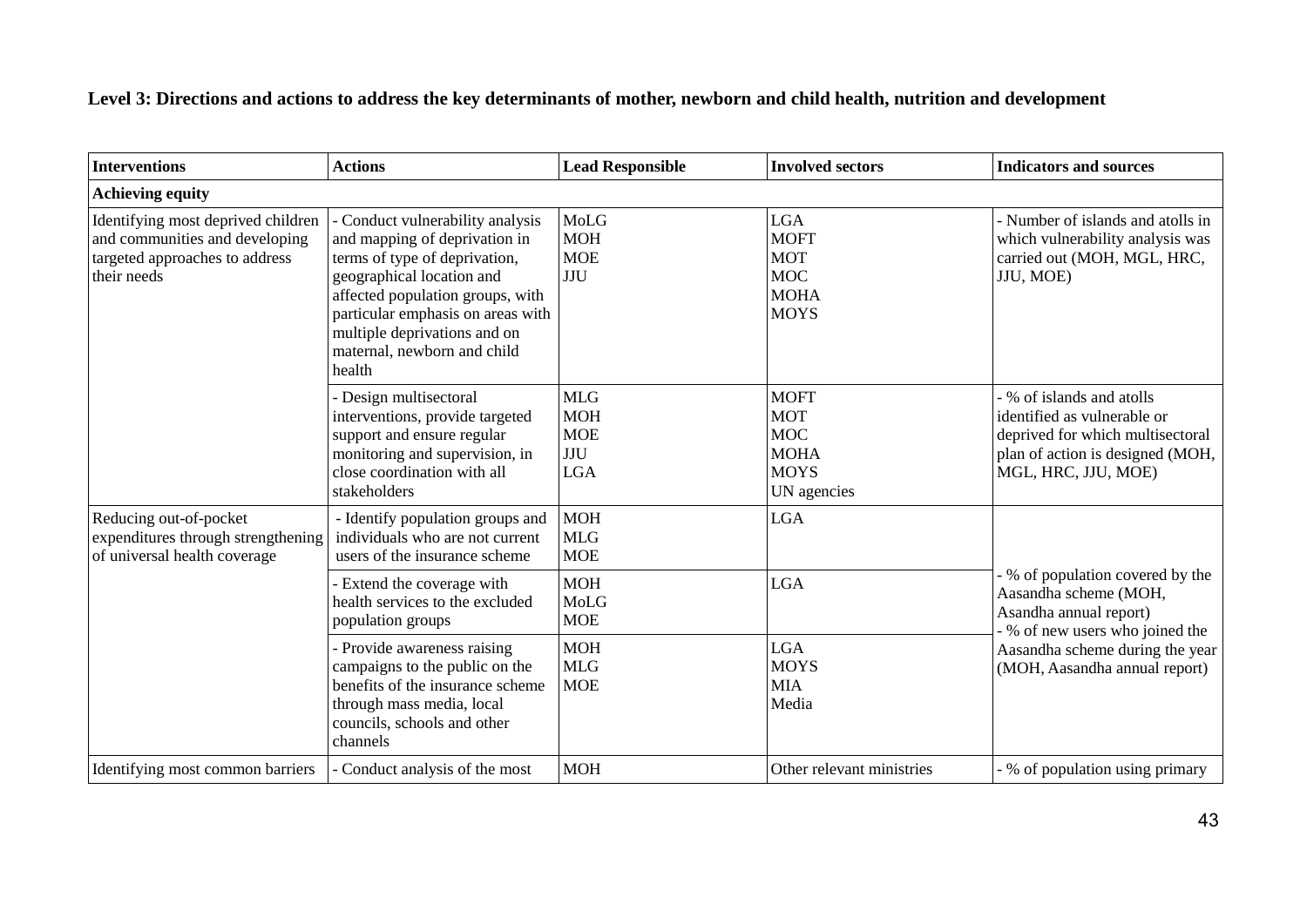**Level 3: Directions and actions to address the key determinants of mother, newborn and child health, nutrition and development**

| Interventions | Actions | Lead Responsible | Involved sectors | Indicators and sources |
|---|---|---|---|---|
| **Achieving equity** | | | | |
| Identifying most deprived children and communities and developing targeted approaches to address their needs | - Conduct vulnerability analysis and mapping of deprivation in terms of type of deprivation, geographical location and affected population groups, with particular emphasis on areas with multiple deprivations and on maternal, newborn and child health | MoLG<br>MOH<br>MOE<br>JJU | LGA<br>MOFT<br>MOT<br>MOC<br>MOHA<br>MOYS | - Number of islands and atolls in which vulnerability analysis was carried out (MOH, MGL, HRC, JJU, MOE) |
| | - Design multisectoral interventions, provide targeted support and ensure regular monitoring and supervision, in close coordination with all stakeholders | MLG<br>MOH<br>MOE<br>JJU<br>LGA | MOFT<br>MOT<br>MOC<br>MOHA<br>MOYS<br>UN agencies | - % of islands and atolls identified as vulnerable or deprived for which multisectoral plan of action is designed (MOH, MGL, HRC, JJU, MOE) |
| Reducing out-of-pocket expenditures through strengthening of universal health coverage | - Identify population groups and individuals who are not current users of the insurance scheme | MOH<br>MLG<br>MOE | LGA | - % of population covered by the Aasandha scheme (MOH, Asandha annual report)<br>- % of new users who joined the Aasandha scheme during the year (MOH, Aasandha annual report) |
| | - Extend the coverage with health services to the excluded population groups | MOH<br>MoLG<br>MOE | LGA | |
| | - Provide awareness raising campaigns to the public on the benefits of the insurance scheme through mass media, local councils, schools and other channels | MOH<br>MLG<br>MOE | LGA<br>MOYS<br>MIA<br>Media | |
| Identifying most common barriers | - Conduct analysis of the most | MOH | Other relevant ministries | - % of population using primary |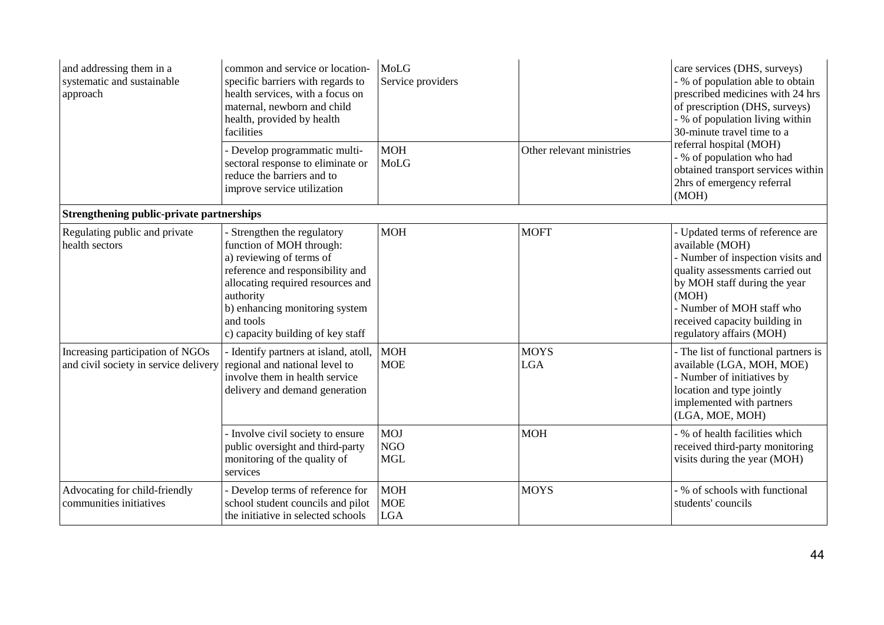| | | | | |
|---|---|---|---|---|
| and addressing them in a systematic and sustainable approach | common and service or location-specific barriers with regards to health services, with a focus on maternal, newborn and child health, provided by health facilities | MoLG<br>Service providers | | care services (DHS, surveys)<br>- % of population able to obtain prescribed medicines with 24 hrs of prescription (DHS, surveys)<br>- % of population living within 30-minute travel time to a referral hospital (MOH)<br>- % of population who had obtained transport services within 2hrs of emergency referral (MOH) |
| | - Develop programmatic multi-sectoral response to eliminate or reduce the barriers and to improve service utilization | MOH<br>MoLG | Other relevant ministries | |
| **Strengthening public-private partnerships** | | | | |
| Regulating public and private health sectors | - Strengthen the regulatory function of MOH through:<br>a) reviewing of terms of reference and responsibility and allocating required resources and authority<br>b) enhancing monitoring system and tools<br>c) capacity building of key staff | MOH | MOFT | - Updated terms of reference are available (MOH)<br>- Number of inspection visits and quality assessments carried out by MOH staff during the year (MOH)<br>- Number of MOH staff who received capacity building in regulatory affairs (MOH) |
| Increasing participation of NGOs and civil society in service delivery | - Identify partners at island, atoll, regional and national level to involve them in health service delivery and demand generation | MOH<br>MOE | MOYS<br>LGA | - The list of functional partners is available (LGA, MOH, MOE)<br>- Number of initiatives by location and type jointly implemented with partners (LGA, MOE, MOH) |
| | - Involve civil society to ensure public oversight and third-party monitoring of the quality of services | MOJ<br>NGO<br>MGL | MOH | - % of health facilities which received third-party monitoring visits during the year (MOH) |
| Advocating for child-friendly communities initiatives | - Develop terms of reference for school student councils and pilot the initiative in selected schools | MOH<br>MOE<br>LGA | MOYS | - % of schools with functional students' councils |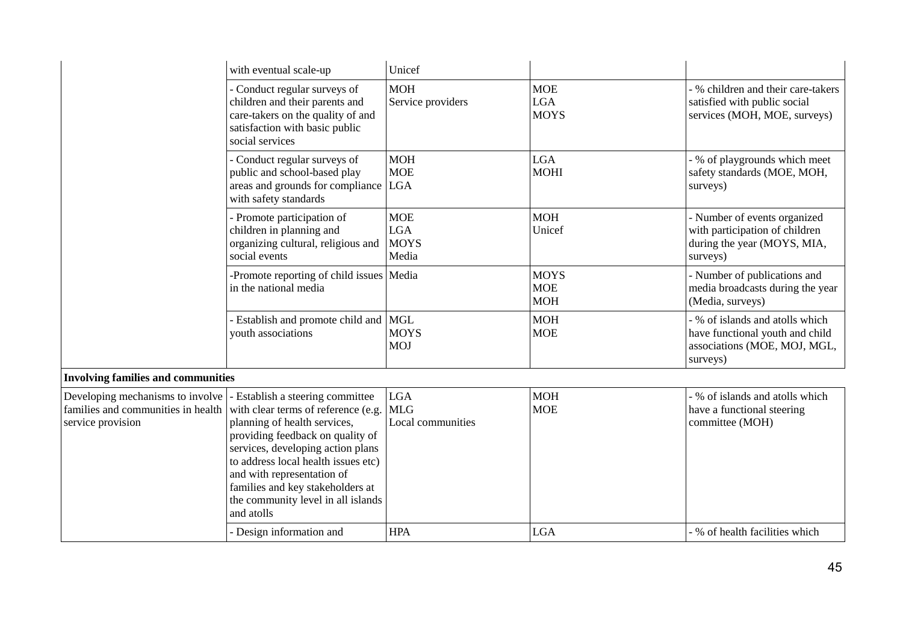| | | | | |
|---|---|---|---|---|
| | with eventual scale-up | Unicef | | |
| | - Conduct regular surveys of children and their parents and care-takers on the quality of and satisfaction with basic public social services | MOH<br>Service providers | MOE<br>LGA<br>MOYS | - % children and their care-takers satisfied with public social services (MOH, MOE, surveys) |
| | - Conduct regular surveys of public and school-based play areas and grounds for compliance with safety standards | MOH<br>MOE<br>LGA | LGA<br>MOHI | - % of playgrounds which meet safety standards (MOE, MOH, surveys) |
| | - Promote participation of children in planning and organizing cultural, religious and social events | MOE<br>LGA<br>MOYS<br>Media | MOH<br>Unicef | - Number of events organized with participation of children during the year (MOYS, MIA, surveys) |
| | -Promote reporting of child issues in the national media | Media | MOYS<br>MOE<br>MOH | - Number of publications and media broadcasts during the year (Media, surveys) |
| | - Establish and promote child and youth associations | MGL<br>MOYS<br>MOJ | MOH<br>MOE | - % of islands and atolls which have functional youth and child associations (MOE, MOJ, MGL, surveys) |
| **Involving families and communities** | | | | |
| Developing mechanisms to involve families and communities in health service provision | - Establish a steering committee with clear terms of reference (e.g. planning of health services, providing feedback on quality of services, developing action plans to address local health issues etc) and with representation of families and key stakeholders at the community level in all islands and atolls | LGA<br>MLG<br>Local communities | MOH<br>MOE | - % of islands and atolls which have a functional steering committee (MOH) |
| | - Design information and | HPA | LGA | - % of health facilities which |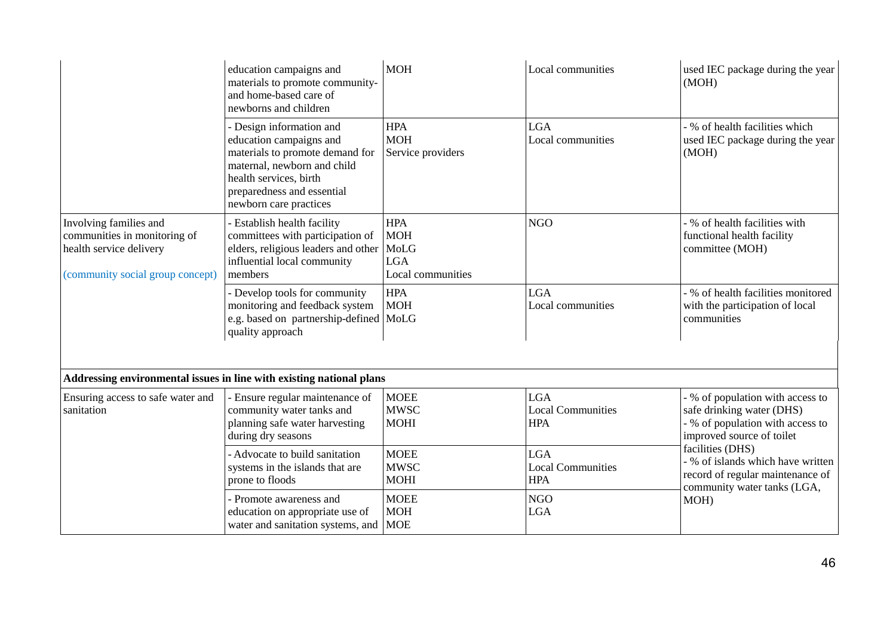| | | | | |
|---|---|---|---|---|
| | education campaigns and materials to promote community- and home-based care of newborns and children | MOH | Local communities | used IEC package during the year (MOH) |
| | - Design information and education campaigns and materials to promote demand for maternal, newborn and child health services, birth preparedness and essential newborn care practices | HPA<br>MOH<br>Service providers | LGA<br>Local communities | - % of health facilities which used IEC package during the year (MOH) |
| Involving families and communities in monitoring of health service delivery<br><br>(community social group concept) | - Establish health facility committees with participation of elders, religious leaders and other influential local community members | HPA<br>MOH<br>MoLG<br>LGA<br>Local communities | NGO | - % of health facilities with functional health facility committee (MOH) |
| | - Develop tools for community monitoring and feedback system e.g. based on partnership-defined quality approach | HPA<br>MOH<br>MoLG | LGA<br>Local communities | - % of health facilities monitored with the participation of local communities |
| **Addressing environmental issues in line with existing national plans** | | | | |
| Ensuring access to safe water and sanitation | - Ensure regular maintenance of community water tanks and planning safe water harvesting during dry seasons | MOEE<br>MWSC<br>MOHI | LGA<br>Local Communities<br>HPA | - % of population with access to safe drinking water (DHS)<br>- % of population with access to improved source of toilet facilities (DHS)<br>- % of islands which have written record of regular maintenance of community water tanks (LGA, MOH) |
| | - Advocate to build sanitation systems in the islands that are prone to floods | MOEE<br>MWSC<br>MOHI | LGA<br>Local Communities<br>HPA | |
| | - Promote awareness and education on appropriate use of water and sanitation systems, and | MOEE<br>MOH<br>MOE | NGO<br>LGA | |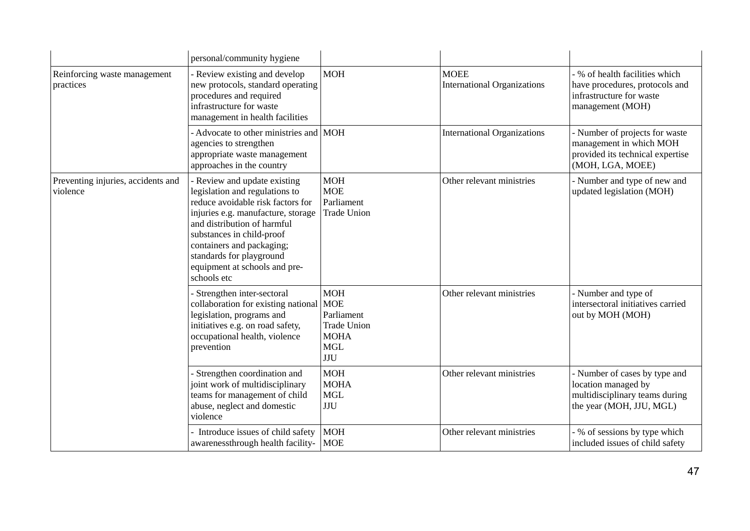| | | | | |
|---|---|---|---|---|
| | personal/community hygiene | | | |
| Reinforcing waste management practices | - Review existing and develop new protocols, standard operating procedures and required infrastructure for waste management in health facilities | MOH | MOEE<br>International Organizations | - % of health facilities which have procedures, protocols and infrastructure for waste management (MOH) |
| | - Advocate to other ministries and agencies to strengthen appropriate waste management approaches in the country | MOH | International Organizations | - Number of projects for waste management in which MOH provided its technical expertise (MOH, LGA, MOEE) |
| Preventing injuries, accidents and violence | - Review and update existing legislation and regulations to reduce avoidable risk factors for injuries e.g. manufacture, storage and distribution of harmful substances in child-proof containers and packaging; standards for playground equipment at schools and pre-schools etc | MOH<br>MOE<br>Parliament<br>Trade Union | Other relevant ministries | - Number and type of new and updated legislation (MOH) |
| | - Strengthen inter-sectoral collaboration for existing national legislation, programs and initiatives e.g. on road safety, occupational health, violence prevention | MOH<br>MOE<br>Parliament<br>Trade Union<br>MOHA<br>MGL<br>JJU | Other relevant ministries | - Number and type of intersectoral initiatives carried out by MOH (MOH) |
| | - Strengthen coordination and joint work of multidisciplinary teams for management of child abuse, neglect and domestic violence | MOH<br>MOHA<br>MGL<br>JJU | Other relevant ministries | - Number of cases by type and location managed by multidisciplinary teams during the year (MOH, JJU, MGL) |
| | - Introduce issues of child safety awarenessthrough health facility- | MOH<br>MOE | Other relevant ministries | - % of sessions by type which included issues of child safety |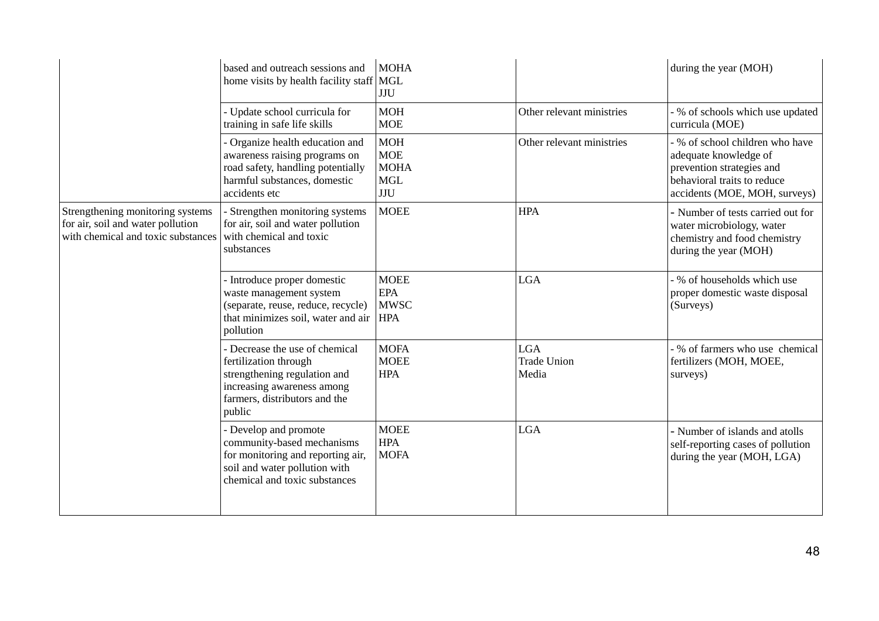| | | | | |
|---|---|---|---|---|
| | based and outreach sessions and home visits by health facility staff | MOHA<br>MGL<br>JJU | | during the year (MOH) |
| | - Update school curricula for training in safe life skills | MOH<br>MOE | Other relevant ministries | - % of schools which use updated curricula (MOE) |
| | - Organize health education and awareness raising programs on road safety, handling potentially harmful substances, domestic accidents etc | MOH<br>MOE<br>MOHA<br>MGL<br>JJU | Other relevant ministries | - % of school children who have adequate knowledge of prevention strategies and behavioral traits to reduce accidents (MOE, MOH, surveys) |
| Strengthening monitoring systems for air, soil and water pollution with chemical and toxic substances | - Strengthen monitoring systems for air, soil and water pollution with chemical and toxic substances | MOEE | HPA | - Number of tests carried out for water microbiology, water chemistry and food chemistry during the year (MOH) |
| | - Introduce proper domestic waste management system (separate, reuse, reduce, recycle) that minimizes soil, water and air pollution | MOEE<br>EPA<br>MWSC<br>HPA | LGA | - % of households which use proper domestic waste disposal (Surveys) |
| | - Decrease the use of chemical fertilization through strengthening regulation and increasing awareness among farmers, distributors and the public | MOFA<br>MOEE<br>HPA | LGA<br>Trade Union<br>Media | - % of farmers who use chemical fertilizers (MOH, MOEE, surveys) |
| | - Develop and promote community-based mechanisms for monitoring and reporting air, soil and water pollution with chemical and toxic substances | MOEE<br>HPA<br>MOFA | LGA | - Number of islands and atolls self-reporting cases of pollution during the year (MOH, LGA) |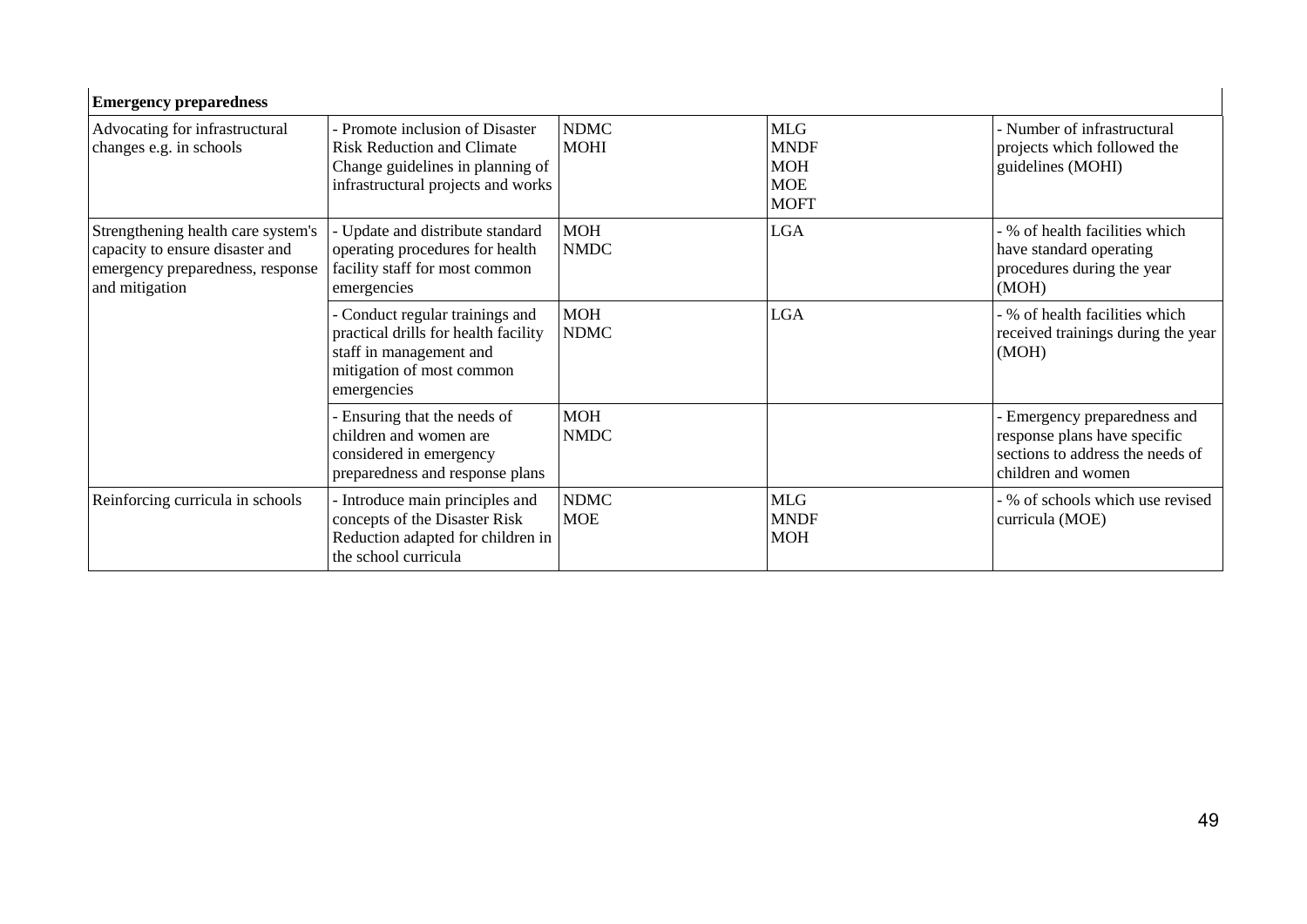| **Emergency preparedness** | | | | |
|---|---|---|---|---|
| Advocating for infrastructural changes e.g. in schools | - Promote inclusion of Disaster Risk Reduction and Climate Change guidelines in planning of infrastructural projects and works | NDMC<br>MOHI | MLG<br>MNDF<br>MOH<br>MOE<br>MOFT | - Number of infrastructural projects which followed the guidelines (MOHI) |
| Strengthening health care system's capacity to ensure disaster and emergency preparedness, response and mitigation | - Update and distribute standard operating procedures for health facility staff for most common emergencies | MOH<br>NMDC | LGA | - % of health facilities which have standard operating procedures during the year (MOH) |
| | - Conduct regular trainings and practical drills for health facility staff in management and mitigation of most common emergencies | MOH<br>NMDC | LGA | - % of health facilities which received trainings during the year (MOH) |
| | - Ensuring that the needs of children and women are considered in emergency preparedness and response plans | MOH<br>NMDC | | - Emergency preparedness and response plans have specific sections to address the needs of children and women |
| Reinforcing curricula in schools | - Introduce main principles and concepts of the Disaster Risk Reduction adapted for children in the school curricula | NDMC<br>MOE | MLG<br>MNDF<br>MOH | - % of schools which use revised curricula (MOE) |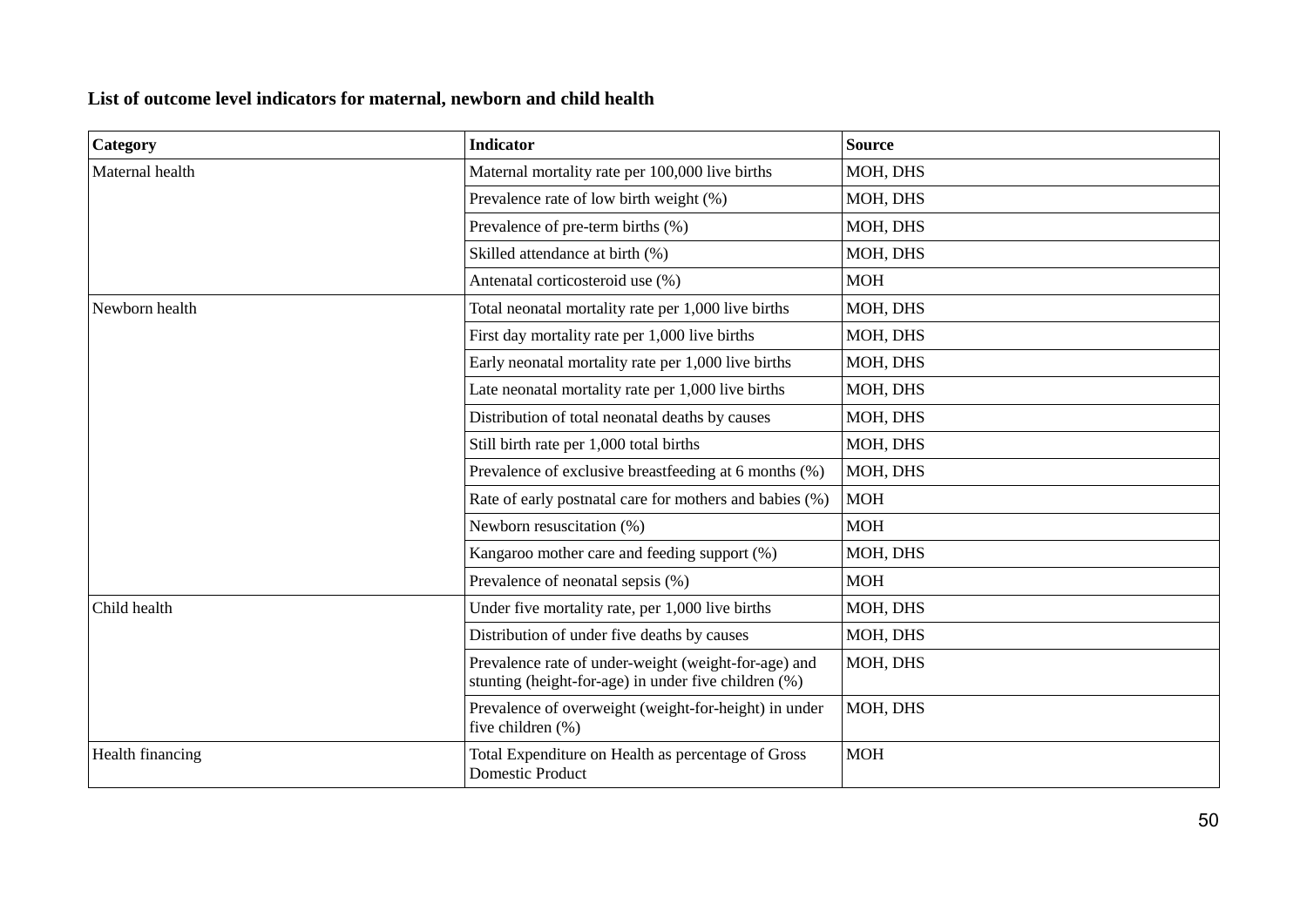**List of outcome level indicators for maternal, newborn and child health**

| Category | Indicator | Source |
|---|---|---|
| Maternal health | Maternal mortality rate per 100,000 live births | MOH, DHS |
| | Prevalence rate of low birth weight (%) | MOH, DHS |
| | Prevalence of pre-term births (%) | MOH, DHS |
| | Skilled attendance at birth (%) | MOH, DHS |
| | Antenatal corticosteroid use (%) | MOH |
| Newborn health | Total neonatal mortality rate per 1,000 live births | MOH, DHS |
| | First day mortality rate per 1,000 live births | MOH, DHS |
| | Early neonatal mortality rate per 1,000 live births | MOH, DHS |
| | Late neonatal mortality rate per 1,000 live births | MOH, DHS |
| | Distribution of total neonatal deaths by causes | MOH, DHS |
| | Still birth rate per 1,000 total births | MOH, DHS |
| | Prevalence of exclusive breastfeeding at 6 months (%) | MOH, DHS |
| | Rate of early postnatal care for mothers and babies (%) | MOH |
| | Newborn resuscitation (%) | MOH |
| | Kangaroo mother care and feeding support (%) | MOH, DHS |
| | Prevalence of neonatal sepsis (%) | MOH |
| Child health | Under five mortality rate, per 1,000 live births | MOH, DHS |
| | Distribution of under five deaths by causes | MOH, DHS |
| | Prevalence rate of under-weight (weight-for-age) and stunting (height-for-age) in under five children (%) | MOH, DHS |
| | Prevalence of overweight (weight-for-height) in under five children (%) | MOH, DHS |
| Health financing | Total Expenditure on Health as percentage of Gross Domestic Product | MOH |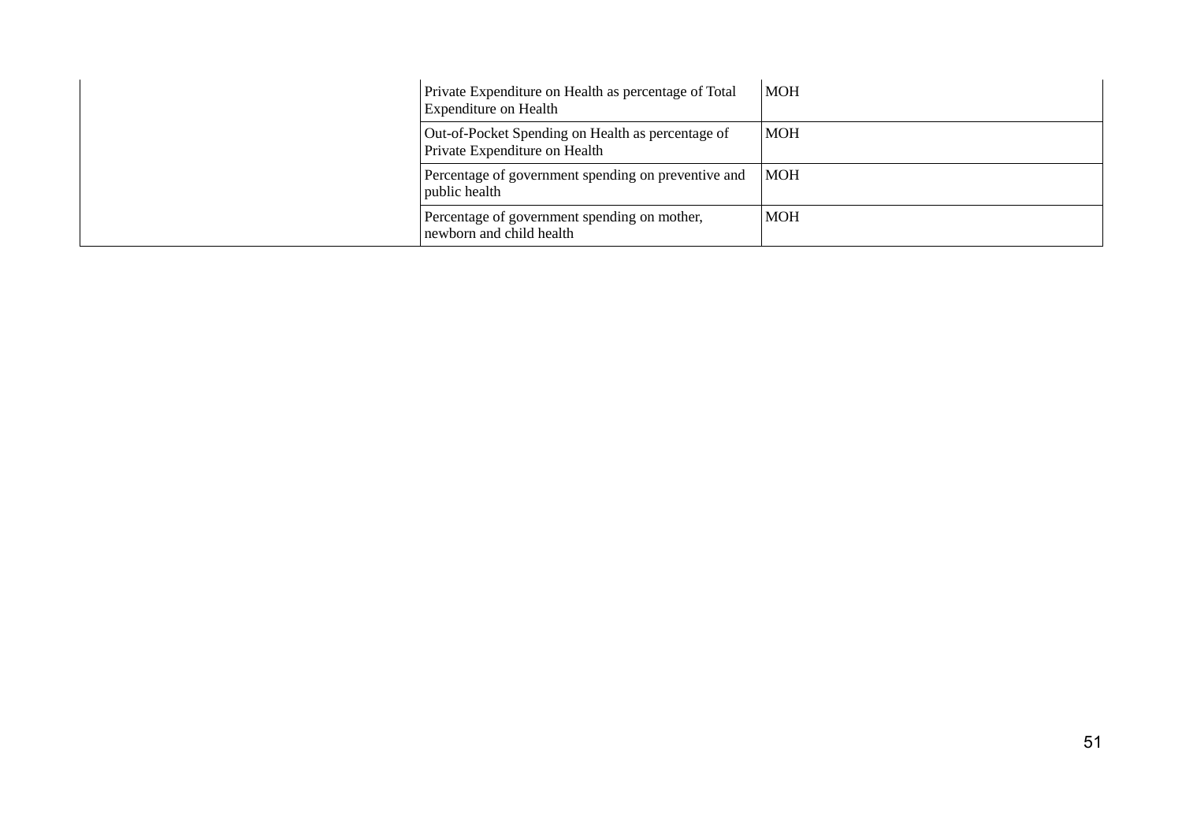| | | |
|---|---|---|
| | Private Expenditure on Health as percentage of Total Expenditure on Health | MOH |
| | Out-of-Pocket Spending on Health as percentage of Private Expenditure on Health | MOH |
| | Percentage of government spending on preventive and public health | MOH |
| | Percentage of government spending on mother, newborn and child health | MOH |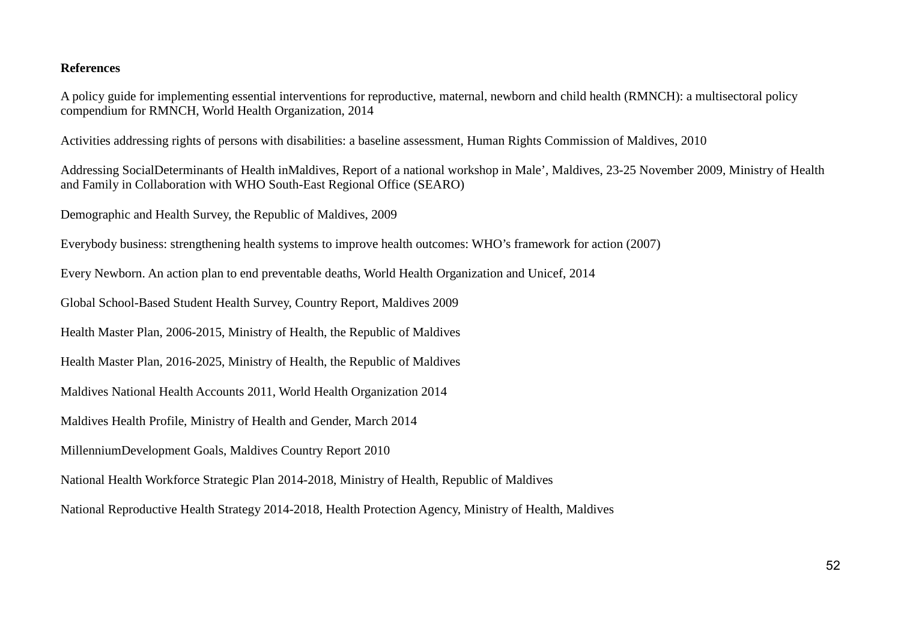**References**

A policy guide for implementing essential interventions for reproductive, maternal, newborn and child health (RMNCH): a multisectoral policy compendium for RMNCH, World Health Organization, 2014

Activities addressing rights of persons with disabilities: a baseline assessment, Human Rights Commission of Maldives, 2010

Addressing SocialDeterminants of Health inMaldives, Report of a national workshop in Male', Maldives, 23-25 November 2009, Ministry of Health and Family in Collaboration with WHO South-East Regional Office (SEARO)

Demographic and Health Survey, the Republic of Maldives, 2009

Everybody business: strengthening health systems to improve health outcomes: WHO's framework for action (2007)

Every Newborn. An action plan to end preventable deaths, World Health Organization and Unicef, 2014

Global School-Based Student Health Survey, Country Report, Maldives 2009

Health Master Plan, 2006-2015, Ministry of Health, the Republic of Maldives

Health Master Plan, 2016-2025, Ministry of Health, the Republic of Maldives

Maldives National Health Accounts 2011, World Health Organization 2014

Maldives Health Profile, Ministry of Health and Gender, March 2014

MillenniumDevelopment Goals, Maldives Country Report 2010

National Health Workforce Strategic Plan 2014-2018, Ministry of Health, Republic of Maldives

National Reproductive Health Strategy 2014-2018, Health Protection Agency, Ministry of Health, Maldives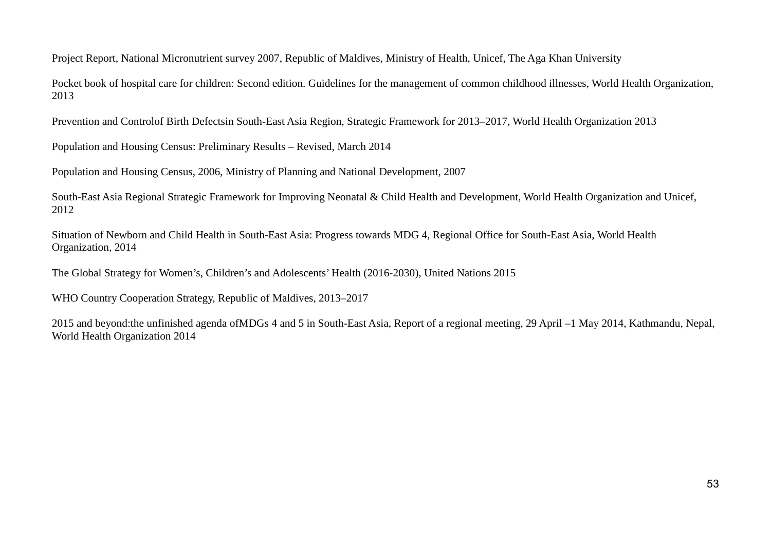Project Report, National Micronutrient survey 2007, Republic of Maldives, Ministry of Health, Unicef, The Aga Khan University

Pocket book of hospital care for children: Second edition. Guidelines for the management of common childhood illnesses, World Health Organization, 2013

Prevention and Controlof Birth Defectsin South-East Asia Region, Strategic Framework for 2013–2017, World Health Organization 2013

Population and Housing Census: Preliminary Results – Revised, March 2014

Population and Housing Census, 2006, Ministry of Planning and National Development, 2007

South-East Asia Regional Strategic Framework for Improving Neonatal & Child Health and Development, World Health Organization and Unicef, 2012

Situation of Newborn and Child Health in South-East Asia: Progress towards MDG 4, Regional Office for South-East Asia, World Health Organization, 2014

The Global Strategy for Women's, Children's and Adolescents' Health (2016-2030), United Nations 2015

WHO Country Cooperation Strategy, Republic of Maldives, 2013–2017

2015 and beyond:the unfinished agenda ofMDGs 4 and 5 in South-East Asia, Report of a regional meeting, 29 April –1 May 2014, Kathmandu, Nepal, World Health Organization 2014